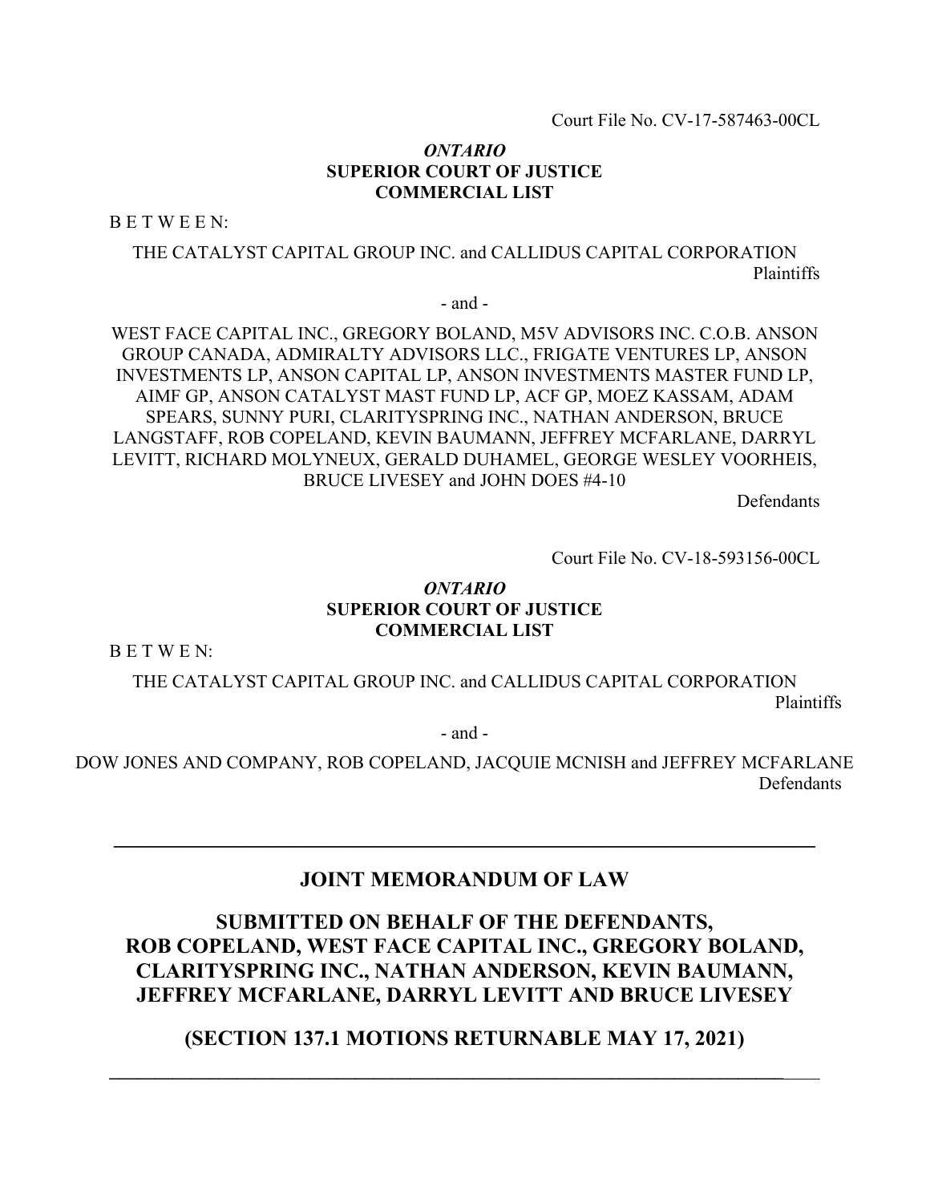Court File No. CV-17-587463-00CL

***ONTARIO***
**SUPERIOR COURT OF JUSTICE**
**COMMERCIAL LIST**

B E T W E E N:

THE CATALYST CAPITAL GROUP INC. and CALLIDUS CAPITAL CORPORATION
Plaintiffs

- and -

WEST FACE CAPITAL INC., GREGORY BOLAND, M5V ADVISORS INC. C.O.B. ANSON GROUP CANADA, ADMIRALTY ADVISORS LLC., FRIGATE VENTURES LP, ANSON INVESTMENTS LP, ANSON CAPITAL LP, ANSON INVESTMENTS MASTER FUND LP, AIMF GP, ANSON CATALYST MAST FUND LP, ACF GP, MOEZ KASSAM, ADAM SPEARS, SUNNY PURI, CLARITYSPRING INC., NATHAN ANDERSON, BRUCE LANGSTAFF, ROB COPELAND, KEVIN BAUMANN, JEFFREY MCFARLANE, DARRYL LEVITT, RICHARD MOLYNEUX, GERALD DUHAMEL, GEORGE WESLEY VOORHEIS, BRUCE LIVESEY and JOHN DOES #4-10
Defendants

Court File No. CV-18-593156-00CL

***ONTARIO***
**SUPERIOR COURT OF JUSTICE**
**COMMERCIAL LIST**

B E T W E N:

THE CATALYST CAPITAL GROUP INC. and CALLIDUS CAPITAL CORPORATION
Plaintiffs

- and -

DOW JONES AND COMPANY, ROB COPELAND, JACQUIE MCNISH and JEFFREY MCFARLANE
Defendants

---

# JOINT MEMORANDUM OF LAW

# SUBMITTED ON BEHALF OF THE DEFENDANTS, ROB COPELAND, WEST FACE CAPITAL INC., GREGORY BOLAND, CLARITYSPRING INC., NATHAN ANDERSON, KEVIN BAUMANN, JEFFREY MCFARLANE, DARRYL LEVITT AND BRUCE LIVESEY

## (SECTION 137.1 MOTIONS RETURNABLE MAY 17, 2021)

---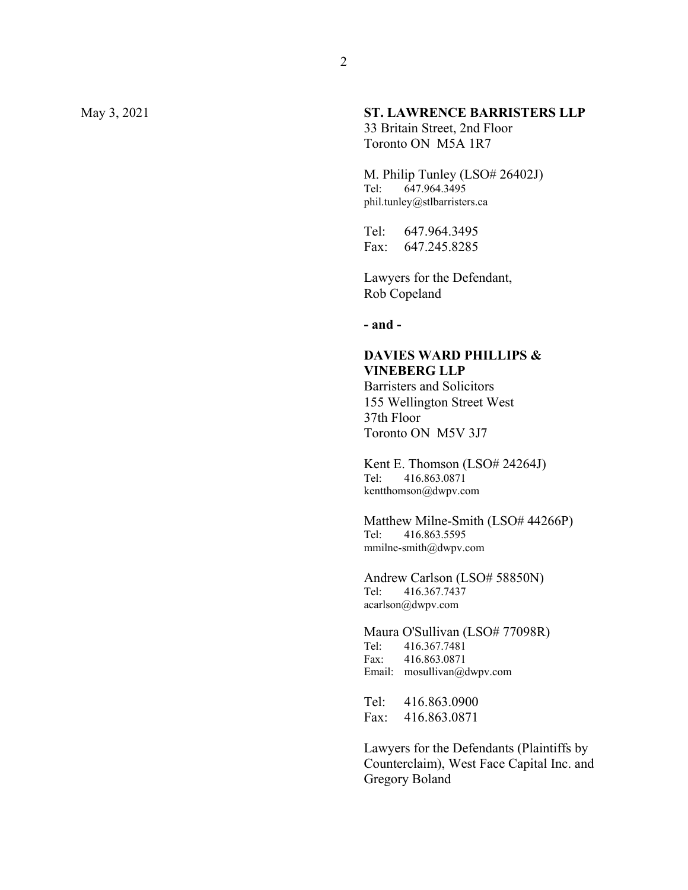May 3, 2021

**ST. LAWRENCE BARRISTERS LLP**
33 Britain Street, 2nd Floor
Toronto ON M5A 1R7

M. Philip Tunley (LSO# 26402J)
Tel: 647.964.3495
phil.tunley@stlbarristers.ca

Tel: 647.964.3495
Fax: 647.245.8285

Lawyers for the Defendant,
Rob Copeland

**- and -**

**DAVIES WARD PHILLIPS & VINEBERG LLP**
Barristers and Solicitors
155 Wellington Street West
37th Floor
Toronto ON M5V 3J7

Kent E. Thomson (LSO# 24264J)
Tel: 416.863.0871
kentthomson@dwpv.com

Matthew Milne-Smith (LSO# 44266P)
Tel: 416.863.5595
mmilne-smith@dwpv.com

Andrew Carlson (LSO# 58850N)
Tel: 416.367.7437
acarlson@dwpv.com

Maura O'Sullivan (LSO# 77098R)
Tel: 416.367.7481
Fax: 416.863.0871
Email: mosullivan@dwpv.com

Tel: 416.863.0900
Fax: 416.863.0871

Lawyers for the Defendants (Plaintiffs by Counterclaim), West Face Capital Inc. and Gregory Boland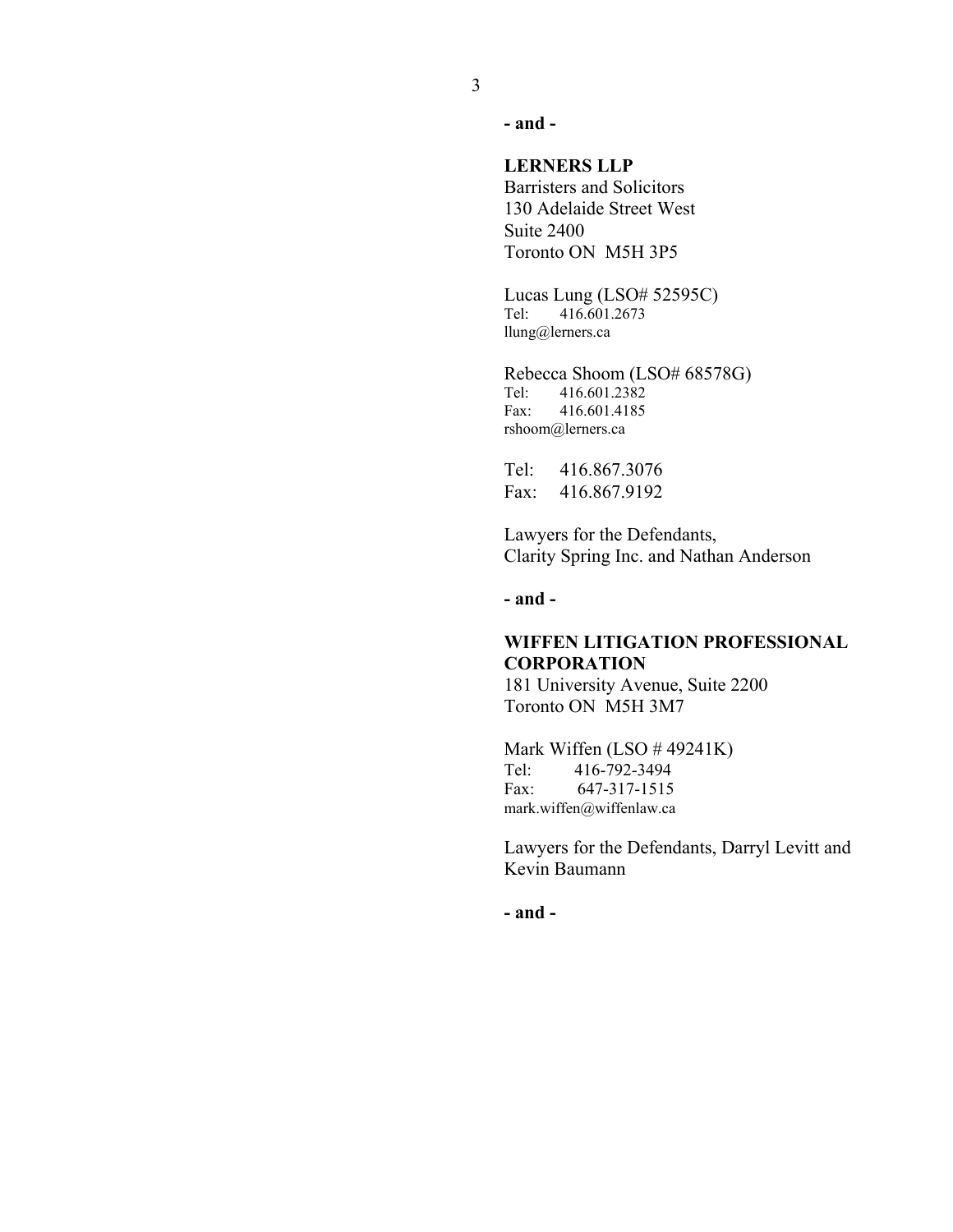**- and -**

**LERNERS LLP**
Barristers and Solicitors
130 Adelaide Street West
Suite 2400
Toronto ON  M5H 3P5

Lucas Lung (LSO# 52595C)
Tel: 416.601.2673
llung@lerners.ca

Rebecca Shoom (LSO# 68578G)
Tel: 416.601.2382
Fax: 416.601.4185
rshoom@lerners.ca

Tel: 416.867.3076
Fax: 416.867.9192

Lawyers for the Defendants,
Clarity Spring Inc. and Nathan Anderson

**- and -**

**WIFFEN LITIGATION PROFESSIONAL CORPORATION**
181 University Avenue, Suite 2200
Toronto ON  M5H 3M7

Mark Wiffen (LSO # 49241K)
Tel: 416-792-3494
Fax: 647-317-1515
mark.wiffen@wiffenlaw.ca

Lawyers for the Defendants, Darryl Levitt and Kevin Baumann

**- and -**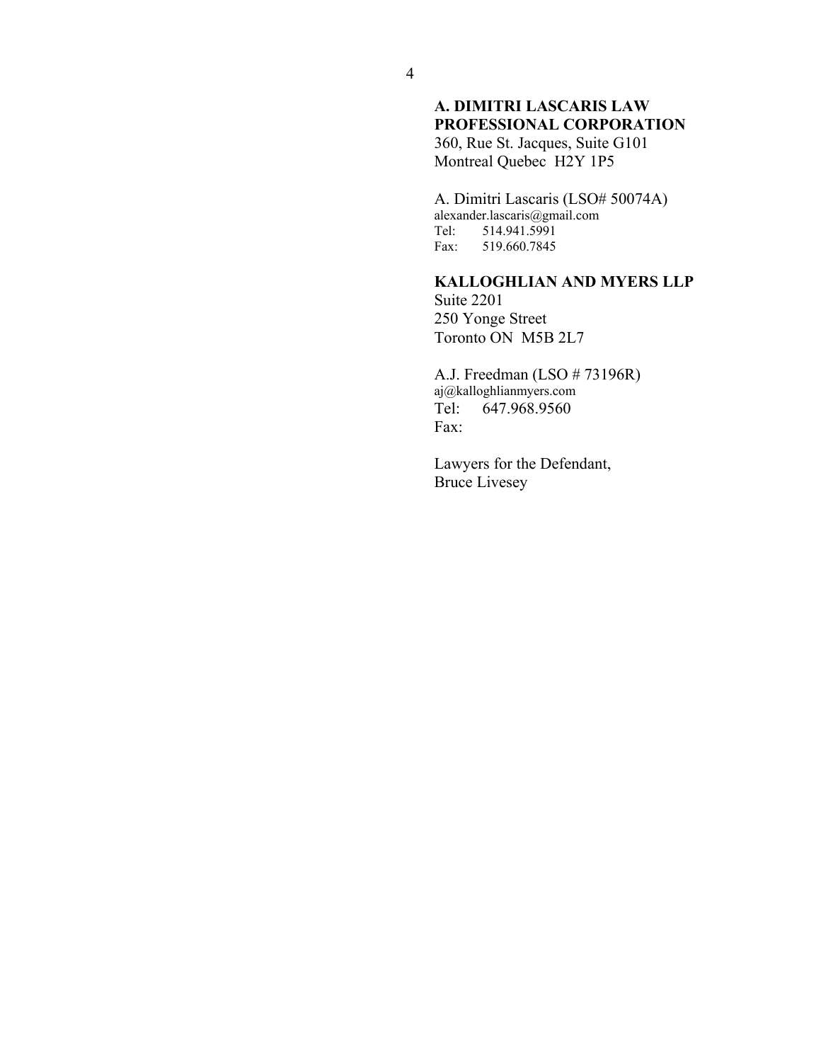**A. DIMITRI LASCARIS LAW PROFESSIONAL CORPORATION**
360, Rue St. Jacques, Suite G101
Montreal Quebec H2Y 1P5

A. Dimitri Lascaris (LSO# 50074A)
alexander.lascaris@gmail.com
Tel: 514.941.5991
Fax: 519.660.7845

**KALLOGHLIAN AND MYERS LLP**
Suite 2201
250 Yonge Street
Toronto ON M5B 2L7

A.J. Freedman (LSO # 73196R)
aj@kalloghlianmyers.com
Tel: 647.968.9560
Fax:

Lawyers for the Defendant,
Bruce Livesey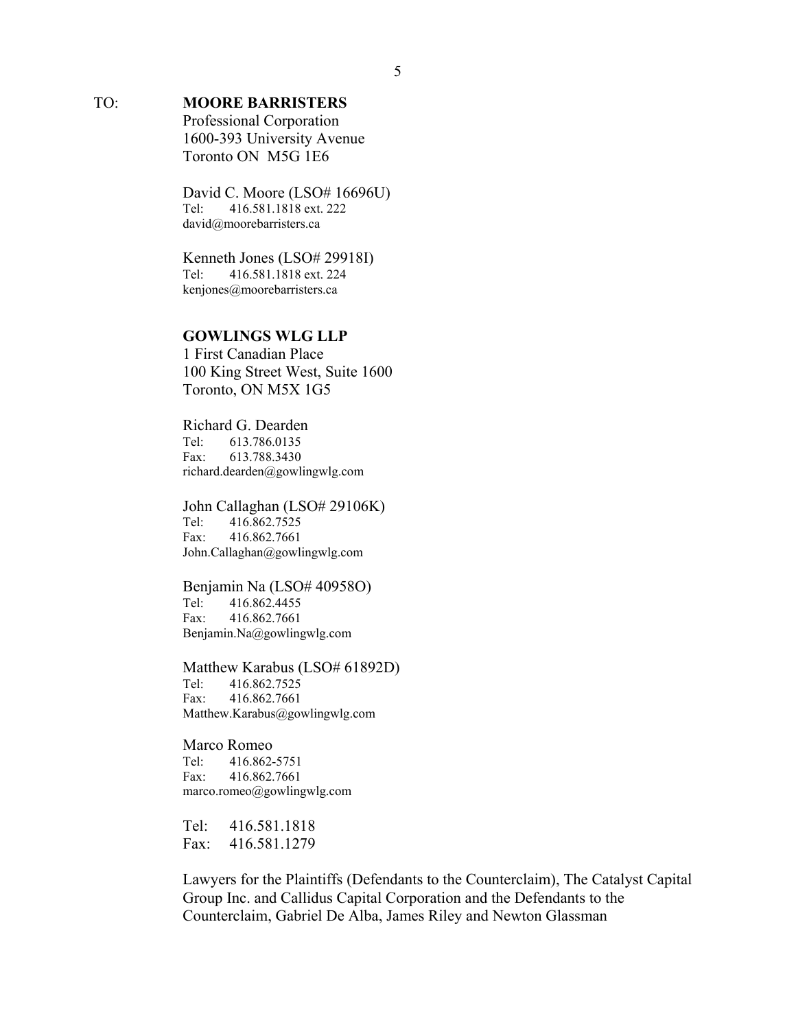TO: **MOORE BARRISTERS**
Professional Corporation
1600-393 University Avenue
Toronto ON M5G 1E6

David C. Moore (LSO# 16696U)
Tel: 416.581.1818 ext. 222
david@moorebarristers.ca

Kenneth Jones (LSO# 29918I)
Tel: 416.581.1818 ext. 224
kenjones@moorebarristers.ca

**GOWLINGS WLG LLP**
1 First Canadian Place
100 King Street West, Suite 1600
Toronto, ON M5X 1G5

Richard G. Dearden
Tel: 613.786.0135
Fax: 613.788.3430
richard.dearden@gowlingwlg.com

John Callaghan (LSO# 29106K)
Tel: 416.862.7525
Fax: 416.862.7661
John.Callaghan@gowlingwlg.com

Benjamin Na (LSO# 40958O)
Tel: 416.862.4455
Fax: 416.862.7661
Benjamin.Na@gowlingwlg.com

Matthew Karabus (LSO# 61892D)
Tel: 416.862.7525
Fax: 416.862.7661
Matthew.Karabus@gowlingwlg.com

Marco Romeo
Tel: 416.862-5751
Fax: 416.862.7661
marco.romeo@gowlingwlg.com

Tel: 416.581.1818
Fax: 416.581.1279

Lawyers for the Plaintiffs (Defendants to the Counterclaim), The Catalyst Capital Group Inc. and Callidus Capital Corporation and the Defendants to the Counterclaim, Gabriel De Alba, James Riley and Newton Glassman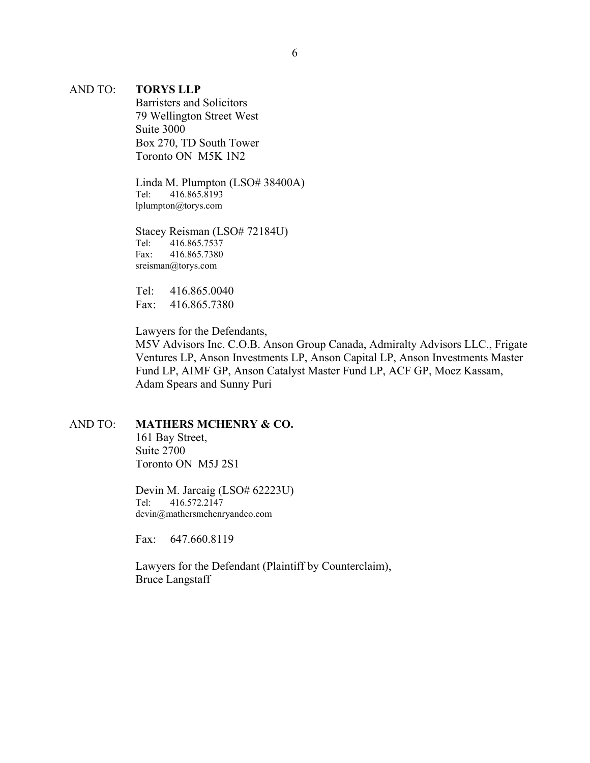AND TO: **TORYS LLP**
Barristers and Solicitors
79 Wellington Street West
Suite 3000
Box 270, TD South Tower
Toronto ON M5K 1N2

Linda M. Plumpton (LSO# 38400A)
Tel: 416.865.8193
lplumpton@torys.com

Stacey Reisman (LSO# 72184U)
Tel: 416.865.7537
Fax: 416.865.7380
sreisman@torys.com

Tel: 416.865.0040
Fax: 416.865.7380

Lawyers for the Defendants,
M5V Advisors Inc. C.O.B. Anson Group Canada, Admiralty Advisors LLC., Frigate Ventures LP, Anson Investments LP, Anson Capital LP, Anson Investments Master Fund LP, AIMF GP, Anson Catalyst Master Fund LP, ACF GP, Moez Kassam, Adam Spears and Sunny Puri

AND TO: **MATHERS MCHENRY & CO.**
161 Bay Street,
Suite 2700
Toronto ON M5J 2S1

Devin M. Jarcaig (LSO# 62223U)
Tel: 416.572.2147
devin@mathersmchenryandco.com

Fax: 647.660.8119

Lawyers for the Defendant (Plaintiff by Counterclaim),
Bruce Langstaff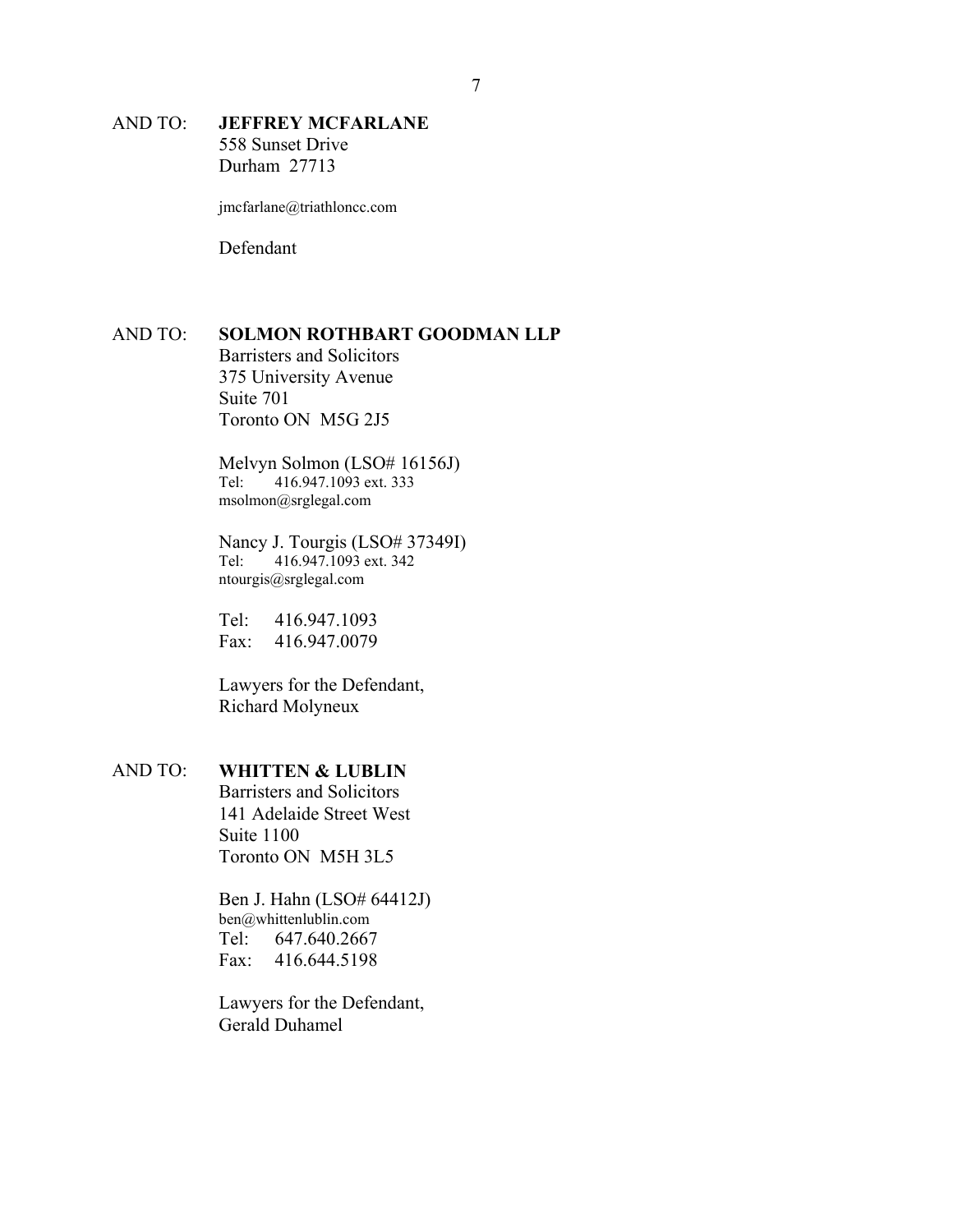AND TO: **JEFFREY MCFARLANE**
558 Sunset Drive
Durham 27713

jmcfarlane@triathloncc.com

Defendant

AND TO: **SOLMON ROTHBART GOODMAN LLP**
Barristers and Solicitors
375 University Avenue
Suite 701
Toronto ON M5G 2J5

Melvyn Solmon (LSO# 16156J)
Tel: 416.947.1093 ext. 333
msolmon@srglegal.com

Nancy J. Tourgis (LSO# 37349I)
Tel: 416.947.1093 ext. 342
ntourgis@srglegal.com

Tel: 416.947.1093
Fax: 416.947.0079

Lawyers for the Defendant,
Richard Molyneux

AND TO: **WHITTEN & LUBLIN**
Barristers and Solicitors
141 Adelaide Street West
Suite 1100
Toronto ON M5H 3L5

Ben J. Hahn (LSO# 64412J)
ben@whittenlublin.com
Tel: 647.640.2667
Fax: 416.644.5198

Lawyers for the Defendant,
Gerald Duhamel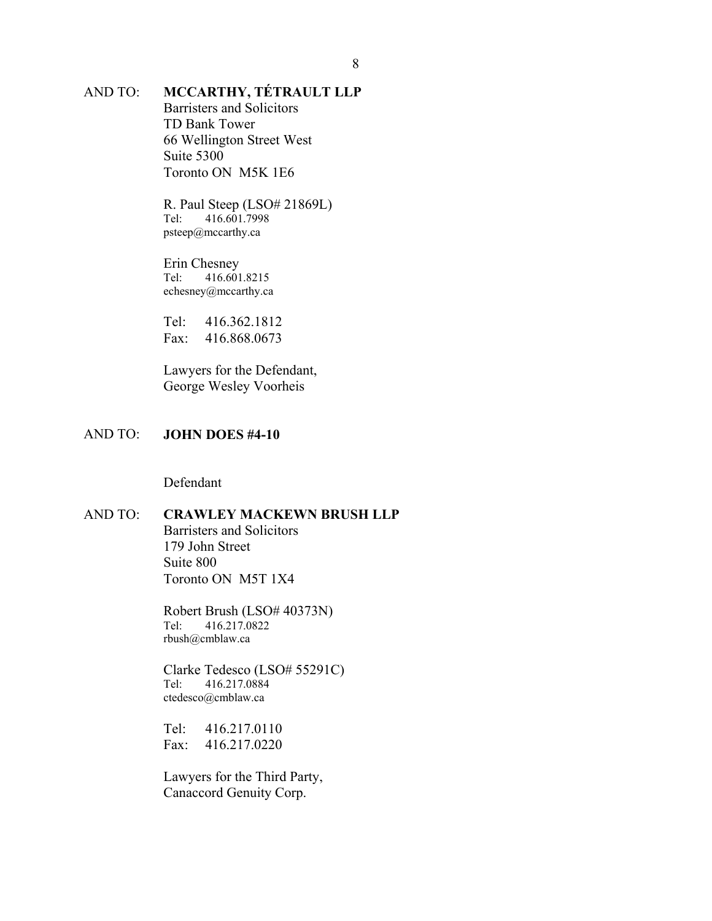AND TO: **MCCARTHY, TÉTRAULT LLP**
Barristers and Solicitors
TD Bank Tower
66 Wellington Street West
Suite 5300
Toronto ON M5K 1E6

R. Paul Steep (LSO# 21869L)
Tel: 416.601.7998
psteep@mccarthy.ca

Erin Chesney
Tel: 416.601.8215
echesney@mccarthy.ca

Tel: 416.362.1812
Fax: 416.868.0673

Lawyers for the Defendant,
George Wesley Voorheis

AND TO: **JOHN DOES #4-10**

Defendant

AND TO: **CRAWLEY MACKEWN BRUSH LLP**
Barristers and Solicitors
179 John Street
Suite 800
Toronto ON M5T 1X4

Robert Brush (LSO# 40373N)
Tel: 416.217.0822
rbush@cmblaw.ca

Clarke Tedesco (LSO# 55291C)
Tel: 416.217.0884
ctedesco@cmblaw.ca

Tel: 416.217.0110
Fax: 416.217.0220

Lawyers for the Third Party,
Canaccord Genuity Corp.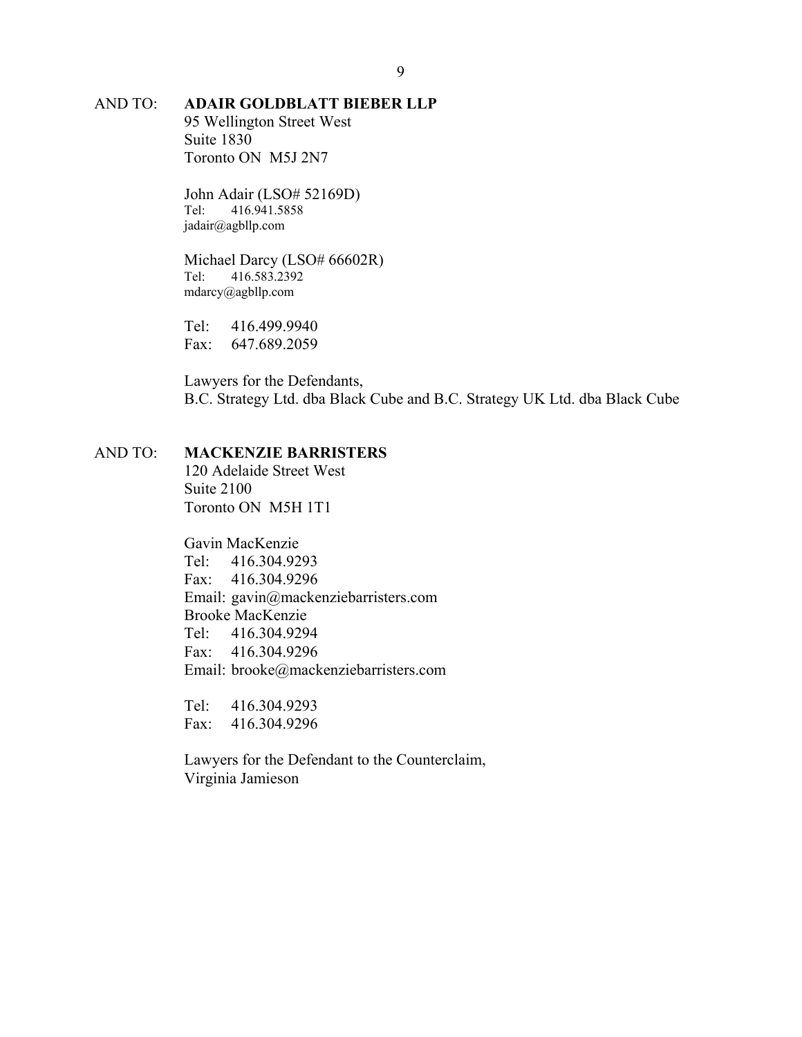AND TO: **ADAIR GOLDBLATT BIEBER LLP**
95 Wellington Street West
Suite 1830
Toronto ON M5J 2N7

John Adair (LSO# 52169D)
Tel: 416.941.5858
jadair@agbllp.com

Michael Darcy (LSO# 66602R)
Tel: 416.583.2392
mdarcy@agbllp.com

Tel: 416.499.9940
Fax: 647.689.2059

Lawyers for the Defendants,
B.C. Strategy Ltd. dba Black Cube and B.C. Strategy UK Ltd. dba Black Cube

AND TO: **MACKENZIE BARRISTERS**
120 Adelaide Street West
Suite 2100
Toronto ON M5H 1T1

Gavin MacKenzie
Tel: 416.304.9293
Fax: 416.304.9296
Email: gavin@mackenziebarristers.com
Brooke MacKenzie
Tel: 416.304.9294
Fax: 416.304.9296
Email: brooke@mackenziebarristers.com

Tel: 416.304.9293
Fax: 416.304.9296

Lawyers for the Defendant to the Counterclaim,
Virginia Jamieson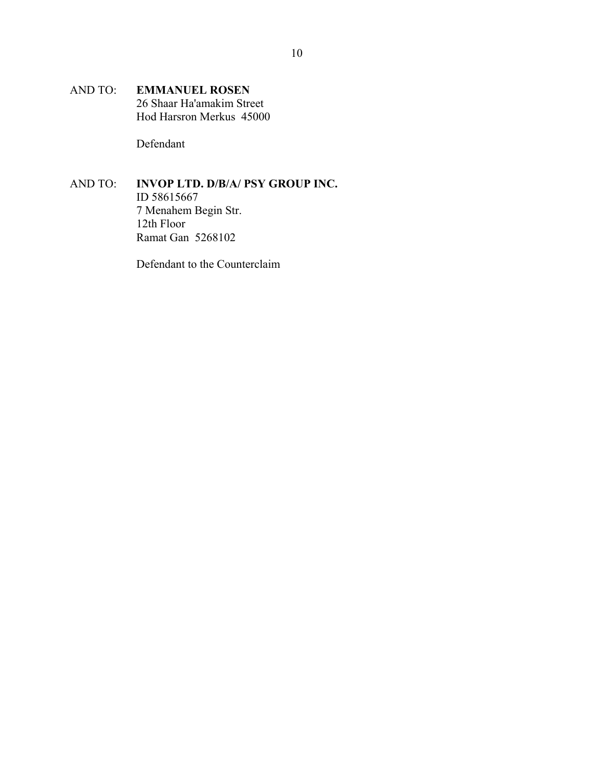AND TO: **EMMANUEL ROSEN**
26 Shaar Ha'amakim Street
Hod Harsron Merkus  45000

Defendant

AND TO: **INVOP LTD. D/B/A/ PSY GROUP INC.**
ID 58615667
7 Menahem Begin Str.
12th Floor
Ramat Gan  5268102

Defendant to the Counterclaim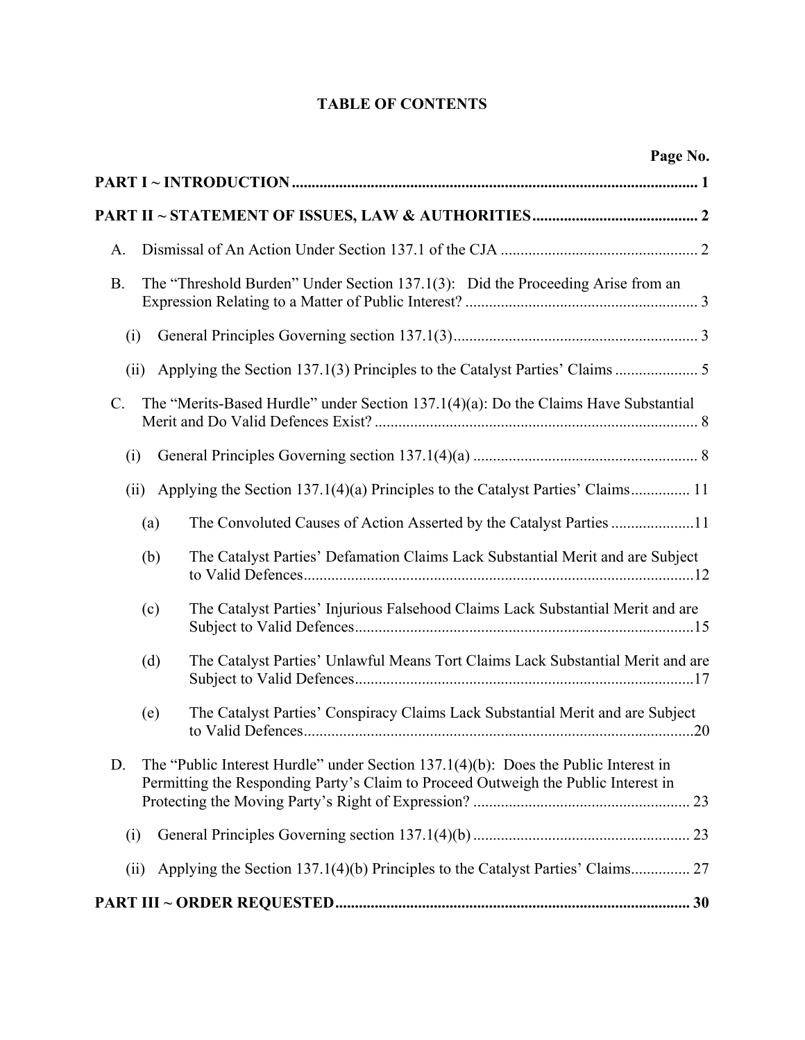# TABLE OF CONTENTS

| | Page No. |
|---|---|
| **PART I ~ INTRODUCTION** | **1** |
| **PART II ~ STATEMENT OF ISSUES, LAW & AUTHORITIES** | **2** |
| A. Dismissal of An Action Under Section 137.1 of the CJA | 2 |
| B. The "Threshold Burden" Under Section 137.1(3): Did the Proceeding Arise from an Expression Relating to a Matter of Public Interest? | 3 |
| (i) General Principles Governing section 137.1(3) | 3 |
| (ii) Applying the Section 137.1(3) Principles to the Catalyst Parties' Claims | 5 |
| C. The "Merits-Based Hurdle" under Section 137.1(4)(a): Do the Claims Have Substantial Merit and Do Valid Defences Exist? | 8 |
| (i) General Principles Governing section 137.1(4)(a) | 8 |
| (ii) Applying the Section 137.1(4)(a) Principles to the Catalyst Parties' Claims | 11 |
| (a) The Convoluted Causes of Action Asserted by the Catalyst Parties | 11 |
| (b) The Catalyst Parties' Defamation Claims Lack Substantial Merit and are Subject to Valid Defences | 12 |
| (c) The Catalyst Parties' Injurious Falsehood Claims Lack Substantial Merit and are Subject to Valid Defences | 15 |
| (d) The Catalyst Parties' Unlawful Means Tort Claims Lack Substantial Merit and are Subject to Valid Defences | 17 |
| (e) The Catalyst Parties' Conspiracy Claims Lack Substantial Merit and are Subject to Valid Defences | 20 |
| D. The "Public Interest Hurdle" under Section 137.1(4)(b): Does the Public Interest in Permitting the Responding Party's Claim to Proceed Outweigh the Public Interest in Protecting the Moving Party's Right of Expression? | 23 |
| (i) General Principles Governing section 137.1(4)(b) | 23 |
| (ii) Applying the Section 137.1(4)(b) Principles to the Catalyst Parties' Claims | 27 |
| **PART III ~ ORDER REQUESTED** | **30** |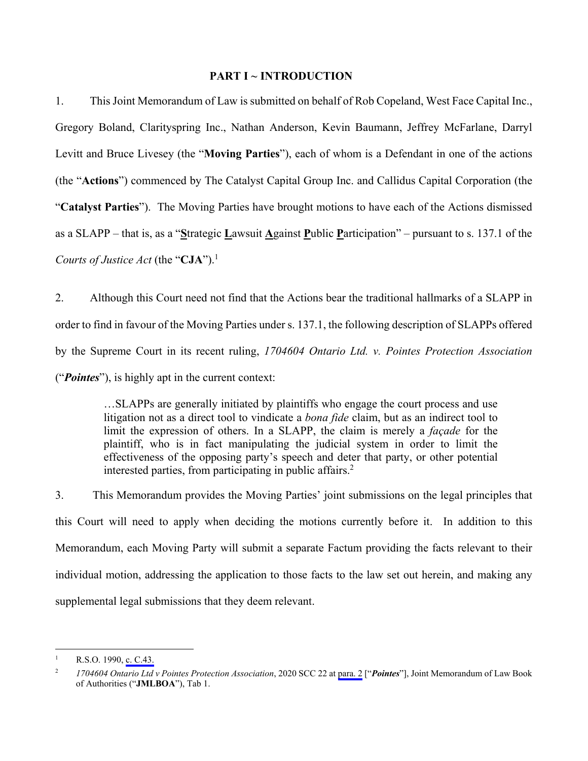## PART I ~ INTRODUCTION

1. This Joint Memorandum of Law is submitted on behalf of Rob Copeland, West Face Capital Inc., Gregory Boland, Clarityspring Inc., Nathan Anderson, Kevin Baumann, Jeffrey McFarlane, Darryl Levitt and Bruce Livesey (the "**Moving Parties**"), each of whom is a Defendant in one of the actions (the "**Actions**") commenced by The Catalyst Capital Group Inc. and Callidus Capital Corporation (the "**Catalyst Parties**"). The Moving Parties have brought motions to have each of the Actions dismissed as a SLAPP – that is, as a "**S**trategic **L**awsuit **A**gainst **P**ublic **P**articipation" – pursuant to s. 137.1 of the *Courts of Justice Act* (the "**CJA**").[1]

2. Although this Court need not find that the Actions bear the traditional hallmarks of a SLAPP in order to find in favour of the Moving Parties under s. 137.1, the following description of SLAPPs offered by the Supreme Court in its recent ruling, *1704604 Ontario Ltd. v. Pointes Protection Association* ("***Pointes***"), is highly apt in the current context:

> …SLAPPs are generally initiated by plaintiffs who engage the court process and use litigation not as a direct tool to vindicate a *bona fide* claim, but as an indirect tool to limit the expression of others. In a SLAPP, the claim is merely a *façade* for the plaintiff, who is in fact manipulating the judicial system in order to limit the effectiveness of the opposing party's speech and deter that party, or other potential interested parties, from participating in public affairs.[2]

3. This Memorandum provides the Moving Parties' joint submissions on the legal principles that this Court will need to apply when deciding the motions currently before it. In addition to this Memorandum, each Moving Party will submit a separate Factum providing the facts relevant to their individual motion, addressing the application to those facts to the law set out herein, and making any supplemental legal submissions that they deem relevant.

---

[1] R.S.O. 1990, c. C.43.

[2] *1704604 Ontario Ltd v Pointes Protection Association*, 2020 SCC 22 at para. 2 ["***Pointes***"], Joint Memorandum of Law Book of Authorities ("**JMLBOA**"), Tab 1.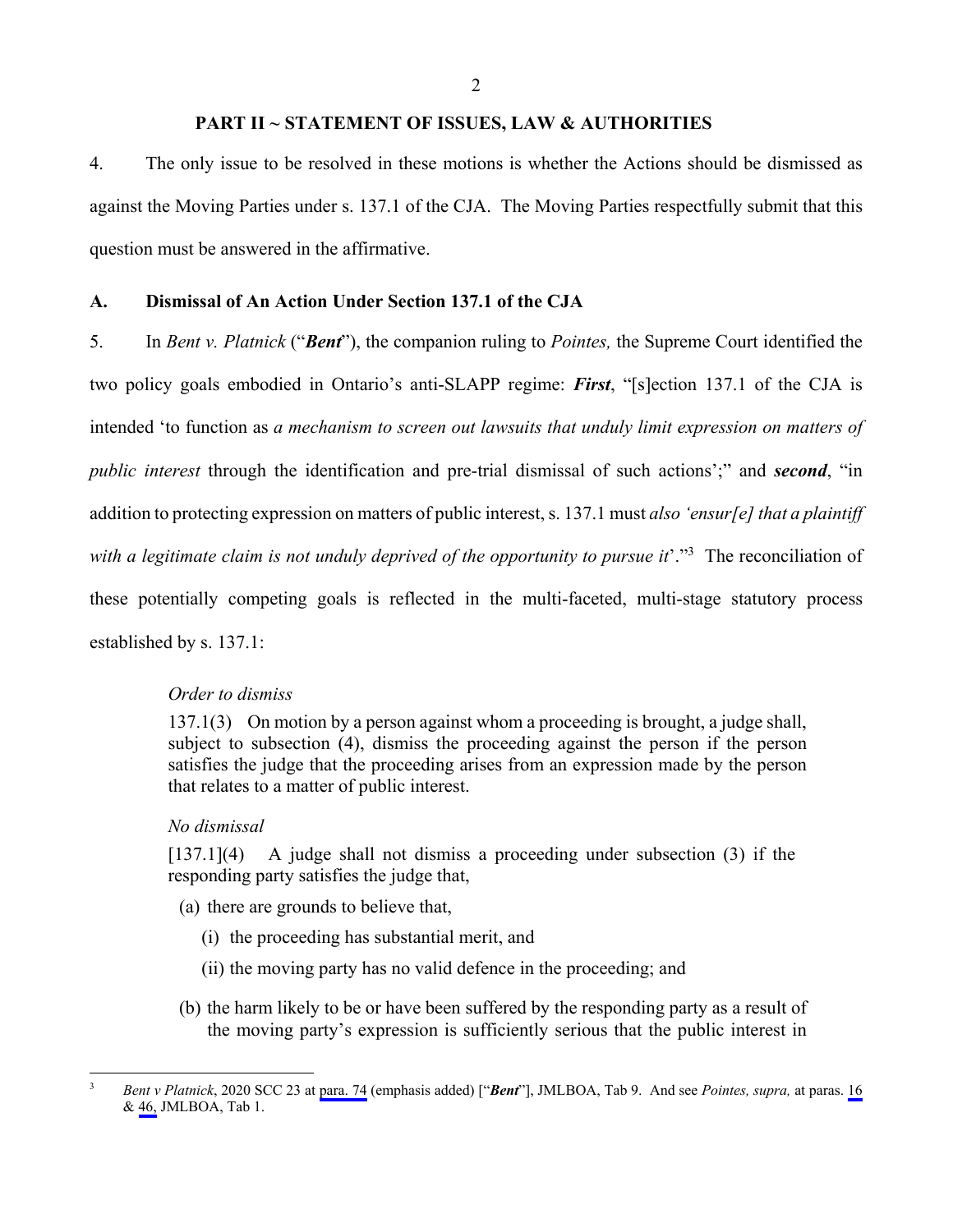## PART II ~ STATEMENT OF ISSUES, LAW & AUTHORITIES

4. The only issue to be resolved in these motions is whether the Actions should be dismissed as against the Moving Parties under s. 137.1 of the CJA. The Moving Parties respectfully submit that this question must be answered in the affirmative.

### A. Dismissal of An Action Under Section 137.1 of the CJA

5. In *Bent v. Platnick* ("***Bent***"), the companion ruling to *Pointes,* the Supreme Court identified the two policy goals embodied in Ontario's anti-SLAPP regime: ***First***, "[s]ection 137.1 of the CJA is intended 'to function as *a mechanism to screen out lawsuits that unduly limit expression on matters of public interest* through the identification and pre-trial dismissal of such actions';" and ***second***, "in addition to protecting expression on matters of public interest, s. 137.1 must *also 'ensur[e] that a plaintiff with a legitimate claim is not unduly deprived of the opportunity to pursue it*'."[3] The reconciliation of these potentially competing goals is reflected in the multi-faceted, multi-stage statutory process established by s. 137.1:

> *Order to dismiss*
>
> 137.1(3) On motion by a person against whom a proceeding is brought, a judge shall, subject to subsection (4), dismiss the proceeding against the person if the person satisfies the judge that the proceeding arises from an expression made by the person that relates to a matter of public interest.
>
> *No dismissal*
>
> [137.1](4) A judge shall not dismiss a proceeding under subsection (3) if the responding party satisfies the judge that,
>
> (a) there are grounds to believe that,
>
> (i) the proceeding has substantial merit, and
>
> (ii) the moving party has no valid defence in the proceeding; and
>
> (b) the harm likely to be or have been suffered by the responding party as a result of the moving party's expression is sufficiently serious that the public interest in

[3] *Bent v Platnick*, 2020 SCC 23 at para. 74 (emphasis added) ["***Bent***"], JMLBOA, Tab 9. And see *Pointes, supra,* at paras. 16 & 46, JMLBOA, Tab 1.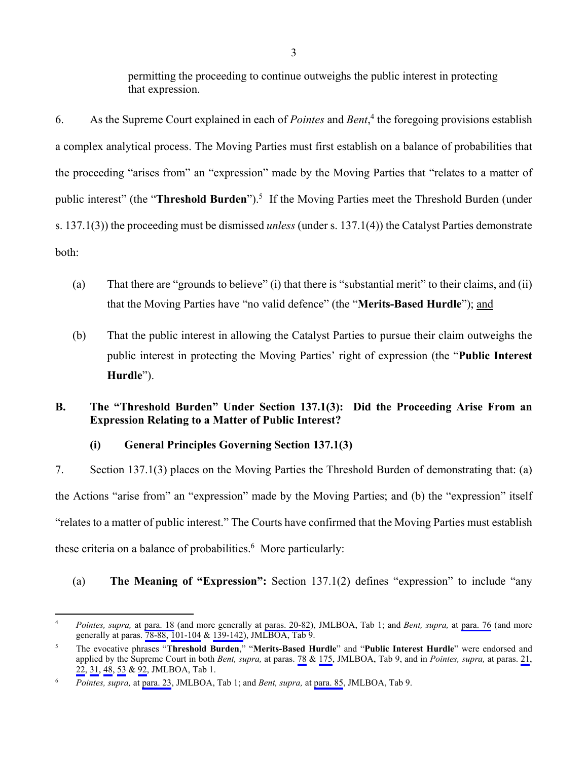permitting the proceeding to continue outweighs the public interest in protecting that expression.

6. As the Supreme Court explained in each of *Pointes* and *Bent*,[4] the foregoing provisions establish a complex analytical process. The Moving Parties must first establish on a balance of probabilities that the proceeding "arises from" an "expression" made by the Moving Parties that "relates to a matter of public interest" (the "**Threshold Burden**").[5] If the Moving Parties meet the Threshold Burden (under s. 137.1(3)) the proceeding must be dismissed *unless* (under s. 137.1(4)) the Catalyst Parties demonstrate both:

(a) That there are "grounds to believe" (i) that there is "substantial merit" to their claims, and (ii) that the Moving Parties have "no valid defence" (the "**Merits-Based Hurdle**"); <u>and</u>

(b) That the public interest in allowing the Catalyst Parties to pursue their claim outweighs the public interest in protecting the Moving Parties' right of expression (the "**Public Interest Hurdle**").

## B. The "Threshold Burden" Under Section 137.1(3): Did the Proceeding Arise From an Expression Relating to a Matter of Public Interest?

### (i) General Principles Governing Section 137.1(3)

7. Section 137.1(3) places on the Moving Parties the Threshold Burden of demonstrating that: (a) the Actions "arise from" an "expression" made by the Moving Parties; and (b) the "expression" itself "relates to a matter of public interest." The Courts have confirmed that the Moving Parties must establish these criteria on a balance of probabilities.[6] More particularly:

(a) **The Meaning of "Expression":** Section 137.1(2) defines "expression" to include "any

---

[4] *Pointes, supra,* at para. 18 (and more generally at paras. 20-82), JMLBOA, Tab 1; and *Bent, supra,* at para. 76 (and more generally at paras. 78-88, 101-104 & 139-142), JMLBOA, Tab 9.

[5] The evocative phrases "**Threshold Burden**," "**Merits-Based Hurdle**" and "**Public Interest Hurdle**" were endorsed and applied by the Supreme Court in both *Bent, supra,* at paras. 78 & 175, JMLBOA, Tab 9, and in *Pointes, supra,* at paras. 21, 22, 31, 48, 53 & 92, JMLBOA, Tab 1.

[6] *Pointes, supra,* at para. 23, JMLBOA, Tab 1; and *Bent, supra,* at para. 85, JMLBOA, Tab 9.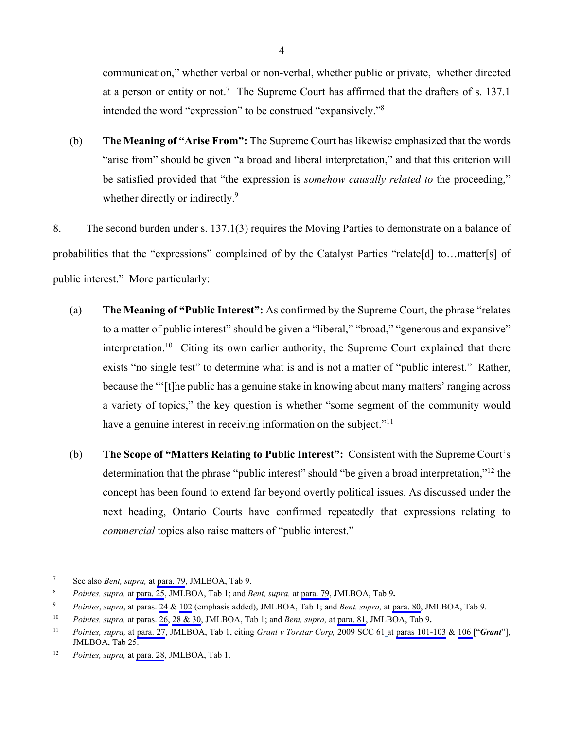communication," whether verbal or non-verbal, whether public or private, whether directed at a person or entity or not.[7] The Supreme Court has affirmed that the drafters of s. 137.1 intended the word "expression" to be construed "expansively."[8]

(b) **The Meaning of "Arise From":** The Supreme Court has likewise emphasized that the words "arise from" should be given "a broad and liberal interpretation," and that this criterion will be satisfied provided that "the expression is *somehow causally related to* the proceeding," whether directly or indirectly.[9]

8. The second burden under s. 137.1(3) requires the Moving Parties to demonstrate on a balance of probabilities that the "expressions" complained of by the Catalyst Parties "relate[d] to…matter[s] of public interest." More particularly:

(a) **The Meaning of "Public Interest":** As confirmed by the Supreme Court, the phrase "relates to a matter of public interest" should be given a "liberal," "broad," "generous and expansive" interpretation.[10] Citing its own earlier authority, the Supreme Court explained that there exists "no single test" to determine what is and is not a matter of "public interest." Rather, because the "'[t]he public has a genuine stake in knowing about many matters' ranging across a variety of topics," the key question is whether "some segment of the community would have a genuine interest in receiving information on the subject."[11]

(b) **The Scope of "Matters Relating to Public Interest":** Consistent with the Supreme Court's determination that the phrase "public interest" should "be given a broad interpretation,"[12] the concept has been found to extend far beyond overtly political issues. As discussed under the next heading, Ontario Courts have confirmed repeatedly that expressions relating to *commercial* topics also raise matters of "public interest."

---

[7] See also *Bent, supra,* at para. 79, JMLBOA, Tab 9.

[8] *Pointes, supra,* at para. 25, JMLBOA, Tab 1; and *Bent, supra,* at para. 79, JMLBOA, Tab 9**.**

[9] *Pointes*, *supra*, at paras. 24 & 102 (emphasis added), JMLBOA, Tab 1; and *Bent, supra,* at para. 80, JMLBOA, Tab 9.

[10] *Pointes, supra,* at paras. 26, 28 & 30, JMLBOA, Tab 1; and *Bent, supra,* at para. 81, JMLBOA, Tab 9**.**

[11] *Pointes, supra,* at para. 27, JMLBOA, Tab 1, citing *Grant v Torstar Corp,* 2009 SCC 61 at paras 101-103 & 106 ["***Grant***"], JMLBOA, Tab 25.

[12] *Pointes, supra,* at para. 28, JMLBOA, Tab 1.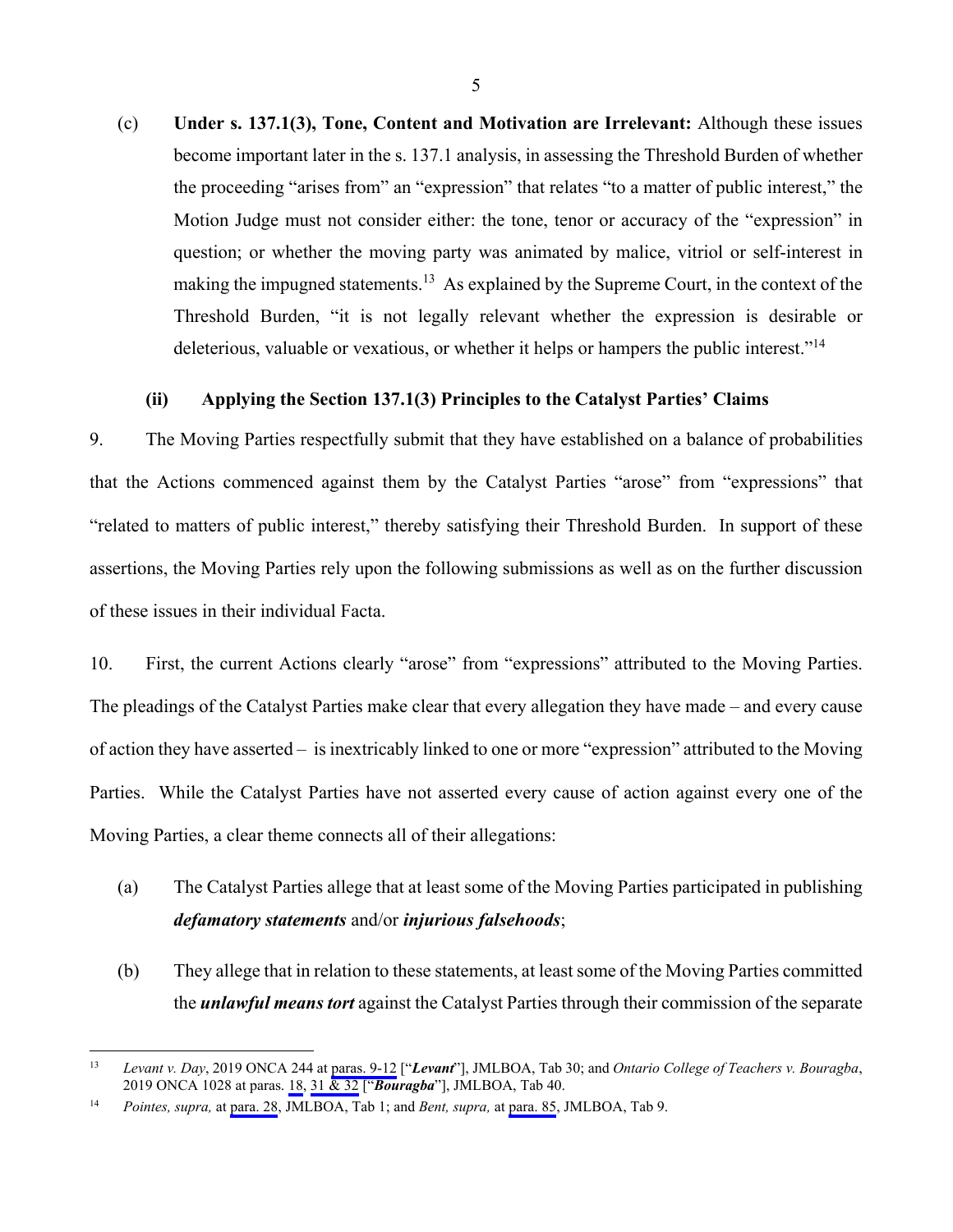(c) **Under s. 137.1(3), Tone, Content and Motivation are Irrelevant:** Although these issues become important later in the s. 137.1 analysis, in assessing the Threshold Burden of whether the proceeding "arises from" an "expression" that relates "to a matter of public interest," the Motion Judge must not consider either: the tone, tenor or accuracy of the "expression" in question; or whether the moving party was animated by malice, vitriol or self-interest in making the impugned statements.[13] As explained by the Supreme Court, in the context of the Threshold Burden, "it is not legally relevant whether the expression is desirable or deleterious, valuable or vexatious, or whether it helps or hampers the public interest."[14]

### (ii) Applying the Section 137.1(3) Principles to the Catalyst Parties' Claims

9. The Moving Parties respectfully submit that they have established on a balance of probabilities that the Actions commenced against them by the Catalyst Parties "arose" from "expressions" that "related to matters of public interest," thereby satisfying their Threshold Burden. In support of these assertions, the Moving Parties rely upon the following submissions as well as on the further discussion of these issues in their individual Facta.

10. First, the current Actions clearly "arose" from "expressions" attributed to the Moving Parties. The pleadings of the Catalyst Parties make clear that every allegation they have made – and every cause of action they have asserted – is inextricably linked to one or more "expression" attributed to the Moving Parties. While the Catalyst Parties have not asserted every cause of action against every one of the Moving Parties, a clear theme connects all of their allegations:

(a) The Catalyst Parties allege that at least some of the Moving Parties participated in publishing ***defamatory statements*** and/or ***injurious falsehoods***;

(b) They allege that in relation to these statements, at least some of the Moving Parties committed the ***unlawful means tort*** against the Catalyst Parties through their commission of the separate

---

[13] *Levant v. Day*, 2019 ONCA 244 at paras. 9-12 ["***Levant***"], JMLBOA, Tab 30; and *Ontario College of Teachers v. Bouragba*, 2019 ONCA 1028 at paras. 18, 31 & 32 ["***Bouragba***"], JMLBOA, Tab 40.

[14] *Pointes, supra,* at para. 28, JMLBOA, Tab 1; and *Bent, supra,* at para. 85, JMLBOA, Tab 9.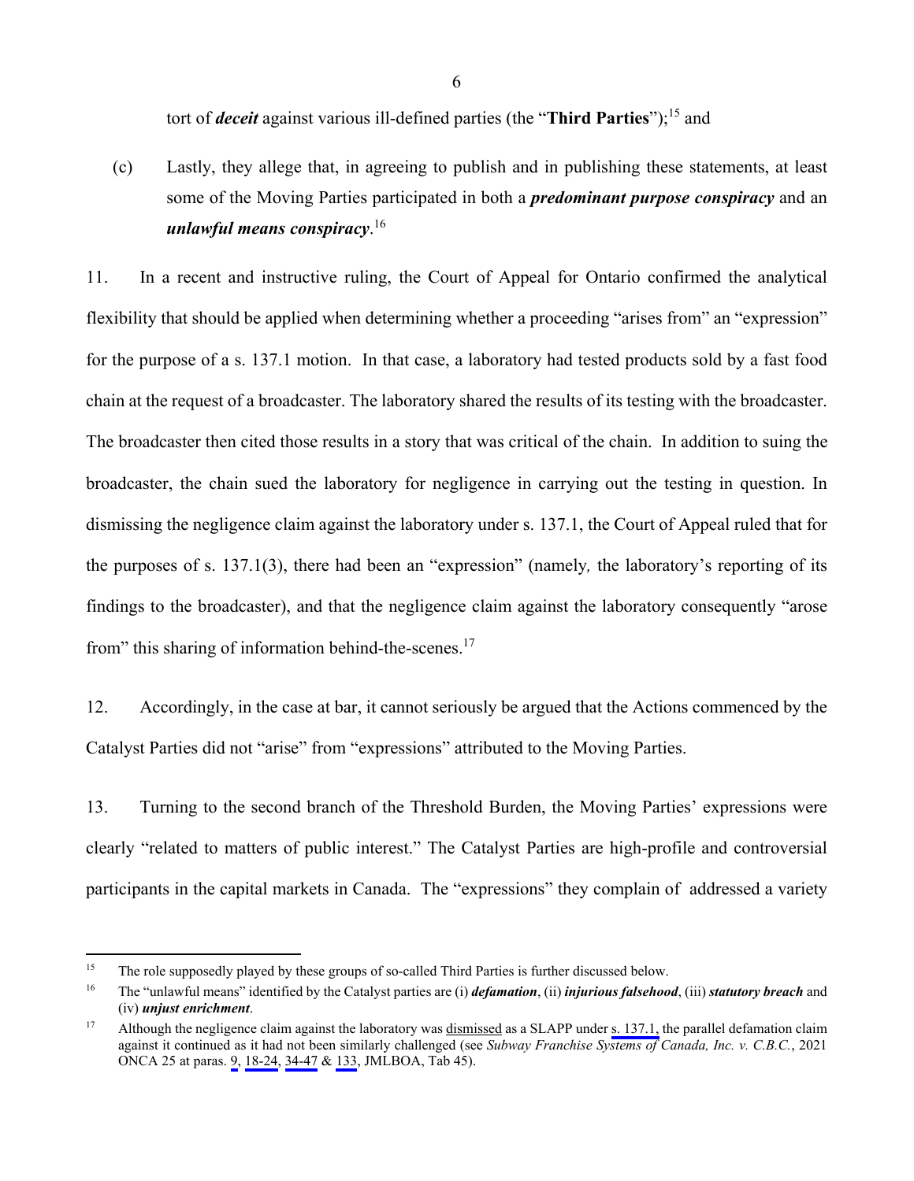tort of ***deceit*** against various ill-defined parties (the "**Third Parties**");[15] and

(c) Lastly, they allege that, in agreeing to publish and in publishing these statements, at least some of the Moving Parties participated in both a ***predominant purpose conspiracy*** and an ***unlawful means conspiracy***.[16]

11. In a recent and instructive ruling, the Court of Appeal for Ontario confirmed the analytical flexibility that should be applied when determining whether a proceeding "arises from" an "expression" for the purpose of a s. 137.1 motion. In that case, a laboratory had tested products sold by a fast food chain at the request of a broadcaster. The laboratory shared the results of its testing with the broadcaster. The broadcaster then cited those results in a story that was critical of the chain. In addition to suing the broadcaster, the chain sued the laboratory for negligence in carrying out the testing in question. In dismissing the negligence claim against the laboratory under s. 137.1, the Court of Appeal ruled that for the purposes of s. 137.1(3), there had been an "expression" (namely*,* the laboratory's reporting of its findings to the broadcaster), and that the negligence claim against the laboratory consequently "arose from" this sharing of information behind-the-scenes.[17]

12. Accordingly, in the case at bar, it cannot seriously be argued that the Actions commenced by the Catalyst Parties did not "arise" from "expressions" attributed to the Moving Parties.

13. Turning to the second branch of the Threshold Burden, the Moving Parties' expressions were clearly "related to matters of public interest." The Catalyst Parties are high-profile and controversial participants in the capital markets in Canada. The "expressions" they complain of addressed a variety

---

[15] The role supposedly played by these groups of so-called Third Parties is further discussed below.

[16] The "unlawful means" identified by the Catalyst parties are (i) ***defamation***, (ii) ***injurious falsehood***, (iii) ***statutory breach*** and (iv) ***unjust enrichment***.

[17] Although the negligence claim against the laboratory was dismissed as a SLAPP under s. 137.1, the parallel defamation claim against it continued as it had not been similarly challenged (see *Subway Franchise Systems of Canada, Inc. v. C.B.C.*, 2021 ONCA 25 at paras. 9, 18-24, 34-47 & 133, JMLBOA, Tab 45).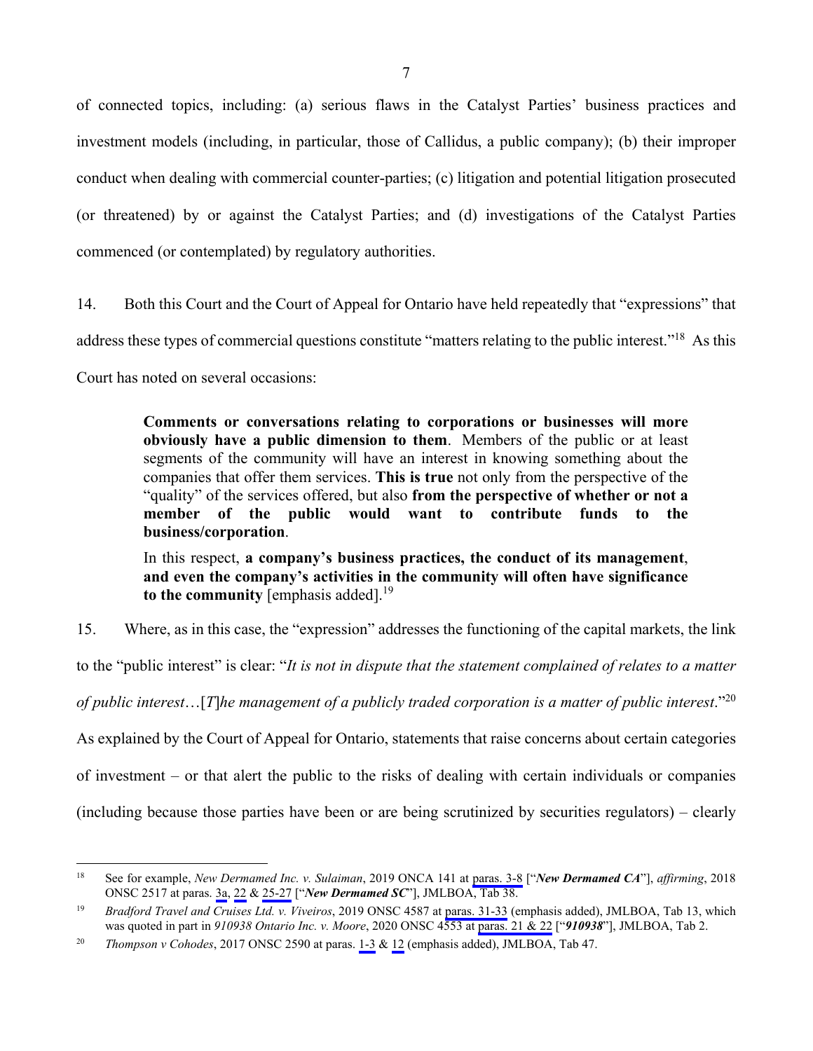of connected topics, including: (a) serious flaws in the Catalyst Parties' business practices and investment models (including, in particular, those of Callidus, a public company); (b) their improper conduct when dealing with commercial counter-parties; (c) litigation and potential litigation prosecuted (or threatened) by or against the Catalyst Parties; and (d) investigations of the Catalyst Parties commenced (or contemplated) by regulatory authorities.

14. Both this Court and the Court of Appeal for Ontario have held repeatedly that "expressions" that address these types of commercial questions constitute "matters relating to the public interest."[18] As this Court has noted on several occasions:

> **Comments or conversations relating to corporations or businesses will more obviously have a public dimension to them**. Members of the public or at least segments of the community will have an interest in knowing something about the companies that offer them services. **This is true** not only from the perspective of the "quality" of the services offered, but also **from the perspective of whether or not a member of the public would want to contribute funds to the business/corporation**.
>
> In this respect, **a company's business practices, the conduct of its management, and even the company's activities in the community will often have significance to the community** [emphasis added].[19]

15. Where, as in this case, the "expression" addresses the functioning of the capital markets, the link to the "public interest" is clear: "*It is not in dispute that the statement complained of relates to a matter of public interest*…[*T*]*he management of a publicly traded corporation is a matter of public interest*."[20] As explained by the Court of Appeal for Ontario, statements that raise concerns about certain categories of investment – or that alert the public to the risks of dealing with certain individuals or companies (including because those parties have been or are being scrutinized by securities regulators) – clearly

---

[18] See for example, *New Dermamed Inc. v. Sulaiman*, 2019 ONCA 141 at paras. 3-8 ["***New Dermamed CA***"], *affirming*, 2018 ONSC 2517 at paras. 3a, 22 & 25-27 ["***New Dermamed SC***"], JMLBOA, Tab 38.

[19] *Bradford Travel and Cruises Ltd. v. Viveiros*, 2019 ONSC 4587 at paras. 31-33 (emphasis added), JMLBOA, Tab 13, which was quoted in part in *910938 Ontario Inc. v. Moore*, 2020 ONSC 4553 at paras. 21 & 22 ["***910938***"], JMLBOA, Tab 2.

[20] *Thompson v Cohodes*, 2017 ONSC 2590 at paras. 1-3 & 12 (emphasis added), JMLBOA, Tab 47.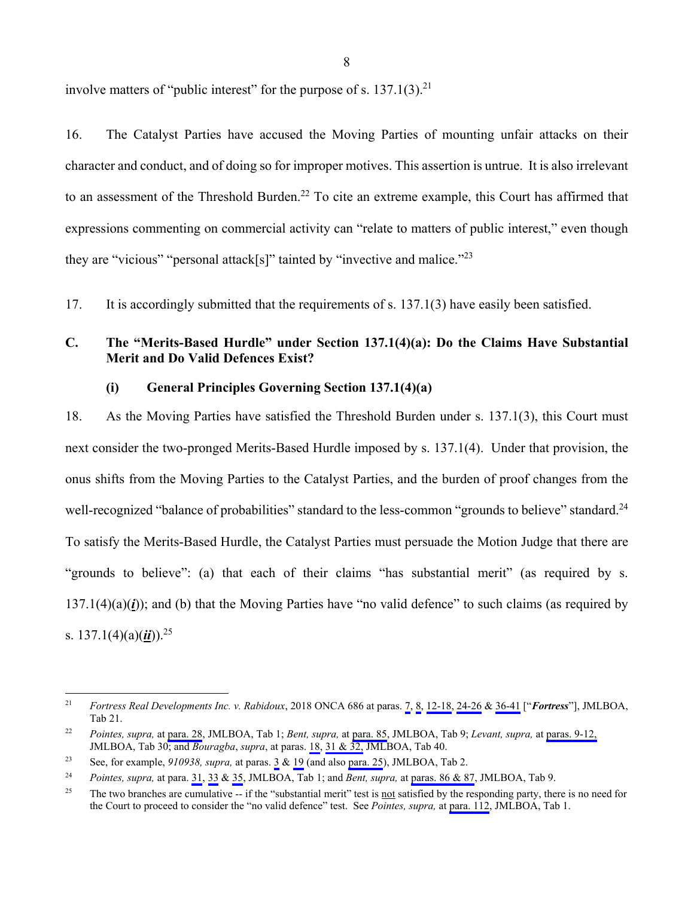involve matters of "public interest" for the purpose of s. 137.1(3).[21]

16. The Catalyst Parties have accused the Moving Parties of mounting unfair attacks on their character and conduct, and of doing so for improper motives. This assertion is untrue. It is also irrelevant to an assessment of the Threshold Burden.[22] To cite an extreme example, this Court has affirmed that expressions commenting on commercial activity can "relate to matters of public interest," even though they are "vicious" "personal attack[s]" tainted by "invective and malice."[23]

17. It is accordingly submitted that the requirements of s. 137.1(3) have easily been satisfied.

### C. The "Merits-Based Hurdle" under Section 137.1(4)(a): Do the Claims Have Substantial Merit and Do Valid Defences Exist?

#### (i) General Principles Governing Section 137.1(4)(a)

18. As the Moving Parties have satisfied the Threshold Burden under s. 137.1(3), this Court must next consider the two-pronged Merits-Based Hurdle imposed by s. 137.1(4). Under that provision, the onus shifts from the Moving Parties to the Catalyst Parties, and the burden of proof changes from the well-recognized "balance of probabilities" standard to the less-common "grounds to believe" standard.[24] To satisfy the Merits-Based Hurdle, the Catalyst Parties must persuade the Motion Judge that there are "grounds to believe": (a) that each of their claims "has substantial merit" (as required by s. 137.1(4)(a)(***i***)); and (b) that the Moving Parties have "no valid defence" to such claims (as required by s. 137.1(4)(a)(***ii***)).[25]

---

[21] *Fortress Real Developments Inc. v. Rabidoux*, 2018 ONCA 686 at paras. 7, 8, 12-18, 24-26 & 36-41 ["***Fortress***"], JMLBOA, Tab 21.

[22] *Pointes, supra,* at para. 28, JMLBOA, Tab 1; *Bent, supra,* at para. 85, JMLBOA, Tab 9; *Levant, supra,* at paras. 9-12, JMLBOA, Tab 30; and *Bouragba*, *supra*, at paras. 18, 31 & 32, JMLBOA, Tab 40.

[23] See, for example, *910938, supra,* at paras. 3 & 19 (and also para. 25), JMLBOA, Tab 2.

[24] *Pointes, supra,* at para. 31, 33 & 35, JMLBOA, Tab 1; and *Bent, supra,* at paras. 86 & 87, JMLBOA, Tab 9.

[25] The two branches are cumulative -- if the "substantial merit" test is not satisfied by the responding party, there is no need for the Court to proceed to consider the "no valid defence" test. See *Pointes, supra,* at para. 112, JMLBOA, Tab 1.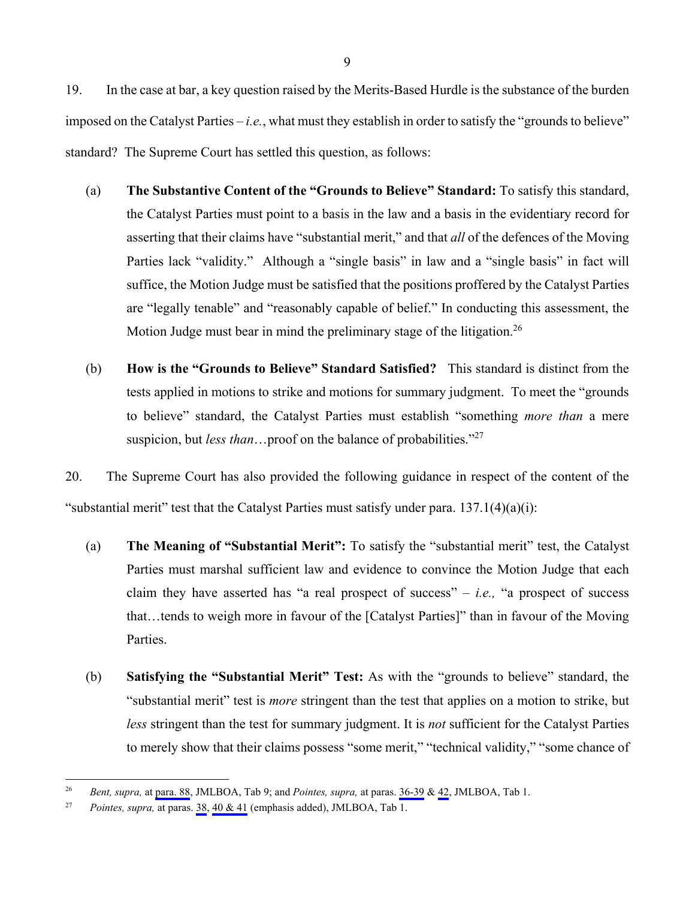19. In the case at bar, a key question raised by the Merits-Based Hurdle is the substance of the burden imposed on the Catalyst Parties – *i.e.*, what must they establish in order to satisfy the "grounds to believe" standard? The Supreme Court has settled this question, as follows:

(a) **The Substantive Content of the "Grounds to Believe" Standard:** To satisfy this standard, the Catalyst Parties must point to a basis in the law and a basis in the evidentiary record for asserting that their claims have "substantial merit," and that *all* of the defences of the Moving Parties lack "validity." Although a "single basis" in law and a "single basis" in fact will suffice, the Motion Judge must be satisfied that the positions proffered by the Catalyst Parties are "legally tenable" and "reasonably capable of belief." In conducting this assessment, the Motion Judge must bear in mind the preliminary stage of the litigation.[26]

(b) **How is the "Grounds to Believe" Standard Satisfied?** This standard is distinct from the tests applied in motions to strike and motions for summary judgment. To meet the "grounds to believe" standard, the Catalyst Parties must establish "something *more than* a mere suspicion, but *less than*…proof on the balance of probabilities."[27]

20. The Supreme Court has also provided the following guidance in respect of the content of the "substantial merit" test that the Catalyst Parties must satisfy under para. 137.1(4)(a)(i):

(a) **The Meaning of "Substantial Merit":** To satisfy the "substantial merit" test, the Catalyst Parties must marshal sufficient law and evidence to convince the Motion Judge that each claim they have asserted has "a real prospect of success" – *i.e.,* "a prospect of success that…tends to weigh more in favour of the [Catalyst Parties]" than in favour of the Moving Parties.

(b) **Satisfying the "Substantial Merit" Test:** As with the "grounds to believe" standard, the "substantial merit" test is *more* stringent than the test that applies on a motion to strike, but *less* stringent than the test for summary judgment. It is *not* sufficient for the Catalyst Parties to merely show that their claims possess "some merit," "technical validity," "some chance of

---

[26] *Bent, supra,* at para. 88, JMLBOA, Tab 9; and *Pointes, supra,* at paras. 36-39 & 42, JMLBOA, Tab 1.

[27] *Pointes, supra,* at paras. 38, 40 & 41 (emphasis added), JMLBOA, Tab 1.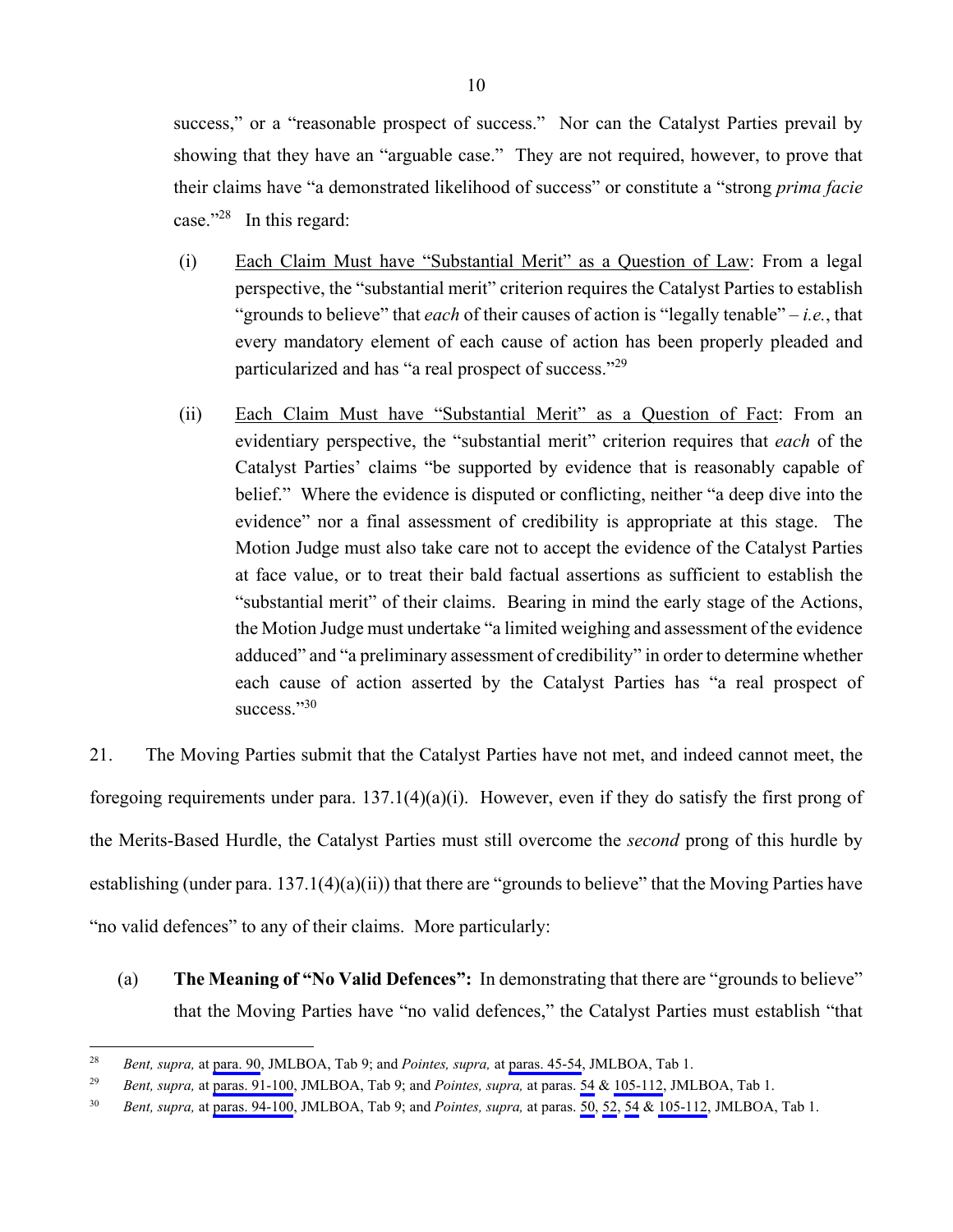success," or a "reasonable prospect of success." Nor can the Catalyst Parties prevail by showing that they have an "arguable case." They are not required, however, to prove that their claims have "a demonstrated likelihood of success" or constitute a "strong *prima facie* case."[28] In this regard:

(i) <u>Each Claim Must have "Substantial Merit" as a Question of Law</u>: From a legal perspective, the "substantial merit" criterion requires the Catalyst Parties to establish "grounds to believe" that *each* of their causes of action is "legally tenable" – *i.e.*, that every mandatory element of each cause of action has been properly pleaded and particularized and has "a real prospect of success."[29]

(ii) <u>Each Claim Must have "Substantial Merit" as a Question of Fact</u>: From an evidentiary perspective, the "substantial merit" criterion requires that *each* of the Catalyst Parties' claims "be supported by evidence that is reasonably capable of belief." Where the evidence is disputed or conflicting, neither "a deep dive into the evidence" nor a final assessment of credibility is appropriate at this stage. The Motion Judge must also take care not to accept the evidence of the Catalyst Parties at face value, or to treat their bald factual assertions as sufficient to establish the "substantial merit" of their claims. Bearing in mind the early stage of the Actions, the Motion Judge must undertake "a limited weighing and assessment of the evidence adduced" and "a preliminary assessment of credibility" in order to determine whether each cause of action asserted by the Catalyst Parties has "a real prospect of success."[30]

21. The Moving Parties submit that the Catalyst Parties have not met, and indeed cannot meet, the foregoing requirements under para. 137.1(4)(a)(i). However, even if they do satisfy the first prong of the Merits-Based Hurdle, the Catalyst Parties must still overcome the *second* prong of this hurdle by establishing (under para. 137.1(4)(a)(ii)) that there are "grounds to believe" that the Moving Parties have "no valid defences" to any of their claims. More particularly:

(a) **The Meaning of "No Valid Defences":** In demonstrating that there are "grounds to believe" that the Moving Parties have "no valid defences," the Catalyst Parties must establish "that

---

[28] *Bent, supra,* at para. 90, JMLBOA, Tab 9; and *Pointes, supra,* at paras. 45-54, JMLBOA, Tab 1.

[29] *Bent, supra,* at paras. 91-100, JMLBOA, Tab 9; and *Pointes, supra,* at paras. 54 & 105-112, JMLBOA, Tab 1.

[30] *Bent, supra,* at paras. 94-100, JMLBOA, Tab 9; and *Pointes, supra,* at paras. 50, 52, 54 & 105-112, JMLBOA, Tab 1.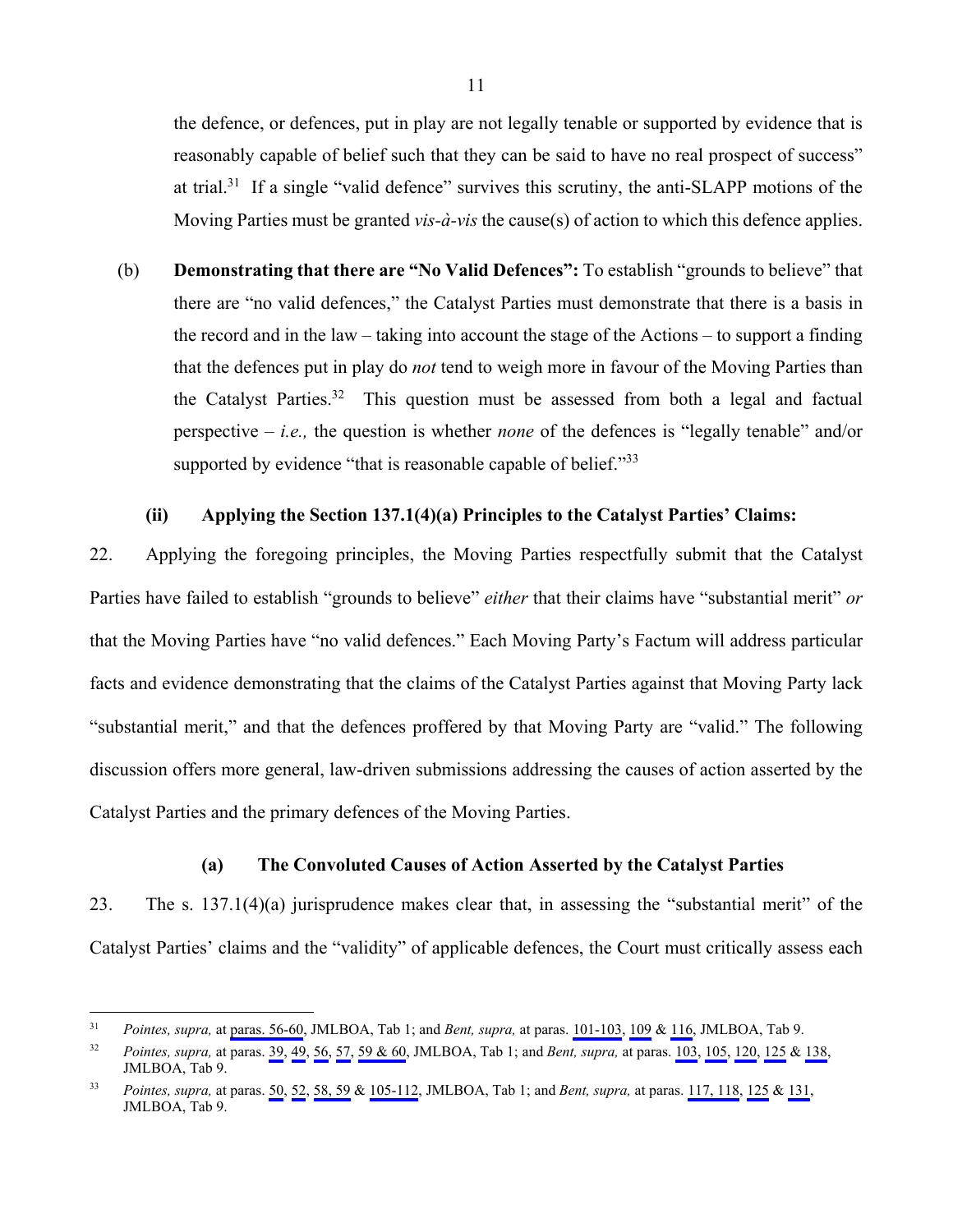the defence, or defences, put in play are not legally tenable or supported by evidence that is reasonably capable of belief such that they can be said to have no real prospect of success" at trial.[31] If a single "valid defence" survives this scrutiny, the anti-SLAPP motions of the Moving Parties must be granted *vis-à-vis* the cause(s) of action to which this defence applies.

(b) **Demonstrating that there are "No Valid Defences":** To establish "grounds to believe" that there are "no valid defences," the Catalyst Parties must demonstrate that there is a basis in the record and in the law – taking into account the stage of the Actions – to support a finding that the defences put in play do *not* tend to weigh more in favour of the Moving Parties than the Catalyst Parties.[32] This question must be assessed from both a legal and factual perspective – *i.e.,* the question is whether *none* of the defences is "legally tenable" and/or supported by evidence "that is reasonable capable of belief."[33]

#### (ii) Applying the Section 137.1(4)(a) Principles to the Catalyst Parties' Claims:

22. Applying the foregoing principles, the Moving Parties respectfully submit that the Catalyst Parties have failed to establish "grounds to believe" *either* that their claims have "substantial merit" *or* that the Moving Parties have "no valid defences." Each Moving Party's Factum will address particular facts and evidence demonstrating that the claims of the Catalyst Parties against that Moving Party lack "substantial merit," and that the defences proffered by that Moving Party are "valid." The following discussion offers more general, law-driven submissions addressing the causes of action asserted by the Catalyst Parties and the primary defences of the Moving Parties.

#### (a) The Convoluted Causes of Action Asserted by the Catalyst Parties

23. The s. 137.1(4)(a) jurisprudence makes clear that, in assessing the "substantial merit" of the Catalyst Parties' claims and the "validity" of applicable defences, the Court must critically assess each

---

[31] *Pointes, supra,* at paras. 56-60, JMLBOA, Tab 1; and *Bent, supra,* at paras. 101-103, 109 & 116, JMLBOA, Tab 9.

[32] *Pointes, supra,* at paras. 39, 49, 56, 57, 59 & 60, JMLBOA, Tab 1; and *Bent, supra,* at paras. 103, 105, 120, 125 & 138, JMLBOA, Tab 9.

[33] *Pointes, supra,* at paras. 50, 52, 58, 59 & 105-112, JMLBOA, Tab 1; and *Bent, supra,* at paras. 117, 118, 125 & 131, JMLBOA, Tab 9.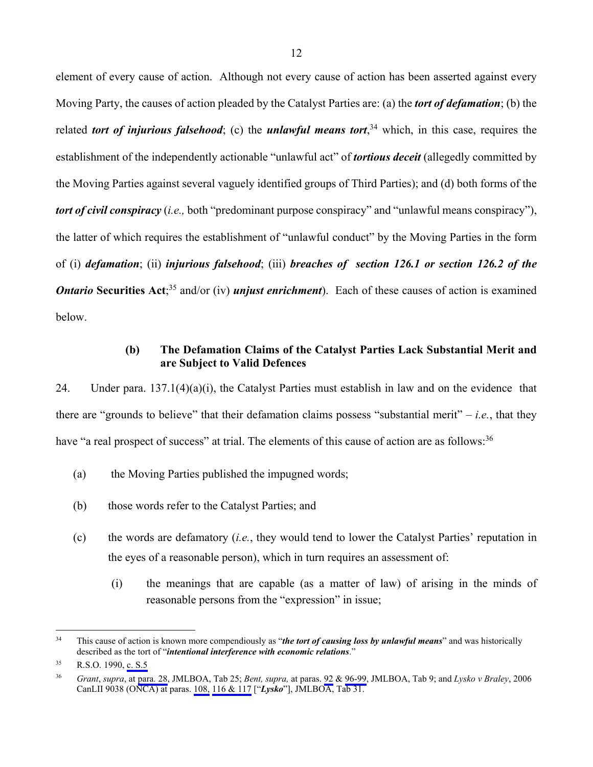element of every cause of action. Although not every cause of action has been asserted against every Moving Party, the causes of action pleaded by the Catalyst Parties are: (a) the ***tort of defamation***; (b) the related ***tort of injurious falsehood***; (c) the ***unlawful means tort***,[34] which, in this case, requires the establishment of the independently actionable "unlawful act" of ***tortious deceit*** (allegedly committed by the Moving Parties against several vaguely identified groups of Third Parties); and (d) both forms of the ***tort of civil conspiracy*** (*i.e.,* both "predominant purpose conspiracy" and "unlawful means conspiracy"), the latter of which requires the establishment of "unlawful conduct" by the Moving Parties in the form of (i) ***defamation***; (ii) ***injurious falsehood***; (iii) ***breaches of section 126.1 or section 126.2 of the Ontario* Securities Act**;[35] and/or (iv) ***unjust enrichment***). Each of these causes of action is examined below.

### (b) The Defamation Claims of the Catalyst Parties Lack Substantial Merit and are Subject to Valid Defences

24. Under para. 137.1(4)(a)(i), the Catalyst Parties must establish in law and on the evidence that there are "grounds to believe" that their defamation claims possess "substantial merit" – *i.e.*, that they have "a real prospect of success" at trial. The elements of this cause of action are as follows:[36]

(a) the Moving Parties published the impugned words;

(b) those words refer to the Catalyst Parties; and

(c) the words are defamatory (*i.e.*, they would tend to lower the Catalyst Parties' reputation in the eyes of a reasonable person), which in turn requires an assessment of:

  (i) the meanings that are capable (as a matter of law) of arising in the minds of reasonable persons from the "expression" in issue;

---

[34] This cause of action is known more compendiously as "***the tort of causing loss by unlawful means***" and was historically described as the tort of "***intentional interference with economic relations***."

[35] R.S.O. 1990, c. S.5

[36] *Grant*, *supra*, at para. 28, JMLBOA, Tab 25; *Bent, supra,* at paras. 92 & 96-99, JMLBOA, Tab 9; and *Lysko v Braley*, 2006 CanLII 9038 (ONCA) at paras. 108, 116 & 117 ["***Lysko***"], JMLBOA, Tab 31.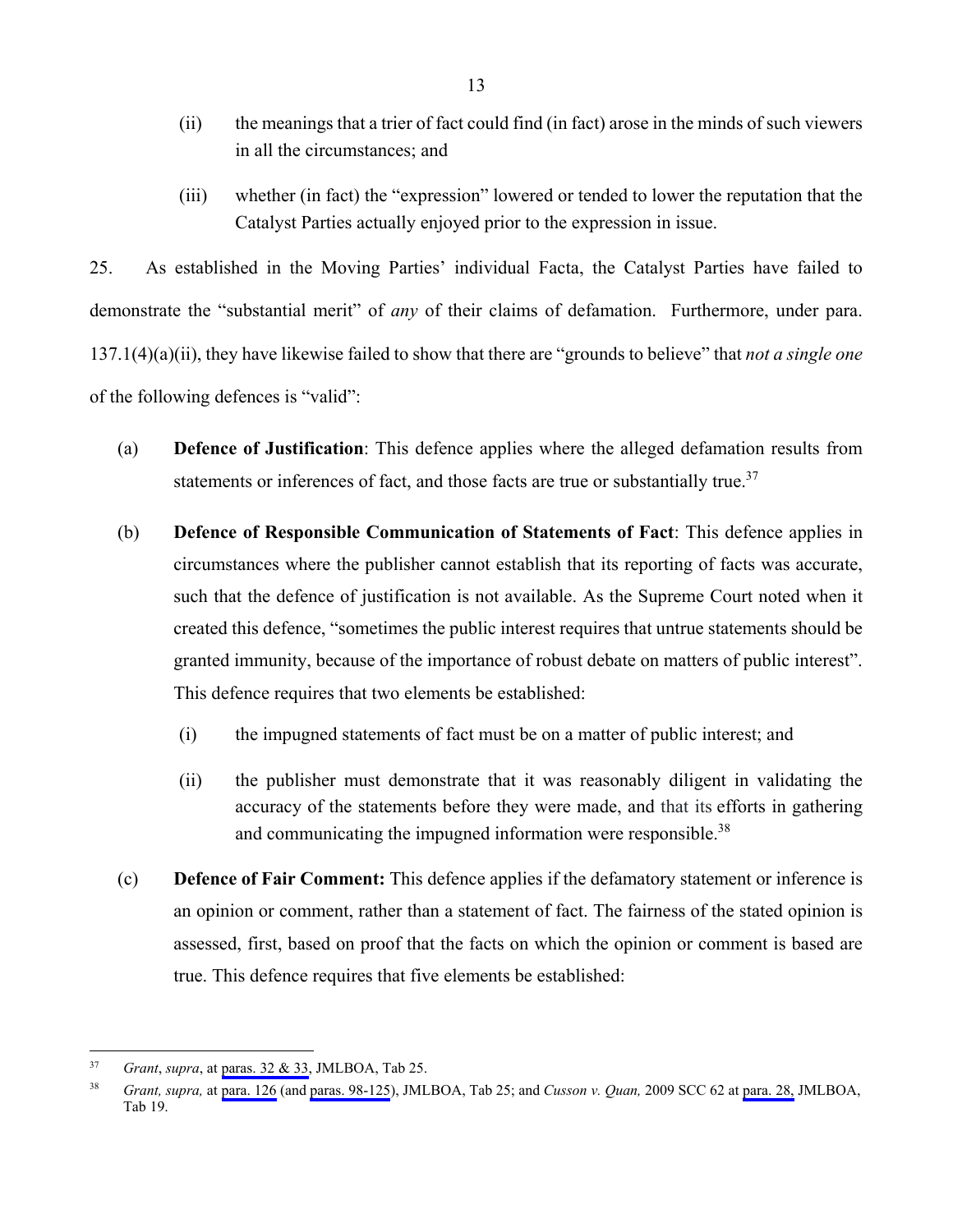(ii) the meanings that a trier of fact could find (in fact) arose in the minds of such viewers in all the circumstances; and

(iii) whether (in fact) the "expression" lowered or tended to lower the reputation that the Catalyst Parties actually enjoyed prior to the expression in issue.

25. As established in the Moving Parties' individual Facta, the Catalyst Parties have failed to demonstrate the "substantial merit" of *any* of their claims of defamation. Furthermore, under para. 137.1(4)(a)(ii), they have likewise failed to show that there are "grounds to believe" that *not a single one* of the following defences is "valid":

(a) **Defence of Justification**: This defence applies where the alleged defamation results from statements or inferences of fact, and those facts are true or substantially true.[37]

(b) **Defence of Responsible Communication of Statements of Fact**: This defence applies in circumstances where the publisher cannot establish that its reporting of facts was accurate, such that the defence of justification is not available. As the Supreme Court noted when it created this defence, "sometimes the public interest requires that untrue statements should be granted immunity, because of the importance of robust debate on matters of public interest". This defence requires that two elements be established:

   (i) the impugned statements of fact must be on a matter of public interest; and

   (ii) the publisher must demonstrate that it was reasonably diligent in validating the accuracy of the statements before they were made, and that its efforts in gathering and communicating the impugned information were responsible.[38]

(c) **Defence of Fair Comment:** This defence applies if the defamatory statement or inference is an opinion or comment, rather than a statement of fact. The fairness of the stated opinion is assessed, first, based on proof that the facts on which the opinion or comment is based are true. This defence requires that five elements be established:

---

[37] *Grant*, *supra*, at paras. 32 & 33, JMLBOA, Tab 25.

[38] *Grant, supra,* at para. 126 (and paras. 98-125), JMLBOA, Tab 25; and *Cusson v. Quan,* 2009 SCC 62 at para. 28, JMLBOA, Tab 19.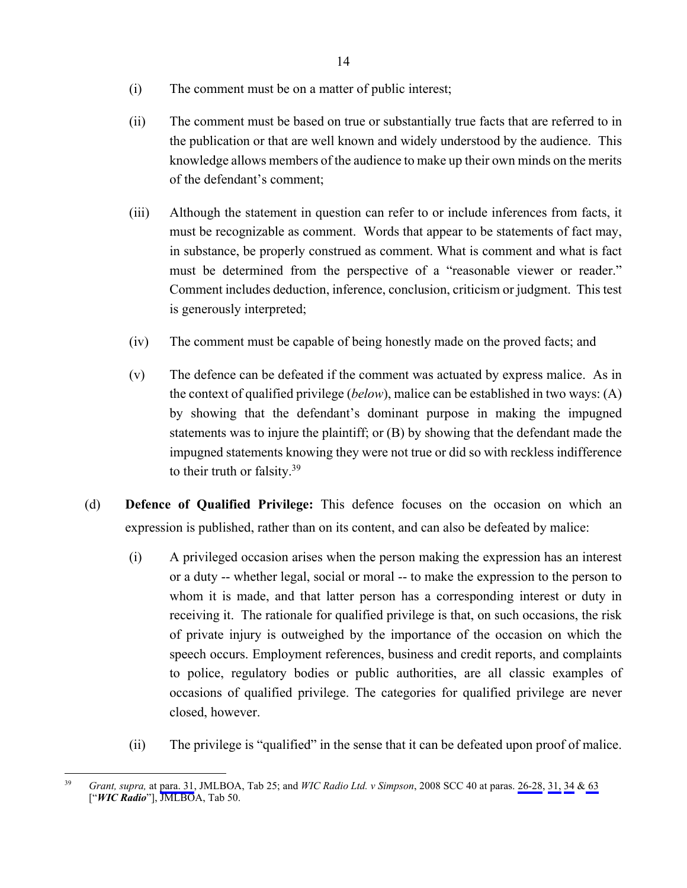(i) The comment must be on a matter of public interest;

(ii) The comment must be based on true or substantially true facts that are referred to in the publication or that are well known and widely understood by the audience. This knowledge allows members of the audience to make up their own minds on the merits of the defendant's comment;

(iii) Although the statement in question can refer to or include inferences from facts, it must be recognizable as comment. Words that appear to be statements of fact may, in substance, be properly construed as comment. What is comment and what is fact must be determined from the perspective of a "reasonable viewer or reader." Comment includes deduction, inference, conclusion, criticism or judgment. This test is generously interpreted;

(iv) The comment must be capable of being honestly made on the proved facts; and

(v) The defence can be defeated if the comment was actuated by express malice. As in the context of qualified privilege (*below*), malice can be established in two ways: (A) by showing that the defendant's dominant purpose in making the impugned statements was to injure the plaintiff; or (B) by showing that the defendant made the impugned statements knowing they were not true or did so with reckless indifference to their truth or falsity.[39]

(d) **Defence of Qualified Privilege:** This defence focuses on the occasion on which an expression is published, rather than on its content, and can also be defeated by malice:

(i) A privileged occasion arises when the person making the expression has an interest or a duty -- whether legal, social or moral -- to make the expression to the person to whom it is made, and that latter person has a corresponding interest or duty in receiving it. The rationale for qualified privilege is that, on such occasions, the risk of private injury is outweighed by the importance of the occasion on which the speech occurs. Employment references, business and credit reports, and complaints to police, regulatory bodies or public authorities, are all classic examples of occasions of qualified privilege. The categories for qualified privilege are never closed, however.

(ii) The privilege is "qualified" in the sense that it can be defeated upon proof of malice.

---

[39] *Grant, supra,* at para. 31, JMLBOA, Tab 25; and *WIC Radio Ltd. v Simpson*, 2008 SCC 40 at paras. 26-28, 31, 34 & 63 ["***WIC Radio***"], JMLBOA, Tab 50.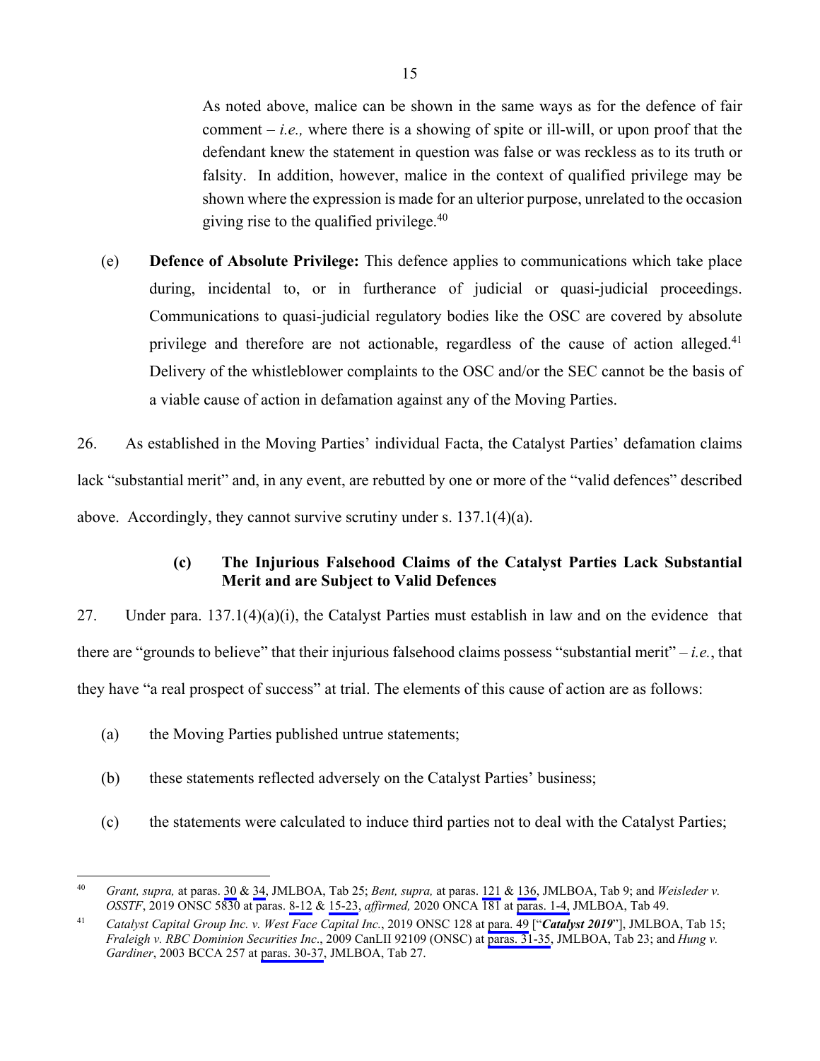> As noted above, malice can be shown in the same ways as for the defence of fair comment – *i.e.,* where there is a showing of spite or ill-will, or upon proof that the defendant knew the statement in question was false or was reckless as to its truth or falsity. In addition, however, malice in the context of qualified privilege may be shown where the expression is made for an ulterior purpose, unrelated to the occasion giving rise to the qualified privilege.[40]

(e) **Defence of Absolute Privilege:** This defence applies to communications which take place during, incidental to, or in furtherance of judicial or quasi-judicial proceedings. Communications to quasi-judicial regulatory bodies like the OSC are covered by absolute privilege and therefore are not actionable, regardless of the cause of action alleged.[41] Delivery of the whistleblower complaints to the OSC and/or the SEC cannot be the basis of a viable cause of action in defamation against any of the Moving Parties.

26. As established in the Moving Parties' individual Facta, the Catalyst Parties' defamation claims lack "substantial merit" and, in any event, are rebutted by one or more of the "valid defences" described above. Accordingly, they cannot survive scrutiny under s. 137.1(4)(a).

### (c) The Injurious Falsehood Claims of the Catalyst Parties Lack Substantial Merit and are Subject to Valid Defences

27. Under para. 137.1(4)(a)(i), the Catalyst Parties must establish in law and on the evidence that there are "grounds to believe" that their injurious falsehood claims possess "substantial merit" – *i.e.*, that they have "a real prospect of success" at trial. The elements of this cause of action are as follows:

(a) the Moving Parties published untrue statements;

(b) these statements reflected adversely on the Catalyst Parties' business;

(c) the statements were calculated to induce third parties not to deal with the Catalyst Parties;

---

[40] *Grant, supra,* at paras. 30 & 34, JMLBOA, Tab 25; *Bent, supra,* at paras. 121 & 136, JMLBOA, Tab 9; and *Weisleder v. OSSTF*, 2019 ONSC 5830 at paras. 8-12 & 15-23, *affirmed,* 2020 ONCA 181 at paras. 1-4, JMLBOA, Tab 49.

[41] *Catalyst Capital Group Inc. v. West Face Capital Inc.*, 2019 ONSC 128 at para. 49 ["***Catalyst 2019***"], JMLBOA, Tab 15; *Fraleigh v. RBC Dominion Securities Inc*., 2009 CanLII 92109 (ONSC) at paras. 31-35, JMLBOA, Tab 23; and *Hung v. Gardiner*, 2003 BCCA 257 at paras. 30-37, JMLBOA, Tab 27.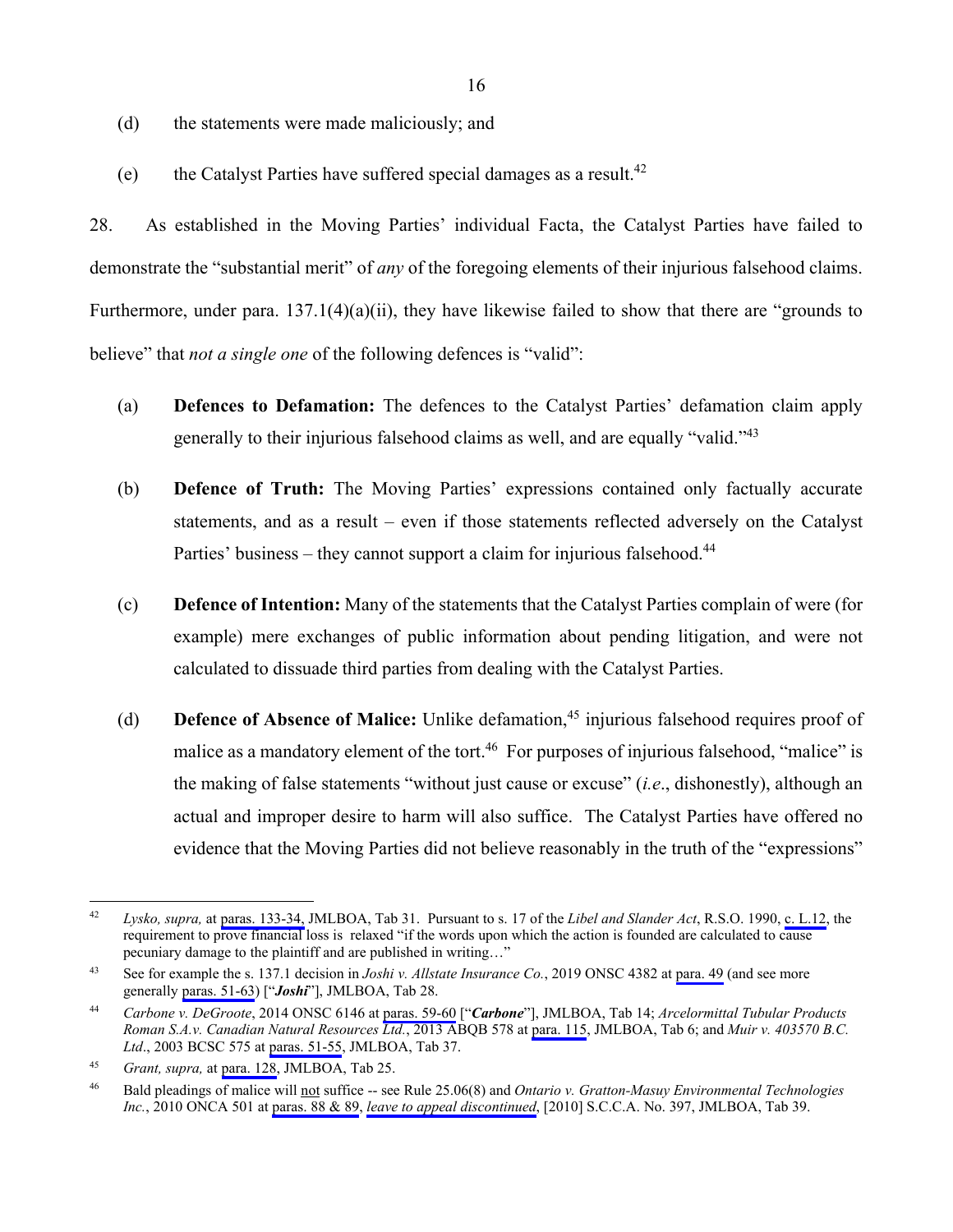(d) the statements were made maliciously; and

(e) the Catalyst Parties have suffered special damages as a result.[42]

28. As established in the Moving Parties' individual Facta, the Catalyst Parties have failed to demonstrate the "substantial merit" of *any* of the foregoing elements of their injurious falsehood claims. Furthermore, under para. 137.1(4)(a)(ii), they have likewise failed to show that there are "grounds to believe" that *not a single one* of the following defences is "valid":

(a) **Defences to Defamation:** The defences to the Catalyst Parties' defamation claim apply generally to their injurious falsehood claims as well, and are equally "valid."[43]

(b) **Defence of Truth:** The Moving Parties' expressions contained only factually accurate statements, and as a result – even if those statements reflected adversely on the Catalyst Parties' business – they cannot support a claim for injurious falsehood.[44]

(c) **Defence of Intention:** Many of the statements that the Catalyst Parties complain of were (for example) mere exchanges of public information about pending litigation, and were not calculated to dissuade third parties from dealing with the Catalyst Parties.

(d) **Defence of Absence of Malice:** Unlike defamation,[45] injurious falsehood requires proof of malice as a mandatory element of the tort.[46] For purposes of injurious falsehood, "malice" is the making of false statements "without just cause or excuse" (*i.e*., dishonestly), although an actual and improper desire to harm will also suffice. The Catalyst Parties have offered no evidence that the Moving Parties did not believe reasonably in the truth of the "expressions"

---

[42] *Lysko, supra,* at paras. 133-34, JMLBOA, Tab 31. Pursuant to s. 17 of the *Libel and Slander Act*, R.S.O. 1990, c. L.12, the requirement to prove financial loss is relaxed "if the words upon which the action is founded are calculated to cause pecuniary damage to the plaintiff and are published in writing…"

[43] See for example the s. 137.1 decision in *Joshi v. Allstate Insurance Co.*, 2019 ONSC 4382 at para. 49 (and see more generally paras. 51-63) ["***Joshi***"], JMLBOA, Tab 28.

[44] *Carbone v. DeGroote*, 2014 ONSC 6146 at paras. 59-60 ["***Carbone***"], JMLBOA, Tab 14; *Arcelormittal Tubular Products Roman S.A.v. Canadian Natural Resources Ltd.*, 2013 ABQB 578 at para. 115, JMLBOA, Tab 6; and *Muir v. 403570 B.C. Ltd*., 2003 BCSC 575 at paras. 51-55, JMLBOA, Tab 37.

[45] *Grant, supra,* at para. 128, JMLBOA, Tab 25.

[46] Bald pleadings of malice will not suffice -- see Rule 25.06(8) and *Ontario v. Gratton-Masuy Environmental Technologies Inc.*, 2010 ONCA 501 at paras. 88 & 89, *leave to appeal discontinued*, [2010] S.C.C.A. No. 397, JMLBOA, Tab 39.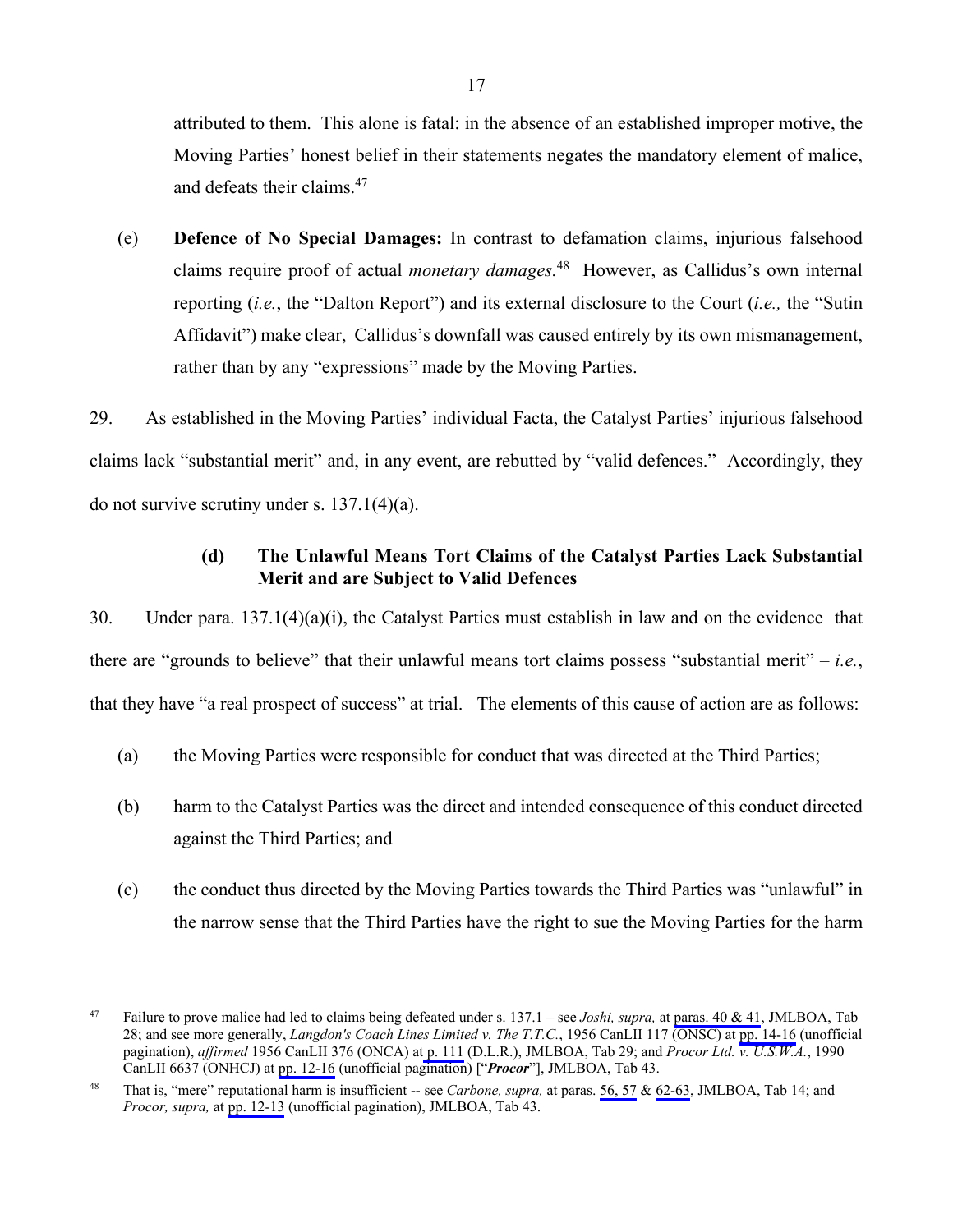attributed to them. This alone is fatal: in the absence of an established improper motive, the Moving Parties' honest belief in their statements negates the mandatory element of malice, and defeats their claims.[47]

(e) **Defence of No Special Damages:** In contrast to defamation claims, injurious falsehood claims require proof of actual *monetary damages.*[48] However, as Callidus's own internal reporting (*i.e.*, the "Dalton Report") and its external disclosure to the Court (*i.e.,* the "Sutin Affidavit") make clear, Callidus's downfall was caused entirely by its own mismanagement, rather than by any "expressions" made by the Moving Parties.

29. As established in the Moving Parties' individual Facta, the Catalyst Parties' injurious falsehood claims lack "substantial merit" and, in any event, are rebutted by "valid defences." Accordingly, they do not survive scrutiny under s. 137.1(4)(a).

### (d) The Unlawful Means Tort Claims of the Catalyst Parties Lack Substantial Merit and are Subject to Valid Defences

30. Under para. 137.1(4)(a)(i), the Catalyst Parties must establish in law and on the evidence that there are "grounds to believe" that their unlawful means tort claims possess "substantial merit" – *i.e.*, that they have "a real prospect of success" at trial. The elements of this cause of action are as follows:

(a) the Moving Parties were responsible for conduct that was directed at the Third Parties;

(b) harm to the Catalyst Parties was the direct and intended consequence of this conduct directed against the Third Parties; and

(c) the conduct thus directed by the Moving Parties towards the Third Parties was "unlawful" in the narrow sense that the Third Parties have the right to sue the Moving Parties for the harm

---

[47] Failure to prove malice had led to claims being defeated under s. 137.1 – see *Joshi, supra,* at paras. 40 & 41, JMLBOA, Tab 28; and see more generally, *Langdon's Coach Lines Limited v. The T.T.C.*, 1956 CanLII 117 (ONSC) at pp. 14-16 (unofficial pagination), *affirmed* 1956 CanLII 376 (ONCA) at p. 111 (D.L.R.), JMLBOA, Tab 29; and *Procor Ltd. v. U.S.W.A.*, 1990 CanLII 6637 (ONHCJ) at pp. 12-16 (unofficial pagination) ["***Procor***"], JMLBOA, Tab 43.

[48] That is, "mere" reputational harm is insufficient -- see *Carbone, supra,* at paras. 56, 57 & 62-63, JMLBOA, Tab 14; and *Procor, supra,* at pp. 12-13 (unofficial pagination), JMLBOA, Tab 43.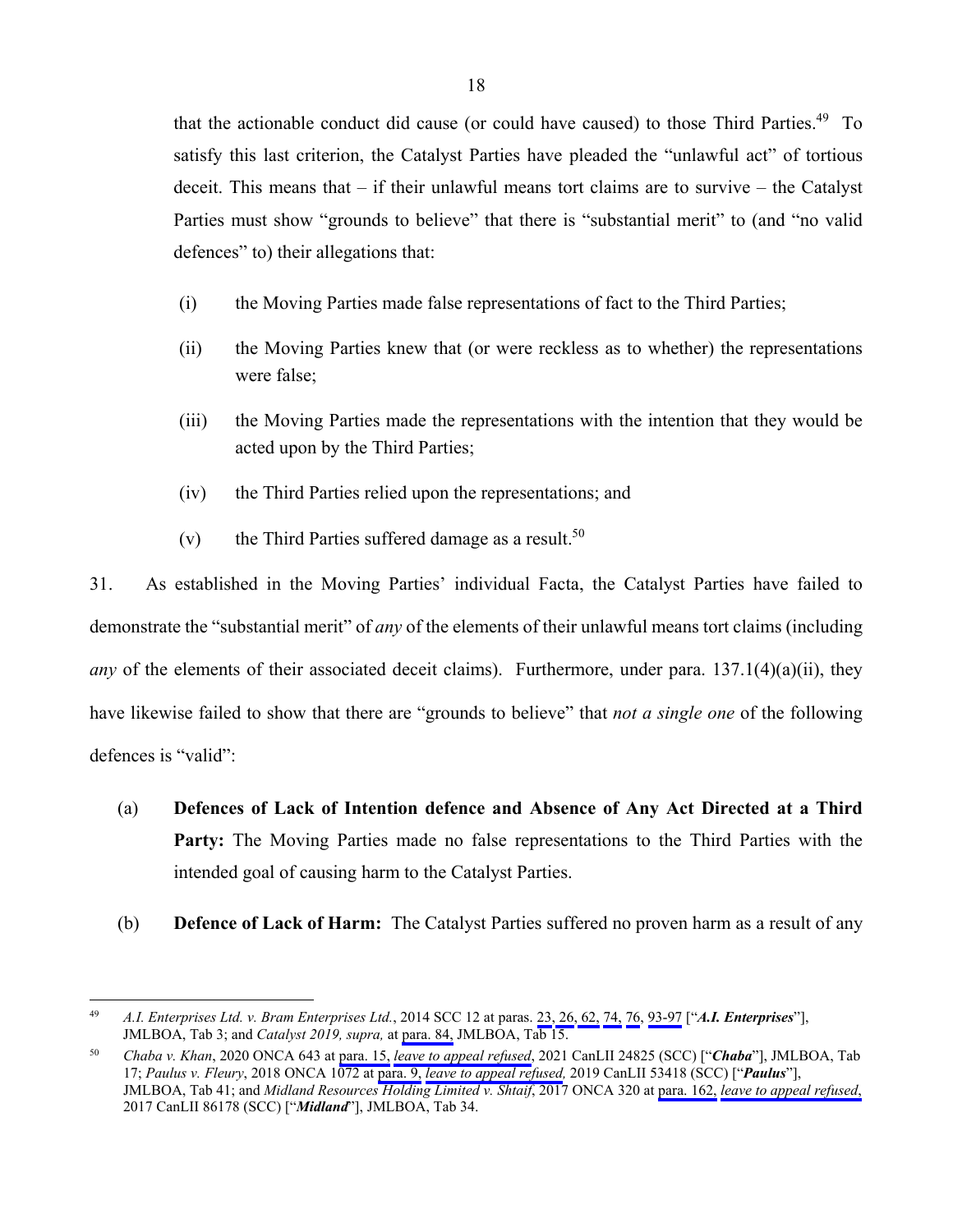that the actionable conduct did cause (or could have caused) to those Third Parties.[49] To satisfy this last criterion, the Catalyst Parties have pleaded the "unlawful act" of tortious deceit. This means that – if their unlawful means tort claims are to survive – the Catalyst Parties must show "grounds to believe" that there is "substantial merit" to (and "no valid defences" to) their allegations that:

(i) the Moving Parties made false representations of fact to the Third Parties;

(ii) the Moving Parties knew that (or were reckless as to whether) the representations were false;

(iii) the Moving Parties made the representations with the intention that they would be acted upon by the Third Parties;

(iv) the Third Parties relied upon the representations; and

(v) the Third Parties suffered damage as a result.[50]

31. As established in the Moving Parties' individual Facta, the Catalyst Parties have failed to demonstrate the "substantial merit" of *any* of the elements of their unlawful means tort claims (including *any* of the elements of their associated deceit claims). Furthermore, under para. 137.1(4)(a)(ii), they have likewise failed to show that there are "grounds to believe" that *not a single one* of the following defences is "valid":

(a) **Defences of Lack of Intention defence and Absence of Any Act Directed at a Third Party:** The Moving Parties made no false representations to the Third Parties with the intended goal of causing harm to the Catalyst Parties.

(b) **Defence of Lack of Harm:** The Catalyst Parties suffered no proven harm as a result of any

---

[49] *A.I. Enterprises Ltd. v. Bram Enterprises Ltd.*, 2014 SCC 12 at paras. 23, 26, 62, 74, 76, 93-97 ["***A.I. Enterprises***"], JMLBOA, Tab 3; and *Catalyst 2019, supra,* at para. 84, JMLBOA, Tab 15.

[50] *Chaba v. Khan*, 2020 ONCA 643 at para. 15, *leave to appeal refused*, 2021 CanLII 24825 (SCC) ["***Chaba***"], JMLBOA, Tab 17; *Paulus v. Fleury*, 2018 ONCA 1072 at para. 9, *leave to appeal refused,* 2019 CanLII 53418 (SCC) ["***Paulus***"], JMLBOA, Tab 41; and *Midland Resources Holding Limited v. Shtaif*, 2017 ONCA 320 at para. 162, *leave to appeal refused*, 2017 CanLII 86178 (SCC) ["***Midland***"], JMLBOA, Tab 34.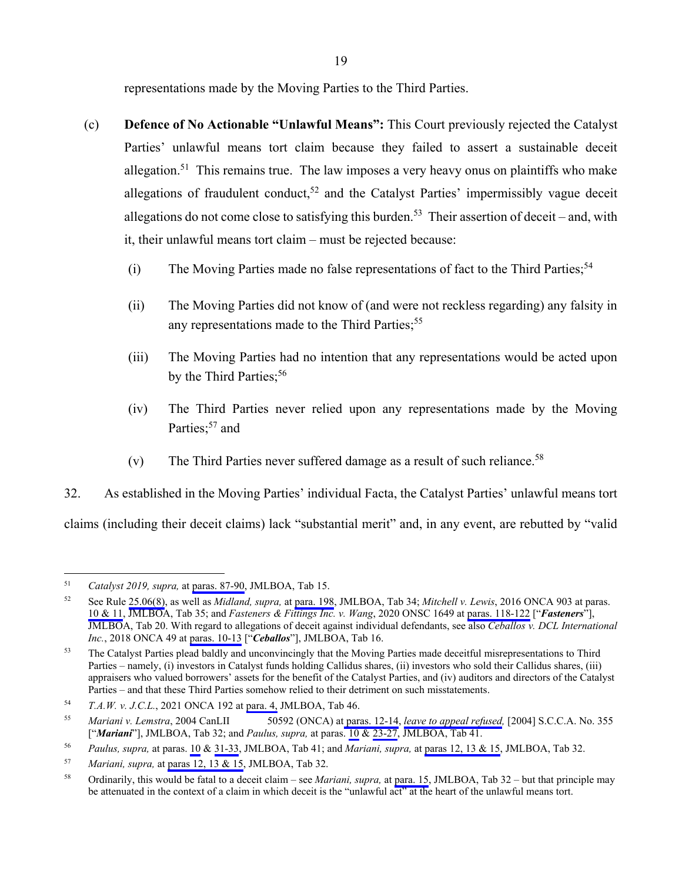representations made by the Moving Parties to the Third Parties.

(c) **Defence of No Actionable "Unlawful Means":** This Court previously rejected the Catalyst Parties' unlawful means tort claim because they failed to assert a sustainable deceit allegation.[51] This remains true. The law imposes a very heavy onus on plaintiffs who make allegations of fraudulent conduct,[52] and the Catalyst Parties' impermissibly vague deceit allegations do not come close to satisfying this burden.[53] Their assertion of deceit – and, with it, their unlawful means tort claim – must be rejected because:

(i) The Moving Parties made no false representations of fact to the Third Parties;[54]

(ii) The Moving Parties did not know of (and were not reckless regarding) any falsity in any representations made to the Third Parties;[55]

(iii) The Moving Parties had no intention that any representations would be acted upon by the Third Parties;[56]

(iv) The Third Parties never relied upon any representations made by the Moving Parties;[57] and

(v) The Third Parties never suffered damage as a result of such reliance.[58]

32. As established in the Moving Parties' individual Facta, the Catalyst Parties' unlawful means tort claims (including their deceit claims) lack "substantial merit" and, in any event, are rebutted by "valid

---

[51] *Catalyst 2019, supra,* at paras. 87-90, JMLBOA, Tab 15.

[52] See Rule 25.06(8), as well as *Midland, supra,* at para. 198, JMLBOA, Tab 34; *Mitchell v. Lewis*, 2016 ONCA 903 at paras. 10 & 11, JMLBOA, Tab 35; and *Fasteners & Fittings Inc. v. Wang*, 2020 ONSC 1649 at paras. 118-122 ["***Fasteners***"], JMLBOA, Tab 20. With regard to allegations of deceit against individual defendants, see also *Ceballos v. DCL International Inc.*, 2018 ONCA 49 at paras. 10-13 ["***Ceballos***"], JMLBOA, Tab 16.

[53] The Catalyst Parties plead baldly and unconvincingly that the Moving Parties made deceitful misrepresentations to Third Parties – namely, (i) investors in Catalyst funds holding Callidus shares, (ii) investors who sold their Callidus shares, (iii) appraisers who valued borrowers' assets for the benefit of the Catalyst Parties, and (iv) auditors and directors of the Catalyst Parties – and that these Third Parties somehow relied to their detriment on such misstatements.

[54] *T.A.W. v. J.C.L.*, 2021 ONCA 192 at para. 4, JMLBOA, Tab 46.

[55] *Mariani v. Lemstra*, 2004 CanLII 50592 (ONCA) at paras. 12-14, *leave to appeal refused,* [2004] S.C.C.A. No. 355 ["***Mariani***"], JMLBOA, Tab 32; and *Paulus, supra,* at paras. 10 & 23-27, JMLBOA, Tab 41.

[56] *Paulus, supra,* at paras. 10 & 31-33, JMLBOA, Tab 41; and *Mariani, supra,* at paras 12, 13 & 15, JMLBOA, Tab 32.

[57] *Mariani, supra,* at paras 12, 13 & 15, JMLBOA, Tab 32.

[58] Ordinarily, this would be fatal to a deceit claim – see *Mariani, supra,* at para. 15, JMLBOA, Tab 32 – but that principle may be attenuated in the context of a claim in which deceit is the "unlawful act" at the heart of the unlawful means tort.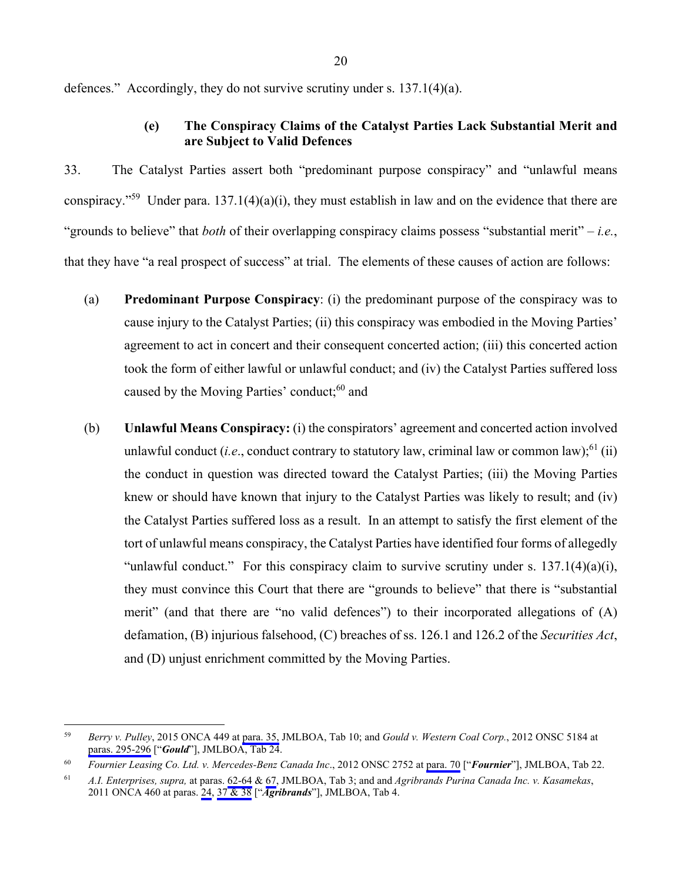defences." Accordingly, they do not survive scrutiny under s. 137.1(4)(a).

### (e) The Conspiracy Claims of the Catalyst Parties Lack Substantial Merit and are Subject to Valid Defences

33. The Catalyst Parties assert both "predominant purpose conspiracy" and "unlawful means conspiracy."[59] Under para. 137.1(4)(a)(i), they must establish in law and on the evidence that there are "grounds to believe" that *both* of their overlapping conspiracy claims possess "substantial merit" – *i.e.*, that they have "a real prospect of success" at trial. The elements of these causes of action are follows:

(a) **Predominant Purpose Conspiracy**: (i) the predominant purpose of the conspiracy was to cause injury to the Catalyst Parties; (ii) this conspiracy was embodied in the Moving Parties' agreement to act in concert and their consequent concerted action; (iii) this concerted action took the form of either lawful or unlawful conduct; and (iv) the Catalyst Parties suffered loss caused by the Moving Parties' conduct;[60] and

(b) **Unlawful Means Conspiracy:** (i) the conspirators' agreement and concerted action involved unlawful conduct (*i.e*., conduct contrary to statutory law, criminal law or common law);[61] (ii) the conduct in question was directed toward the Catalyst Parties; (iii) the Moving Parties knew or should have known that injury to the Catalyst Parties was likely to result; and (iv) the Catalyst Parties suffered loss as a result. In an attempt to satisfy the first element of the tort of unlawful means conspiracy, the Catalyst Parties have identified four forms of allegedly "unlawful conduct." For this conspiracy claim to survive scrutiny under s. 137.1(4)(a)(i), they must convince this Court that there are "grounds to believe" that there is "substantial merit" (and that there are "no valid defences") to their incorporated allegations of (A) defamation, (B) injurious falsehood, (C) breaches of ss. 126.1 and 126.2 of the *Securities Act*, and (D) unjust enrichment committed by the Moving Parties.

---

[59] *Berry v. Pulley*, 2015 ONCA 449 at para. 35, JMLBOA, Tab 10; and *Gould v. Western Coal Corp.*, 2012 ONSC 5184 at paras. 295-296 ["***Gould***"], JMLBOA, Tab 24.

[60] *Fournier Leasing Co. Ltd. v. Mercedes-Benz Canada Inc*., 2012 ONSC 2752 at para. 70 ["***Fournier***"], JMLBOA, Tab 22.

[61] *A.I. Enterprises, supra,* at paras. 62-64 & 67, JMLBOA, Tab 3; and and *Agribrands Purina Canada Inc. v. Kasamekas*, 2011 ONCA 460 at paras. 24, 37 & 38 ["***Agribrands***"], JMLBOA, Tab 4.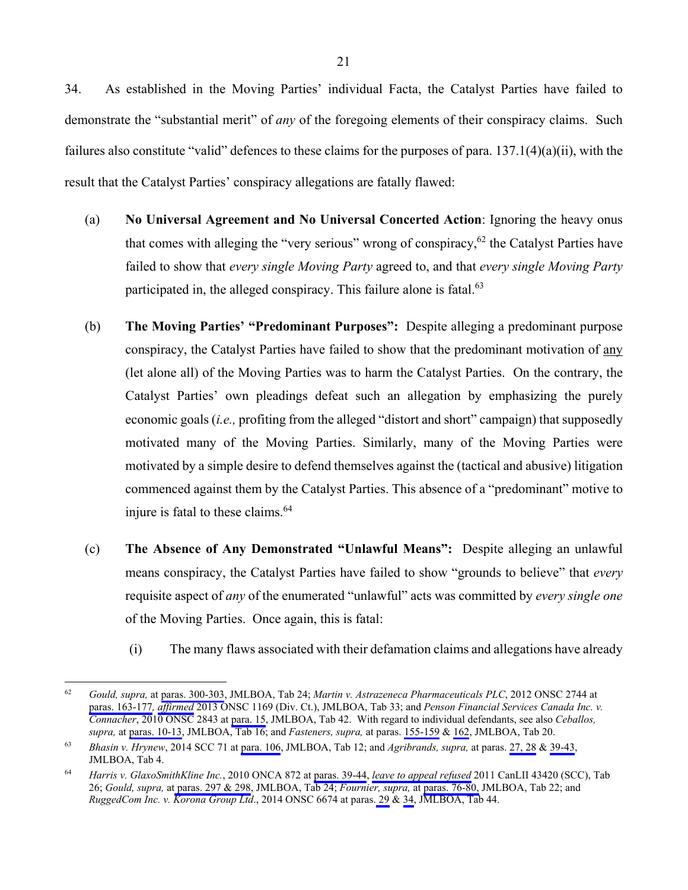34. As established in the Moving Parties' individual Facta, the Catalyst Parties have failed to demonstrate the "substantial merit" of *any* of the foregoing elements of their conspiracy claims. Such failures also constitute "valid" defences to these claims for the purposes of para. 137.1(4)(a)(ii), with the result that the Catalyst Parties' conspiracy allegations are fatally flawed:

(a) **No Universal Agreement and No Universal Concerted Action**: Ignoring the heavy onus that comes with alleging the "very serious" wrong of conspiracy,[62] the Catalyst Parties have failed to show that *every single Moving Party* agreed to, and that *every single Moving Party* participated in, the alleged conspiracy. This failure alone is fatal.[63]

(b) **The Moving Parties' "Predominant Purposes":** Despite alleging a predominant purpose conspiracy, the Catalyst Parties have failed to show that the predominant motivation of any (let alone all) of the Moving Parties was to harm the Catalyst Parties. On the contrary, the Catalyst Parties' own pleadings defeat such an allegation by emphasizing the purely economic goals (*i.e.,* profiting from the alleged "distort and short" campaign) that supposedly motivated many of the Moving Parties. Similarly, many of the Moving Parties were motivated by a simple desire to defend themselves against the (tactical and abusive) litigation commenced against them by the Catalyst Parties. This absence of a "predominant" motive to injure is fatal to these claims.[64]

(c) **The Absence of Any Demonstrated "Unlawful Means":** Despite alleging an unlawful means conspiracy, the Catalyst Parties have failed to show "grounds to believe" that *every* requisite aspect of *any* of the enumerated "unlawful" acts was committed by *every single one* of the Moving Parties. Once again, this is fatal:

    (i) The many flaws associated with their defamation claims and allegations have already

---

[62] *Gould, supra,* at paras. 300-303, JMLBOA, Tab 24; *Martin v. Astrazeneca Pharmaceuticals PLC*, 2012 ONSC 2744 at paras. 163-177*, affirmed* 2013 ONSC 1169 (Div. Ct.), JMLBOA, Tab 33; and *Penson Financial Services Canada Inc. v. Connacher*, 2010 ONSC 2843 at para. 15, JMLBOA, Tab 42. With regard to individual defendants, see also *Ceballos, supra,* at paras. 10-13, JMLBOA, Tab 16; and *Fasteners, supra,* at paras. 155-159 & 162, JMLBOA, Tab 20.

[63] *Bhasin v. Hrynew*, 2014 SCC 71 at para. 106, JMLBOA, Tab 12; and *Agribrands, supra,* at paras. 27, 28 & 39-43, JMLBOA, Tab 4.

[64] *Harris v. GlaxoSmithKline Inc.*, 2010 ONCA 872 at paras. 39-44, *leave to appeal refused* 2011 CanLII 43420 (SCC), Tab 26; *Gould, supra,* at paras. 297 & 298, JMLBOA, Tab 24; *Fournier, supra,* at paras. 76-80, JMLBOA, Tab 22; and *RuggedCom Inc. v. Korona Group Ltd*., 2014 ONSC 6674 at paras. 29 & 34, JMLBOA, Tab 44.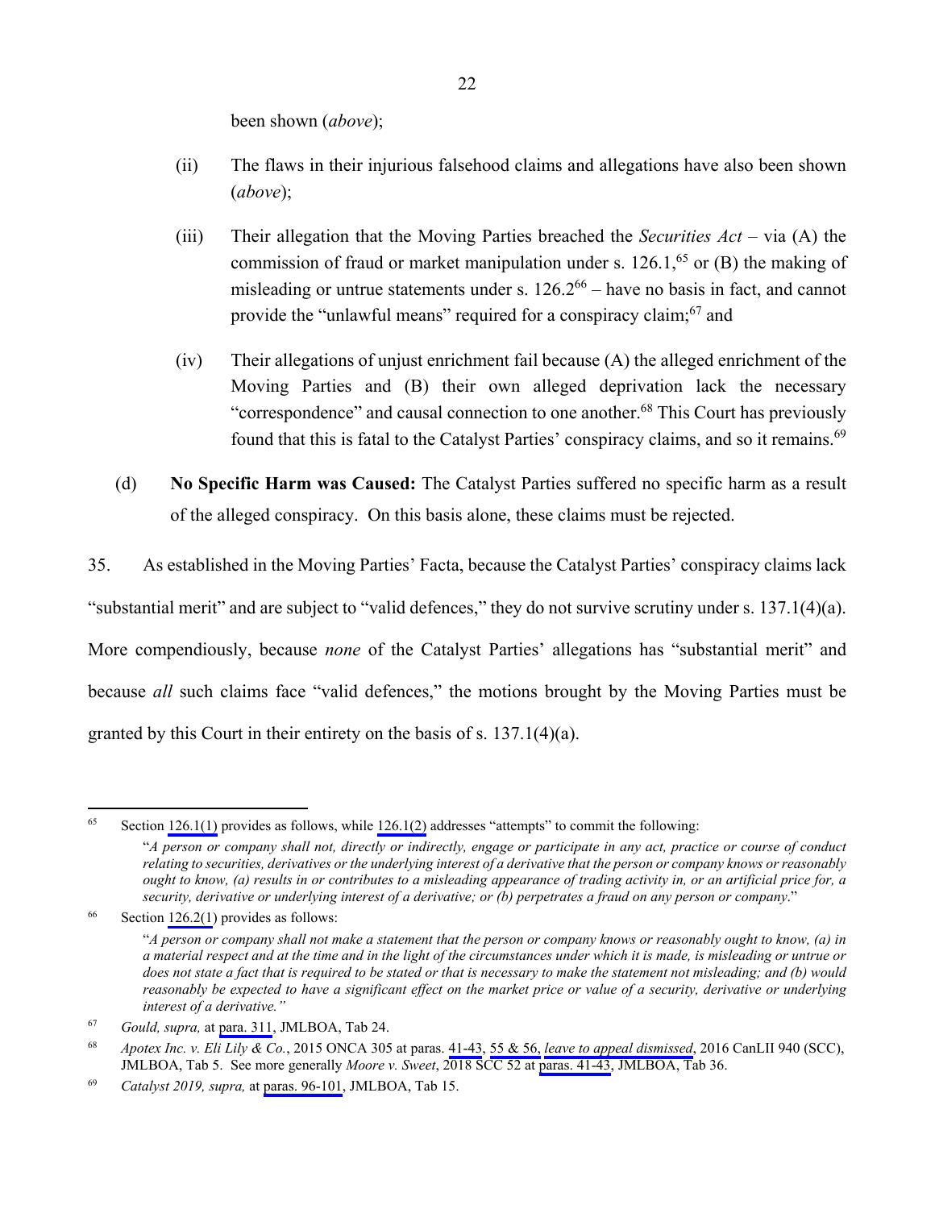been shown (*above*);

(ii) The flaws in their injurious falsehood claims and allegations have also been shown (*above*);

(iii) Their allegation that the Moving Parties breached the *Securities Act* – via (A) the commission of fraud or market manipulation under s. 126.1,[65] or (B) the making of misleading or untrue statements under s. 126.2[66] – have no basis in fact, and cannot provide the "unlawful means" required for a conspiracy claim;[67] and

(iv) Their allegations of unjust enrichment fail because (A) the alleged enrichment of the Moving Parties and (B) their own alleged deprivation lack the necessary "correspondence" and causal connection to one another.[68] This Court has previously found that this is fatal to the Catalyst Parties' conspiracy claims, and so it remains.[69]

(d) **No Specific Harm was Caused:** The Catalyst Parties suffered no specific harm as a result of the alleged conspiracy. On this basis alone, these claims must be rejected.

35. As established in the Moving Parties' Facta, because the Catalyst Parties' conspiracy claims lack "substantial merit" and are subject to "valid defences," they do not survive scrutiny under s. 137.1(4)(a). More compendiously, because *none* of the Catalyst Parties' allegations has "substantial merit" and because *all* such claims face "valid defences," the motions brought by the Moving Parties must be granted by this Court in their entirety on the basis of s. 137.1(4)(a).

---

[65] Section 126.1(1) provides as follows, while 126.1(2) addresses "attempts" to commit the following:

"*A person or company shall not, directly or indirectly, engage or participate in any act, practice or course of conduct relating to securities, derivatives or the underlying interest of a derivative that the person or company knows or reasonably ought to know, (a) results in or contributes to a misleading appearance of trading activity in, or an artificial price for, a security, derivative or underlying interest of a derivative; or (b) perpetrates a fraud on any person or company.*"

[66] Section 126.2(1) provides as follows:

"*A person or company shall not make a statement that the person or company knows or reasonably ought to know, (a) in a material respect and at the time and in the light of the circumstances under which it is made, is misleading or untrue or does not state a fact that is required to be stated or that is necessary to make the statement not misleading; and (b) would reasonably be expected to have a significant effect on the market price or value of a security, derivative or underlying interest of a derivative.*"

[67] *Gould, supra,* at para. 311, JMLBOA, Tab 24.

[68] *Apotex Inc. v. Eli Lily & Co.*, 2015 ONCA 305 at paras. 41-43, 55 & 56, *leave to appeal dismissed*, 2016 CanLII 940 (SCC), JMLBOA, Tab 5. See more generally *Moore v. Sweet*, 2018 SCC 52 at paras. 41-43, JMLBOA, Tab 36.

[69] *Catalyst 2019, supra,* at paras. 96-101, JMLBOA, Tab 15.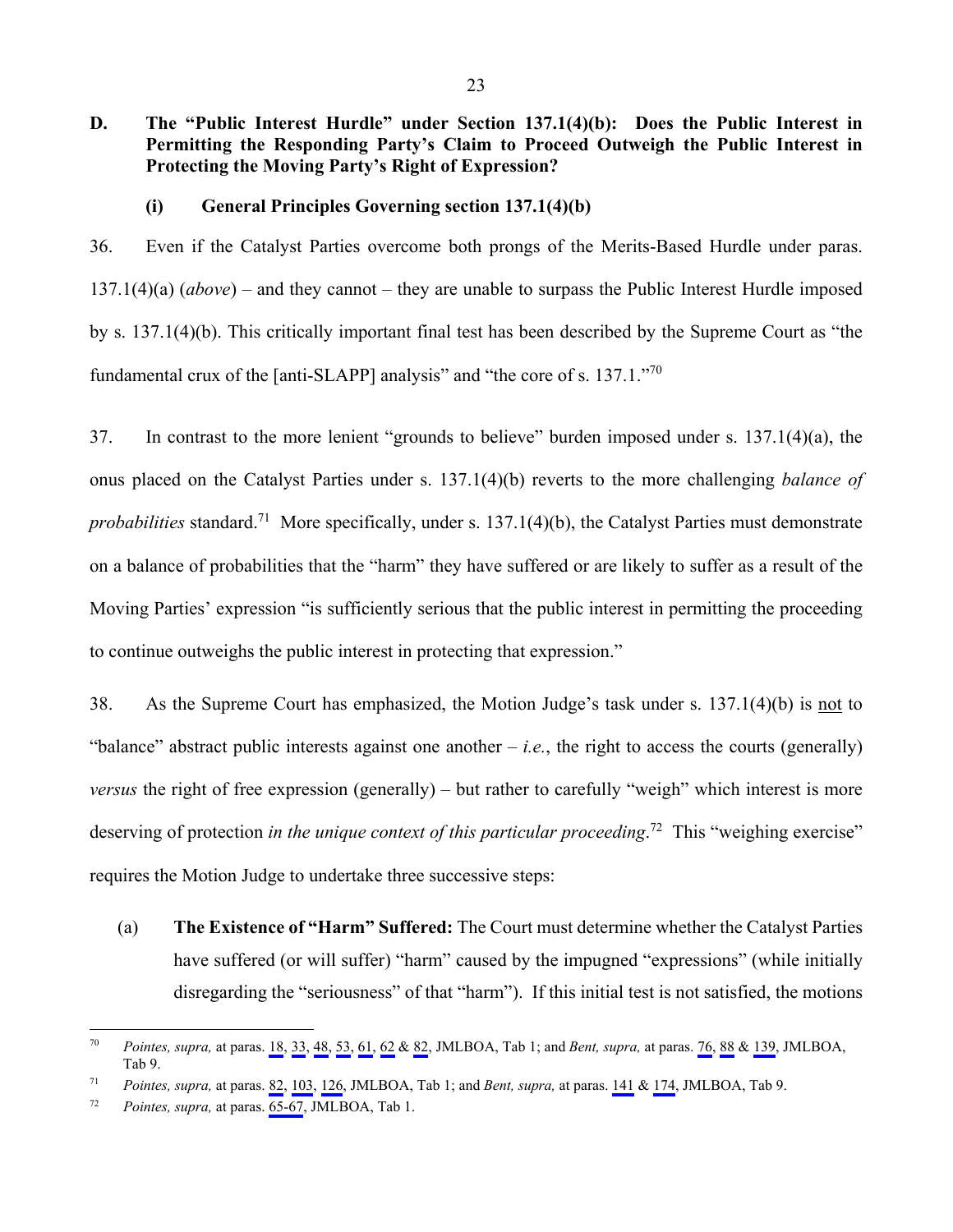## D. The "Public Interest Hurdle" under Section 137.1(4)(b): Does the Public Interest in Permitting the Responding Party's Claim to Proceed Outweigh the Public Interest in Protecting the Moving Party's Right of Expression?

### (i) General Principles Governing section 137.1(4)(b)

36. Even if the Catalyst Parties overcome both prongs of the Merits-Based Hurdle under paras. 137.1(4)(a) (*above*) – and they cannot – they are unable to surpass the Public Interest Hurdle imposed by s. 137.1(4)(b). This critically important final test has been described by the Supreme Court as "the fundamental crux of the [anti-SLAPP] analysis" and "the core of s. 137.1."[70]

37. In contrast to the more lenient "grounds to believe" burden imposed under s. 137.1(4)(a), the onus placed on the Catalyst Parties under s. 137.1(4)(b) reverts to the more challenging *balance of probabilities* standard.[71] More specifically, under s. 137.1(4)(b), the Catalyst Parties must demonstrate on a balance of probabilities that the "harm" they have suffered or are likely to suffer as a result of the Moving Parties' expression "is sufficiently serious that the public interest in permitting the proceeding to continue outweighs the public interest in protecting that expression."

38. As the Supreme Court has emphasized, the Motion Judge's task under s. 137.1(4)(b) is not to "balance" abstract public interests against one another – *i.e.*, the right to access the courts (generally) *versus* the right of free expression (generally) – but rather to carefully "weigh" which interest is more deserving of protection *in the unique context of this particular proceeding*.[72] This "weighing exercise" requires the Motion Judge to undertake three successive steps:

(a) **The Existence of "Harm" Suffered:** The Court must determine whether the Catalyst Parties have suffered (or will suffer) "harm" caused by the impugned "expressions" (while initially disregarding the "seriousness" of that "harm"). If this initial test is not satisfied, the motions

---

[70] *Pointes, supra,* at paras. 18, 33, 48, 53, 61, 62 & 82, JMLBOA, Tab 1; and *Bent, supra,* at paras. 76, 88 & 139, JMLBOA, Tab 9.

[71] *Pointes, supra,* at paras. 82, 103, 126, JMLBOA, Tab 1; and *Bent, supra,* at paras. 141 & 174, JMLBOA, Tab 9.

[72] *Pointes, supra,* at paras. 65-67, JMLBOA, Tab 1.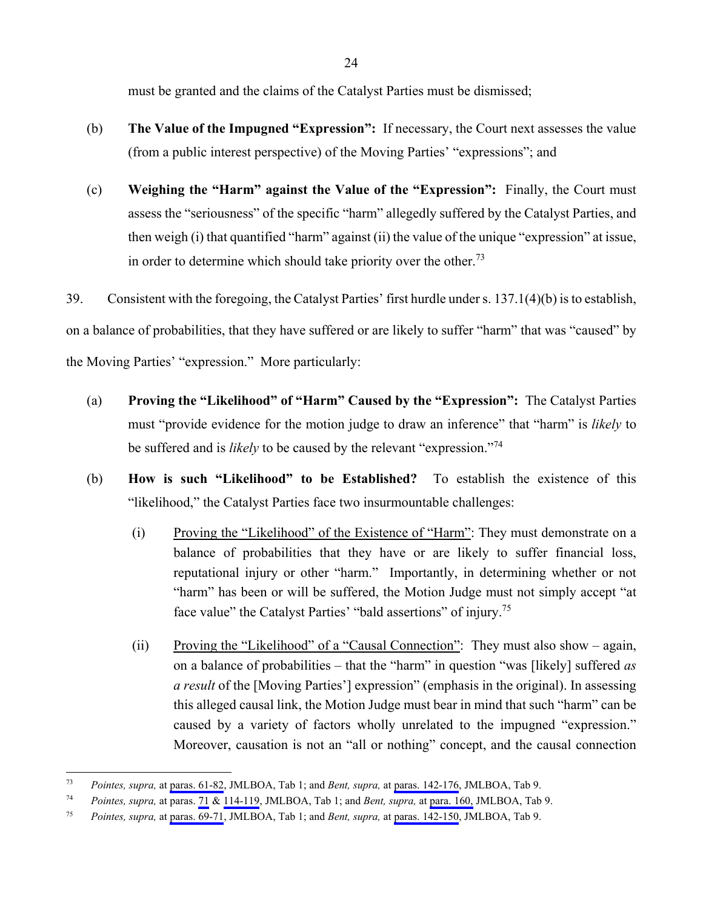must be granted and the claims of the Catalyst Parties must be dismissed;

(b) **The Value of the Impugned "Expression":** If necessary, the Court next assesses the value (from a public interest perspective) of the Moving Parties' "expressions"; and

(c) **Weighing the "Harm" against the Value of the "Expression":** Finally, the Court must assess the "seriousness" of the specific "harm" allegedly suffered by the Catalyst Parties, and then weigh (i) that quantified "harm" against (ii) the value of the unique "expression" at issue, in order to determine which should take priority over the other.[73]

39. Consistent with the foregoing, the Catalyst Parties' first hurdle under s. 137.1(4)(b) is to establish, on a balance of probabilities, that they have suffered or are likely to suffer "harm" that was "caused" by the Moving Parties' "expression." More particularly:

(a) **Proving the "Likelihood" of "Harm" Caused by the "Expression":** The Catalyst Parties must "provide evidence for the motion judge to draw an inference" that "harm" is *likely* to be suffered and is *likely* to be caused by the relevant "expression."[74]

(b) **How is such "Likelihood" to be Established?** To establish the existence of this "likelihood," the Catalyst Parties face two insurmountable challenges:

  (i) Proving the "Likelihood" of the Existence of "Harm": They must demonstrate on a balance of probabilities that they have or are likely to suffer financial loss, reputational injury or other "harm." Importantly, in determining whether or not "harm" has been or will be suffered, the Motion Judge must not simply accept "at face value" the Catalyst Parties' "bald assertions" of injury.[75]

  (ii) Proving the "Likelihood" of a "Causal Connection": They must also show – again, on a balance of probabilities – that the "harm" in question "was [likely] suffered *as a result* of the [Moving Parties'] expression" (emphasis in the original). In assessing this alleged causal link, the Motion Judge must bear in mind that such "harm" can be caused by a variety of factors wholly unrelated to the impugned "expression." Moreover, causation is not an "all or nothing" concept, and the causal connection

---

[73] *Pointes, supra,* at paras. 61-82, JMLBOA, Tab 1; and *Bent, supra,* at paras. 142-176, JMLBOA, Tab 9.

[74] *Pointes, supra,* at paras. 71 & 114-119, JMLBOA, Tab 1; and *Bent, supra,* at para. 160, JMLBOA, Tab 9.

[75] *Pointes, supra,* at paras. 69-71, JMLBOA, Tab 1; and *Bent, supra,* at paras. 142-150, JMLBOA, Tab 9.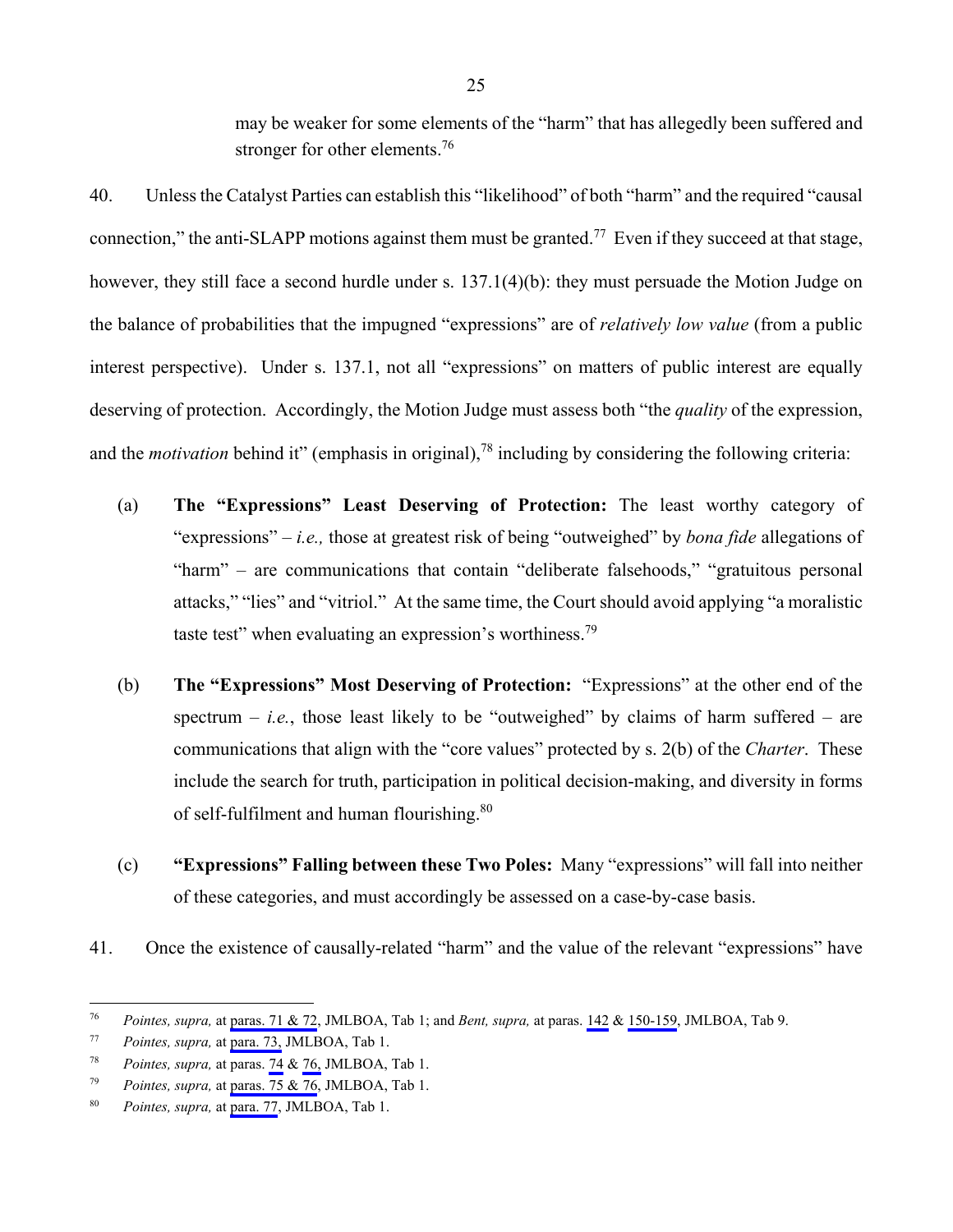may be weaker for some elements of the "harm" that has allegedly been suffered and stronger for other elements.[76]

40. Unless the Catalyst Parties can establish this "likelihood" of both "harm" and the required "causal connection," the anti-SLAPP motions against them must be granted.[77] Even if they succeed at that stage, however, they still face a second hurdle under s. 137.1(4)(b): they must persuade the Motion Judge on the balance of probabilities that the impugned "expressions" are of *relatively low value* (from a public interest perspective). Under s. 137.1, not all "expressions" on matters of public interest are equally deserving of protection. Accordingly, the Motion Judge must assess both "the *quality* of the expression, and the *motivation* behind it" (emphasis in original),[78] including by considering the following criteria:

(a) **The "Expressions" Least Deserving of Protection:** The least worthy category of "expressions" – *i.e.,* those at greatest risk of being "outweighed" by *bona fide* allegations of "harm" – are communications that contain "deliberate falsehoods," "gratuitous personal attacks," "lies" and "vitriol." At the same time, the Court should avoid applying "a moralistic taste test" when evaluating an expression's worthiness.[79]

(b) **The "Expressions" Most Deserving of Protection:** "Expressions" at the other end of the spectrum – *i.e.*, those least likely to be "outweighed" by claims of harm suffered – are communications that align with the "core values" protected by s. 2(b) of the *Charter*. These include the search for truth, participation in political decision-making, and diversity in forms of self-fulfilment and human flourishing.[80]

(c) **"Expressions" Falling between these Two Poles:** Many "expressions" will fall into neither of these categories, and must accordingly be assessed on a case-by-case basis.

41. Once the existence of causally-related "harm" and the value of the relevant "expressions" have

---

[76] *Pointes, supra,* at paras. 71 & 72, JMLBOA, Tab 1; and *Bent, supra,* at paras. 142 & 150-159, JMLBOA, Tab 9.

[77] *Pointes, supra,* at para. 73, JMLBOA, Tab 1.

[78] *Pointes, supra,* at paras. 74 & 76, JMLBOA, Tab 1.

[79] *Pointes, supra,* at paras. 75 & 76, JMLBOA, Tab 1.

[80] *Pointes, supra,* at para. 77, JMLBOA, Tab 1.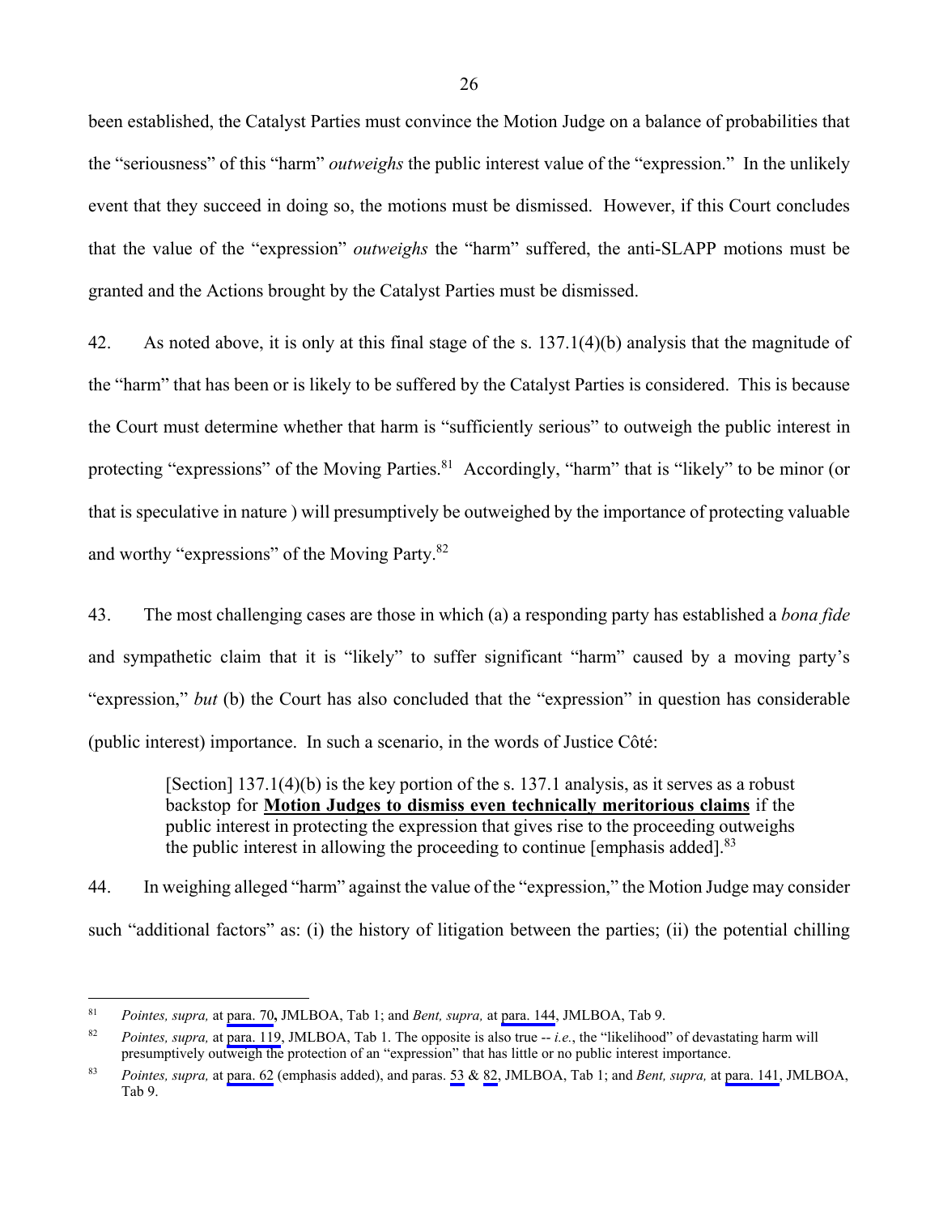been established, the Catalyst Parties must convince the Motion Judge on a balance of probabilities that the "seriousness" of this "harm" *outweighs* the public interest value of the "expression." In the unlikely event that they succeed in doing so, the motions must be dismissed. However, if this Court concludes that the value of the "expression" *outweighs* the "harm" suffered, the anti-SLAPP motions must be granted and the Actions brought by the Catalyst Parties must be dismissed.

42. As noted above, it is only at this final stage of the s. 137.1(4)(b) analysis that the magnitude of the "harm" that has been or is likely to be suffered by the Catalyst Parties is considered. This is because the Court must determine whether that harm is "sufficiently serious" to outweigh the public interest in protecting "expressions" of the Moving Parties.[81] Accordingly, "harm" that is "likely" to be minor (or that is speculative in nature ) will presumptively be outweighed by the importance of protecting valuable and worthy "expressions" of the Moving Party.[82]

43. The most challenging cases are those in which (a) a responding party has established a *bona fide* and sympathetic claim that it is "likely" to suffer significant "harm" caused by a moving party's "expression," *but* (b) the Court has also concluded that the "expression" in question has considerable (public interest) importance. In such a scenario, in the words of Justice Côté:

> [Section] 137.1(4)(b) is the key portion of the s. 137.1 analysis, as it serves as a robust backstop for **<u>Motion Judges to dismiss even technically meritorious claims</u>** if the public interest in protecting the expression that gives rise to the proceeding outweighs the public interest in allowing the proceeding to continue [emphasis added].[83]

44. In weighing alleged "harm" against the value of the "expression," the Motion Judge may consider such "additional factors" as: (i) the history of litigation between the parties; (ii) the potential chilling

---

[81] *Pointes, supra,* at para. 70**,** JMLBOA, Tab 1; and *Bent, supra,* at para. 144, JMLBOA, Tab 9.

[82] *Pointes, supra,* at para. 119, JMLBOA, Tab 1. The opposite is also true -- *i.e.*, the "likelihood" of devastating harm will presumptively outweigh the protection of an "expression" that has little or no public interest importance.

[83] *Pointes, supra,* at para. 62 (emphasis added), and paras. 53 & 82, JMLBOA, Tab 1; and *Bent, supra,* at para. 141, JMLBOA, Tab 9.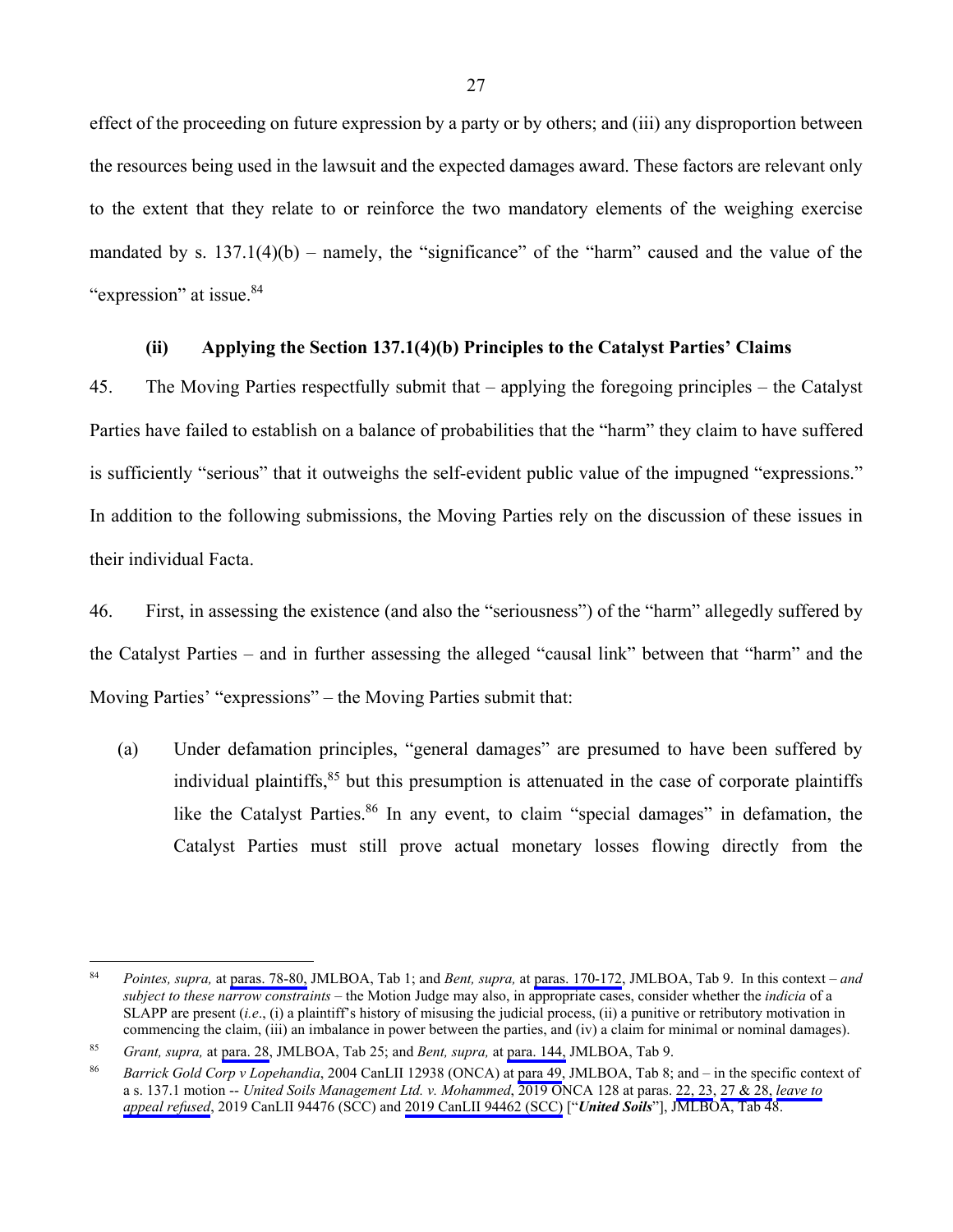effect of the proceeding on future expression by a party or by others; and (iii) any disproportion between the resources being used in the lawsuit and the expected damages award. These factors are relevant only to the extent that they relate to or reinforce the two mandatory elements of the weighing exercise mandated by s. 137.1(4)(b) – namely, the "significance" of the "harm" caused and the value of the "expression" at issue.[84]

### (ii) Applying the Section 137.1(4)(b) Principles to the Catalyst Parties' Claims

45. The Moving Parties respectfully submit that – applying the foregoing principles – the Catalyst Parties have failed to establish on a balance of probabilities that the "harm" they claim to have suffered is sufficiently "serious" that it outweighs the self-evident public value of the impugned "expressions." In addition to the following submissions, the Moving Parties rely on the discussion of these issues in their individual Facta.

46. First, in assessing the existence (and also the "seriousness") of the "harm" allegedly suffered by the Catalyst Parties – and in further assessing the alleged "causal link" between that "harm" and the Moving Parties' "expressions" – the Moving Parties submit that:

(a) Under defamation principles, "general damages" are presumed to have been suffered by individual plaintiffs,[85] but this presumption is attenuated in the case of corporate plaintiffs like the Catalyst Parties.[86] In any event, to claim "special damages" in defamation, the Catalyst Parties must still prove actual monetary losses flowing directly from the

---

[84] *Pointes, supra,* at paras. 78-80, JMLBOA, Tab 1; and *Bent, supra,* at paras. 170-172, JMLBOA, Tab 9. In this context – *and subject to these narrow constraints* – the Motion Judge may also, in appropriate cases, consider whether the *indicia* of a SLAPP are present (*i.e*., (i) a plaintiff's history of misusing the judicial process, (ii) a punitive or retributory motivation in commencing the claim, (iii) an imbalance in power between the parties, and (iv) a claim for minimal or nominal damages).

[85] *Grant, supra,* at para. 28, JMLBOA, Tab 25; and *Bent, supra,* at para. 144, JMLBOA, Tab 9.

[86] *Barrick Gold Corp v Lopehandia*, 2004 CanLII 12938 (ONCA) at para 49, JMLBOA, Tab 8; and – in the specific context of a s. 137.1 motion -- *United Soils Management Ltd. v. Mohammed*, 2019 ONCA 128 at paras. 22, 23, 27 & 28, *leave to appeal refused*, 2019 CanLII 94476 (SCC) and 2019 CanLII 94462 (SCC) ["***United Soils***"], JMLBOA, Tab 48.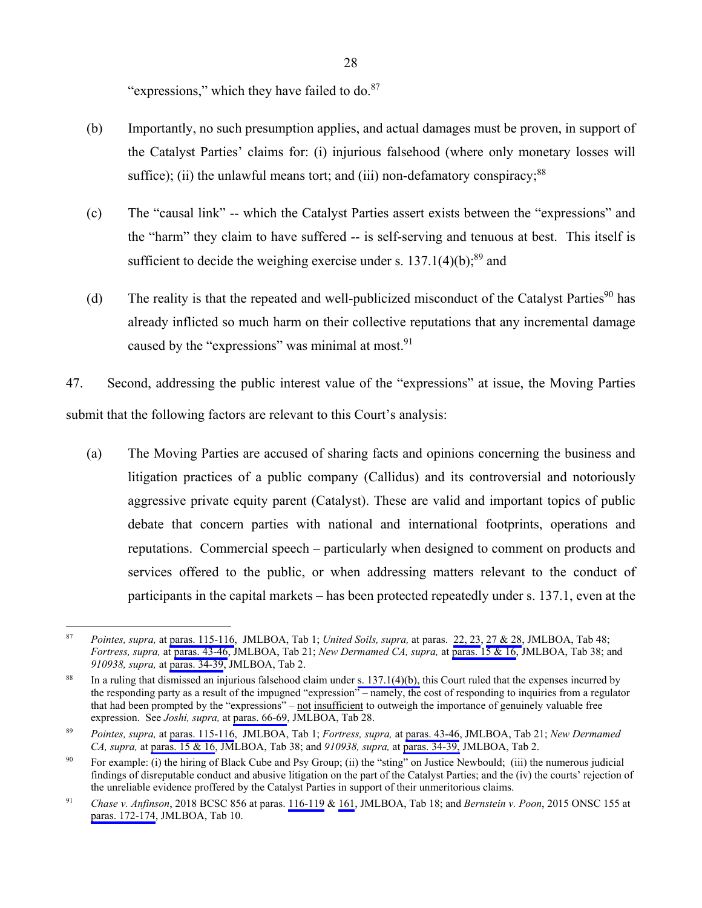"expressions," which they have failed to do.[87]

(b) Importantly, no such presumption applies, and actual damages must be proven, in support of the Catalyst Parties' claims for: (i) injurious falsehood (where only monetary losses will suffice); (ii) the unlawful means tort; and (iii) non-defamatory conspiracy;[88]

(c) The "causal link" -- which the Catalyst Parties assert exists between the "expressions" and the "harm" they claim to have suffered -- is self-serving and tenuous at best. This itself is sufficient to decide the weighing exercise under s. 137.1(4)(b);[89] and

(d) The reality is that the repeated and well-publicized misconduct of the Catalyst Parties[90] has already inflicted so much harm on their collective reputations that any incremental damage caused by the "expressions" was minimal at most.[91]

47. Second, addressing the public interest value of the "expressions" at issue, the Moving Parties submit that the following factors are relevant to this Court's analysis:

(a) The Moving Parties are accused of sharing facts and opinions concerning the business and litigation practices of a public company (Callidus) and its controversial and notoriously aggressive private equity parent (Catalyst). These are valid and important topics of public debate that concern parties with national and international footprints, operations and reputations. Commercial speech – particularly when designed to comment on products and services offered to the public, or when addressing matters relevant to the conduct of participants in the capital markets – has been protected repeatedly under s. 137.1, even at the

---

[87] *Pointes, supra,* at paras. 115-116, JMLBOA, Tab 1; *United Soils, supra,* at paras. 22, 23, 27 & 28, JMLBOA, Tab 48; *Fortress, supra,* at paras. 43-46, JMLBOA, Tab 21; *New Dermamed CA, supra,* at paras. 15 & 16, JMLBOA, Tab 38; and *910938, supra,* at paras. 34-39, JMLBOA, Tab 2.

[88] In a ruling that dismissed an injurious falsehood claim under s. 137.1(4)(b), this Court ruled that the expenses incurred by the responding party as a result of the impugned "expression" – namely, the cost of responding to inquiries from a regulator that had been prompted by the "expressions" – not insufficient to outweigh the importance of genuinely valuable free expression. See *Joshi, supra,* at paras. 66-69, JMLBOA, Tab 28.

[89] *Pointes, supra,* at paras. 115-116, JMLBOA, Tab 1; *Fortress, supra,* at paras. 43-46, JMLBOA, Tab 21; *New Dermamed CA, supra,* at paras. 15 & 16, JMLBOA, Tab 38; and *910938, supra,* at paras. 34-39, JMLBOA, Tab 2.

[90] For example: (i) the hiring of Black Cube and Psy Group; (ii) the "sting" on Justice Newbould; (iii) the numerous judicial findings of disreputable conduct and abusive litigation on the part of the Catalyst Parties; and the (iv) the courts' rejection of the unreliable evidence proffered by the Catalyst Parties in support of their unmeritorious claims.

[91] *Chase v. Anfinson*, 2018 BCSC 856 at paras. 116-119 & 161, JMLBOA, Tab 18; and *Bernstein v. Poon*, 2015 ONSC 155 at paras. 172-174, JMLBOA, Tab 10.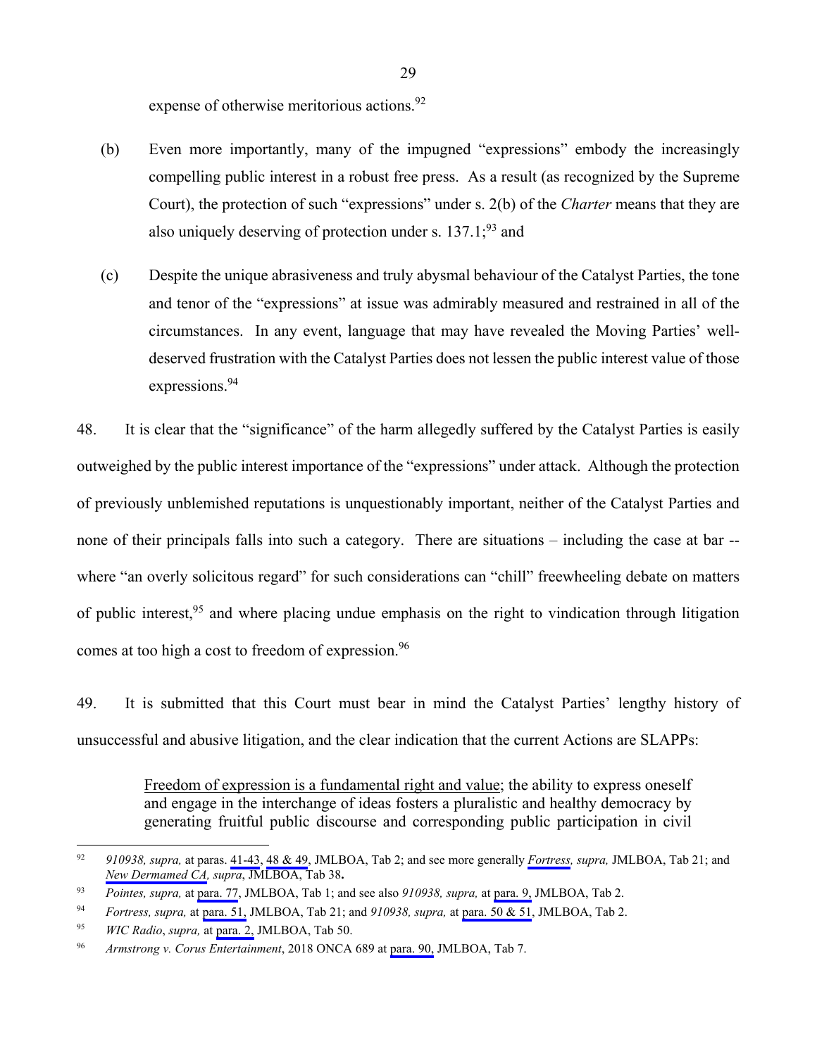expense of otherwise meritorious actions.[92]

(b) Even more importantly, many of the impugned "expressions" embody the increasingly compelling public interest in a robust free press. As a result (as recognized by the Supreme Court), the protection of such "expressions" under s. 2(b) of the *Charter* means that they are also uniquely deserving of protection under s. 137.1;[93] and

(c) Despite the unique abrasiveness and truly abysmal behaviour of the Catalyst Parties, the tone and tenor of the "expressions" at issue was admirably measured and restrained in all of the circumstances. In any event, language that may have revealed the Moving Parties' well-deserved frustration with the Catalyst Parties does not lessen the public interest value of those expressions.[94]

48. It is clear that the "significance" of the harm allegedly suffered by the Catalyst Parties is easily outweighed by the public interest importance of the "expressions" under attack. Although the protection of previously unblemished reputations is unquestionably important, neither of the Catalyst Parties and none of their principals falls into such a category. There are situations – including the case at bar -- where "an overly solicitous regard" for such considerations can "chill" freewheeling debate on matters of public interest,[95] and where placing undue emphasis on the right to vindication through litigation comes at too high a cost to freedom of expression.[96]

49. It is submitted that this Court must bear in mind the Catalyst Parties' lengthy history of unsuccessful and abusive litigation, and the clear indication that the current Actions are SLAPPs:

> Freedom of expression is a fundamental right and value; the ability to express oneself and engage in the interchange of ideas fosters a pluralistic and healthy democracy by generating fruitful public discourse and corresponding public participation in civil

---

[92] *910938, supra,* at paras. 41-43, 48 & 49, JMLBOA, Tab 2; and see more generally *Fortress, supra,* JMLBOA, Tab 21; and *New Dermamed CA, supra*, JMLBOA, Tab 38**.**

[93] *Pointes, supra,* at para. 77, JMLBOA, Tab 1; and see also *910938, supra,* at para. 9, JMLBOA, Tab 2.

[94] *Fortress, supra,* at para. 51, JMLBOA, Tab 21; and *910938, supra,* at para. 50 & 51, JMLBOA, Tab 2.

[95] *WIC Radio*, *supra,* at para. 2, JMLBOA, Tab 50.

[96] *Armstrong v. Corus Entertainment*, 2018 ONCA 689 at para. 90, JMLBOA, Tab 7.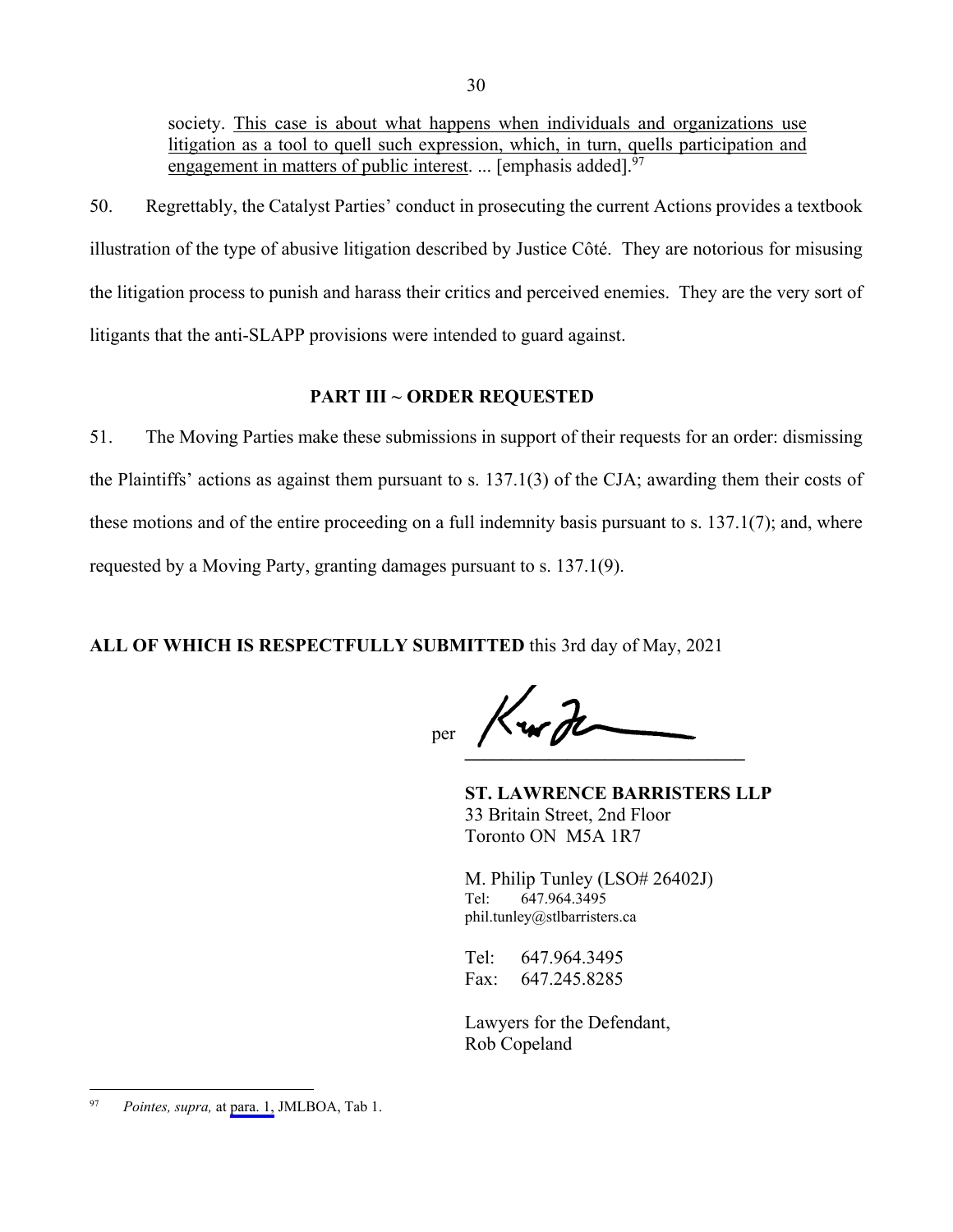society. <u>This case is about what happens when individuals and organizations use litigation as a tool to quell such expression, which, in turn, quells participation and engagement in matters of public interest</u>. ... [emphasis added].[97]

50. Regrettably, the Catalyst Parties' conduct in prosecuting the current Actions provides a textbook illustration of the type of abusive litigation described by Justice Côté. They are notorious for misusing the litigation process to punish and harass their critics and perceived enemies. They are the very sort of litigants that the anti-SLAPP provisions were intended to guard against.

## PART III ~ ORDER REQUESTED

51. The Moving Parties make these submissions in support of their requests for an order: dismissing the Plaintiffs' actions as against them pursuant to s. 137.1(3) of the CJA; awarding them their costs of these motions and of the entire proceeding on a full indemnity basis pursuant to s. 137.1(7); and, where requested by a Moving Party, granting damages pursuant to s. 137.1(9).

**ALL OF WHICH IS RESPECTFULLY SUBMITTED** this 3rd day of May, 2021

per ______________________________

**ST. LAWRENCE BARRISTERS LLP**
33 Britain Street, 2nd Floor
Toronto ON M5A 1R7

M. Philip Tunley (LSO# 26402J)
Tel: 647.964.3495
phil.tunley@stlbarristers.ca

Tel: 647.964.3495
Fax: 647.245.8285

Lawyers for the Defendant,
Rob Copeland

---

[97] *Pointes, supra,* at para. 1, JMLBOA, Tab 1.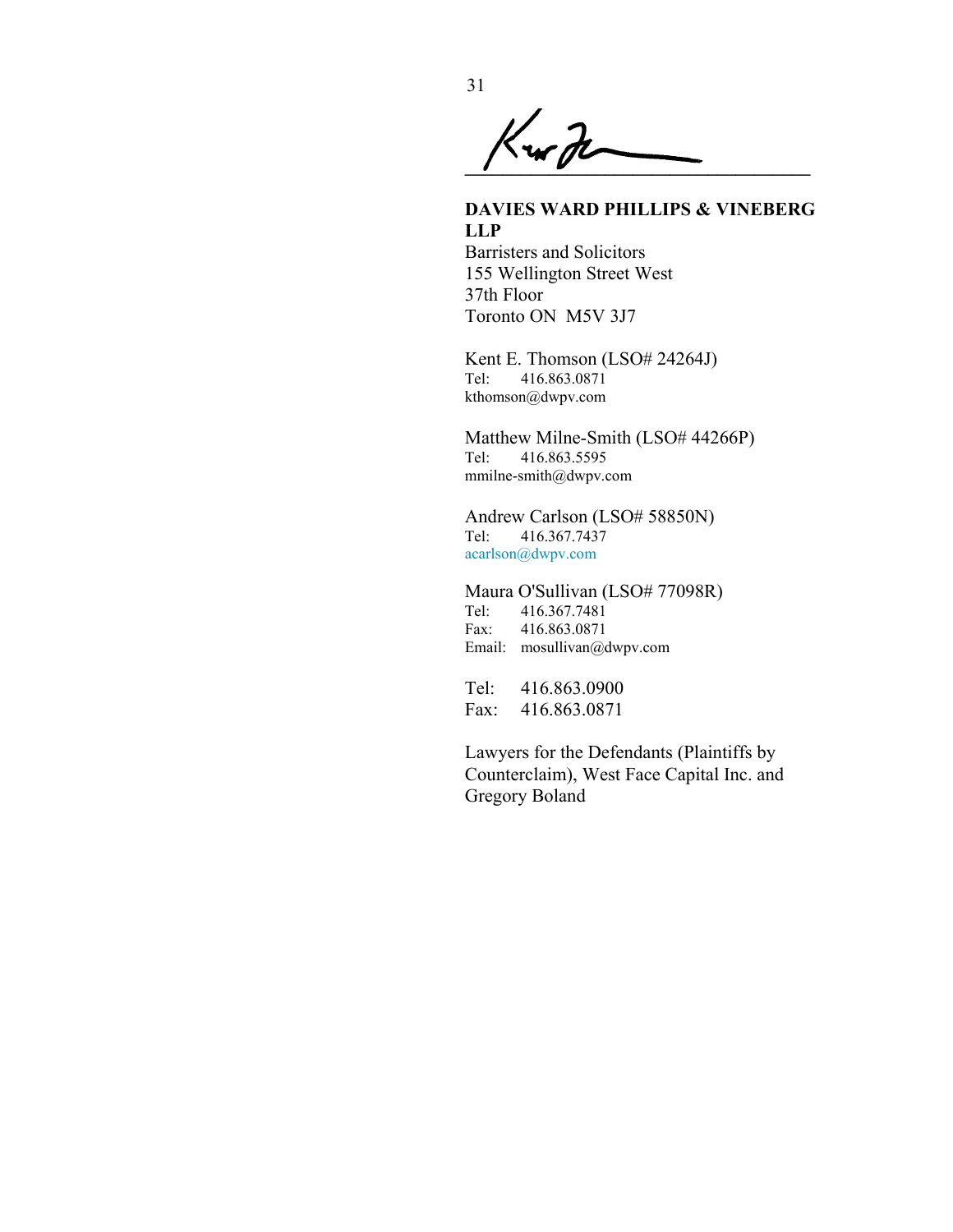\_\_\_\_\_\_\_\_\_\_\_\_\_\_\_\_\_\_\_\_\_\_\_\_\_\_\_\_\_\_\_\_\_\_

**DAVIES WARD PHILLIPS & VINEBERG LLP**
Barristers and Solicitors
155 Wellington Street West
37th Floor
Toronto ON  M5V 3J7

Kent E. Thomson (LSO# 24264J)
Tel: 416.863.0871
kthomson@dwpv.com

Matthew Milne-Smith (LSO# 44266P)
Tel: 416.863.5595
mmilne-smith@dwpv.com

Andrew Carlson (LSO# 58850N)
Tel: 416.367.7437
acarlson@dwpv.com

Maura O'Sullivan (LSO# 77098R)
Tel: 416.367.7481
Fax: 416.863.0871
Email: mosullivan@dwpv.com

Tel: 416.863.0900
Fax: 416.863.0871

Lawyers for the Defendants (Plaintiffs by Counterclaim), West Face Capital Inc. and Gregory Boland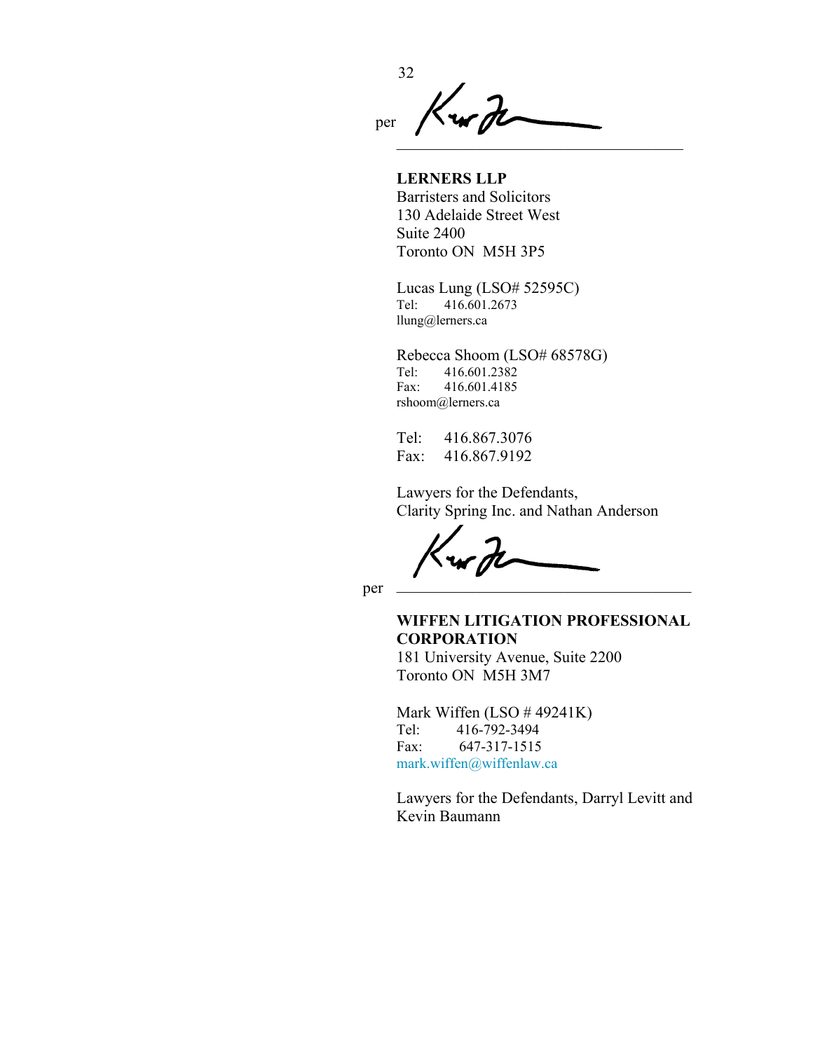per ____________________________________

**LERNERS LLP**
Barristers and Solicitors
130 Adelaide Street West
Suite 2400
Toronto ON M5H 3P5

Lucas Lung (LSO# 52595C)
Tel: 416.601.2673
llung@lerners.ca

Rebecca Shoom (LSO# 68578G)
Tel: 416.601.2382
Fax: 416.601.4185
rshoom@lerners.ca

Tel: 416.867.3076
Fax: 416.867.9192

Lawyers for the Defendants,
Clarity Spring Inc. and Nathan Anderson

per ____________________________________

**WIFFEN LITIGATION PROFESSIONAL CORPORATION**
181 University Avenue, Suite 2200
Toronto ON M5H 3M7

Mark Wiffen (LSO # 49241K)
Tel: 416-792-3494
Fax: 647-317-1515
mark.wiffen@wiffenlaw.ca

Lawyers for the Defendants, Darryl Levitt and Kevin Baumann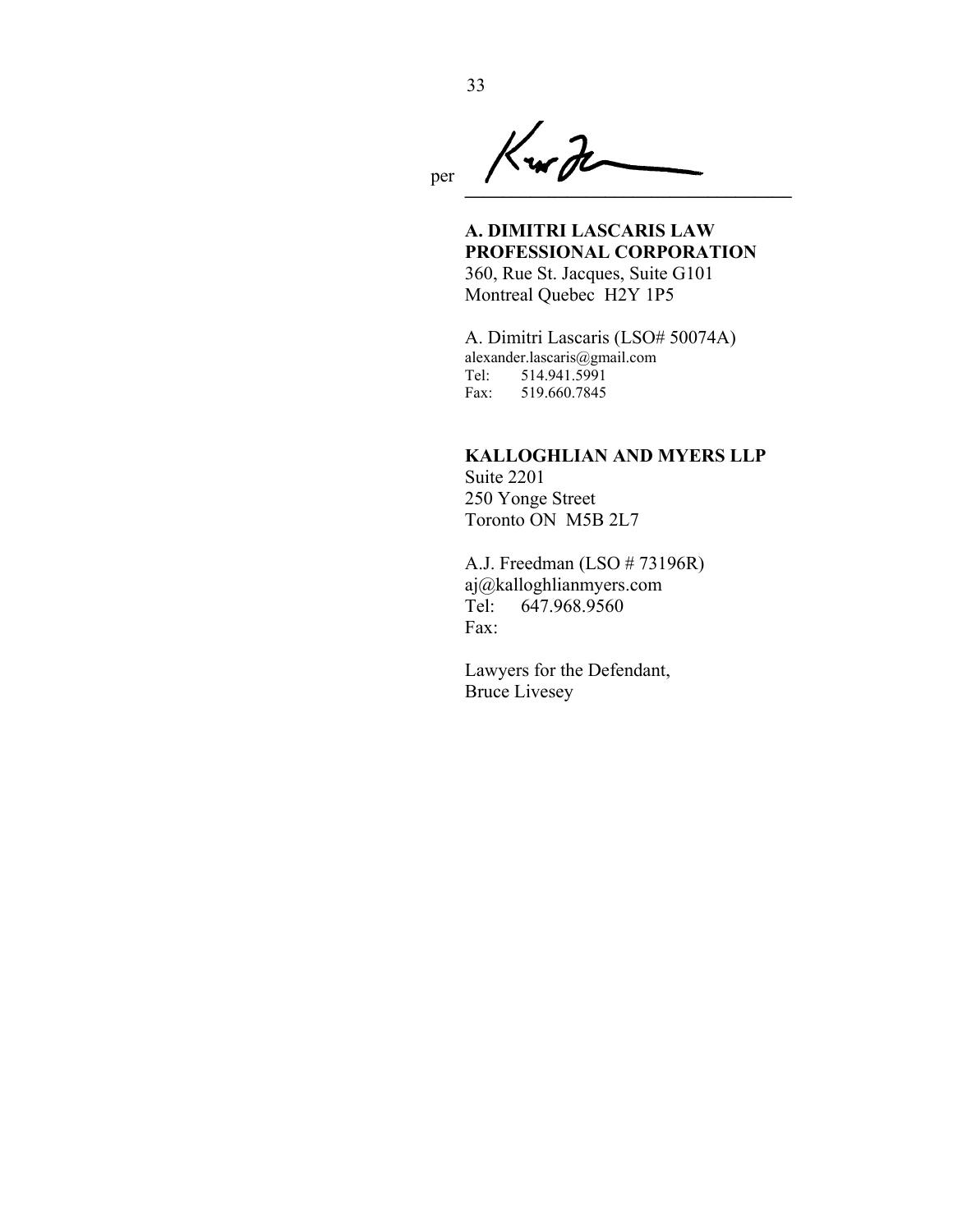per \_\_\_\_\_\_\_\_\_\_\_\_\_\_\_\_\_\_\_\_\_\_\_\_\_\_\_\_\_\_\_\_\_\_

**A. DIMITRI LASCARIS LAW PROFESSIONAL CORPORATION**
360, Rue St. Jacques, Suite G101
Montreal Quebec H2Y 1P5

A. Dimitri Lascaris (LSO# 50074A)
alexander.lascaris@gmail.com
Tel: 514.941.5991
Fax: 519.660.7845

**KALLOGHLIAN AND MYERS LLP**
Suite 2201
250 Yonge Street
Toronto ON M5B 2L7

A.J. Freedman (LSO # 73196R)
aj@kalloghlianmyers.com
Tel: 647.968.9560
Fax:

Lawyers for the Defendant,
Bruce Livesey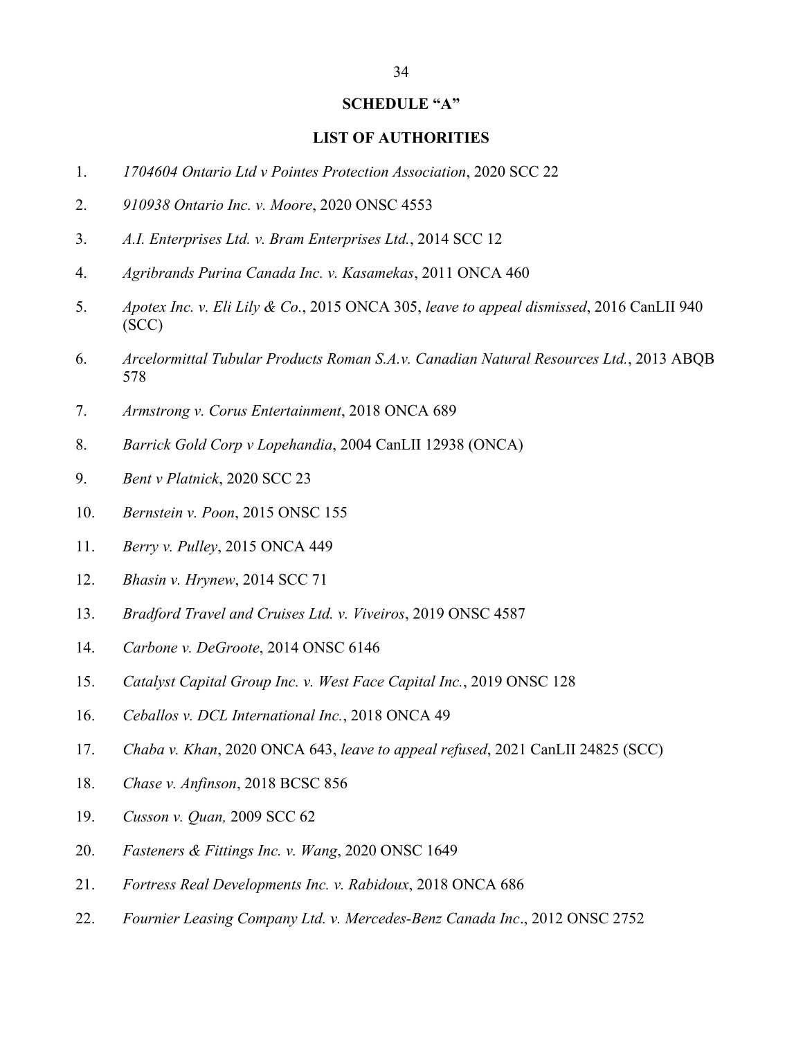## SCHEDULE "A"

## LIST OF AUTHORITIES

1. *1704604 Ontario Ltd v Pointes Protection Association*, 2020 SCC 22
2. *910938 Ontario Inc. v. Moore*, 2020 ONSC 4553
3. *A.I. Enterprises Ltd. v. Bram Enterprises Ltd.*, 2014 SCC 12
4. *Agribrands Purina Canada Inc. v. Kasamekas*, 2011 ONCA 460
5. *Apotex Inc. v. Eli Lily & Co.*, 2015 ONCA 305, *leave to appeal dismissed*, 2016 CanLII 940 (SCC)
6. *Arcelormittal Tubular Products Roman S.A.v. Canadian Natural Resources Ltd.*, 2013 ABQB 578
7. *Armstrong v. Corus Entertainment*, 2018 ONCA 689
8. *Barrick Gold Corp v Lopehandia*, 2004 CanLII 12938 (ONCA)
9. *Bent v Platnick*, 2020 SCC 23
10. *Bernstein v. Poon*, 2015 ONSC 155
11. *Berry v. Pulley*, 2015 ONCA 449
12. *Bhasin v. Hrynew*, 2014 SCC 71
13. *Bradford Travel and Cruises Ltd. v. Viveiros*, 2019 ONSC 4587
14. *Carbone v. DeGroote*, 2014 ONSC 6146
15. *Catalyst Capital Group Inc. v. West Face Capital Inc.*, 2019 ONSC 128
16. *Ceballos v. DCL International Inc.*, 2018 ONCA 49
17. *Chaba v. Khan*, 2020 ONCA 643, *leave to appeal refused*, 2021 CanLII 24825 (SCC)
18. *Chase v. Anfinson*, 2018 BCSC 856
19. *Cusson v. Quan,* 2009 SCC 62
20. *Fasteners & Fittings Inc. v. Wang*, 2020 ONSC 1649
21. *Fortress Real Developments Inc. v. Rabidoux*, 2018 ONCA 686
22. *Fournier Leasing Company Ltd. v. Mercedes-Benz Canada Inc*., 2012 ONSC 2752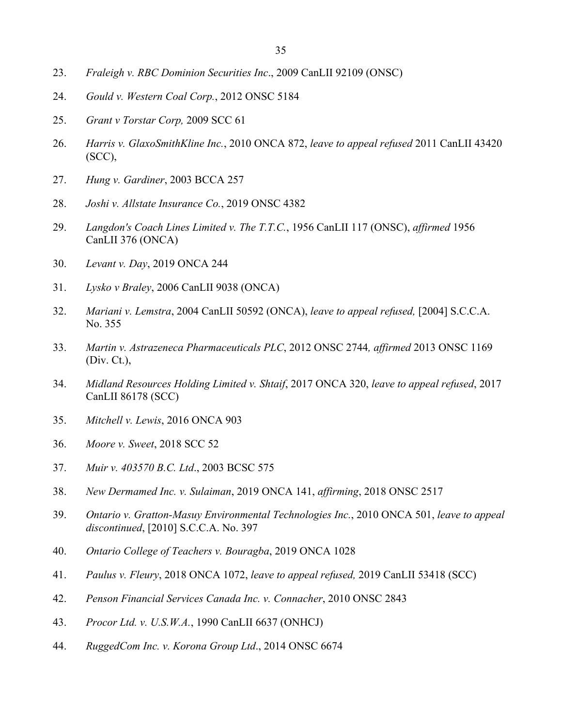23. *Fraleigh v. RBC Dominion Securities Inc*., 2009 CanLII 92109 (ONSC)

24. *Gould v. Western Coal Corp.*, 2012 ONSC 5184

25. *Grant v Torstar Corp,* 2009 SCC 61

26. *Harris v. GlaxoSmithKline Inc.*, 2010 ONCA 872, *leave to appeal refused* 2011 CanLII 43420 (SCC),

27. *Hung v. Gardiner*, 2003 BCCA 257

28. *Joshi v. Allstate Insurance Co.*, 2019 ONSC 4382

29. *Langdon's Coach Lines Limited v. The T.T.C.*, 1956 CanLII 117 (ONSC), *affirmed* 1956 CanLII 376 (ONCA)

30. *Levant v. Day*, 2019 ONCA 244

31. *Lysko v Braley*, 2006 CanLII 9038 (ONCA)

32. *Mariani v. Lemstra*, 2004 CanLII 50592 (ONCA), *leave to appeal refused,* [2004] S.C.C.A. No. 355

33. *Martin v. Astrazeneca Pharmaceuticals PLC*, 2012 ONSC 2744*, affirmed* 2013 ONSC 1169 (Div. Ct.),

34. *Midland Resources Holding Limited v. Shtaif*, 2017 ONCA 320, *leave to appeal refused*, 2017 CanLII 86178 (SCC)

35. *Mitchell v. Lewis*, 2016 ONCA 903

36. *Moore v. Sweet*, 2018 SCC 52

37. *Muir v. 403570 B.C. Ltd*., 2003 BCSC 575

38. *New Dermamed Inc. v. Sulaiman*, 2019 ONCA 141, *affirming*, 2018 ONSC 2517

39. *Ontario v. Gratton-Masuy Environmental Technologies Inc.*, 2010 ONCA 501, *leave to appeal discontinued*, [2010] S.C.C.A. No. 397

40. *Ontario College of Teachers v. Bouragba*, 2019 ONCA 1028

41. *Paulus v. Fleury*, 2018 ONCA 1072, *leave to appeal refused,* 2019 CanLII 53418 (SCC)

42. *Penson Financial Services Canada Inc. v. Connacher*, 2010 ONSC 2843

43. *Procor Ltd. v. U.S.W.A.*, 1990 CanLII 6637 (ONHCJ)

44. *RuggedCom Inc. v. Korona Group Ltd*., 2014 ONSC 6674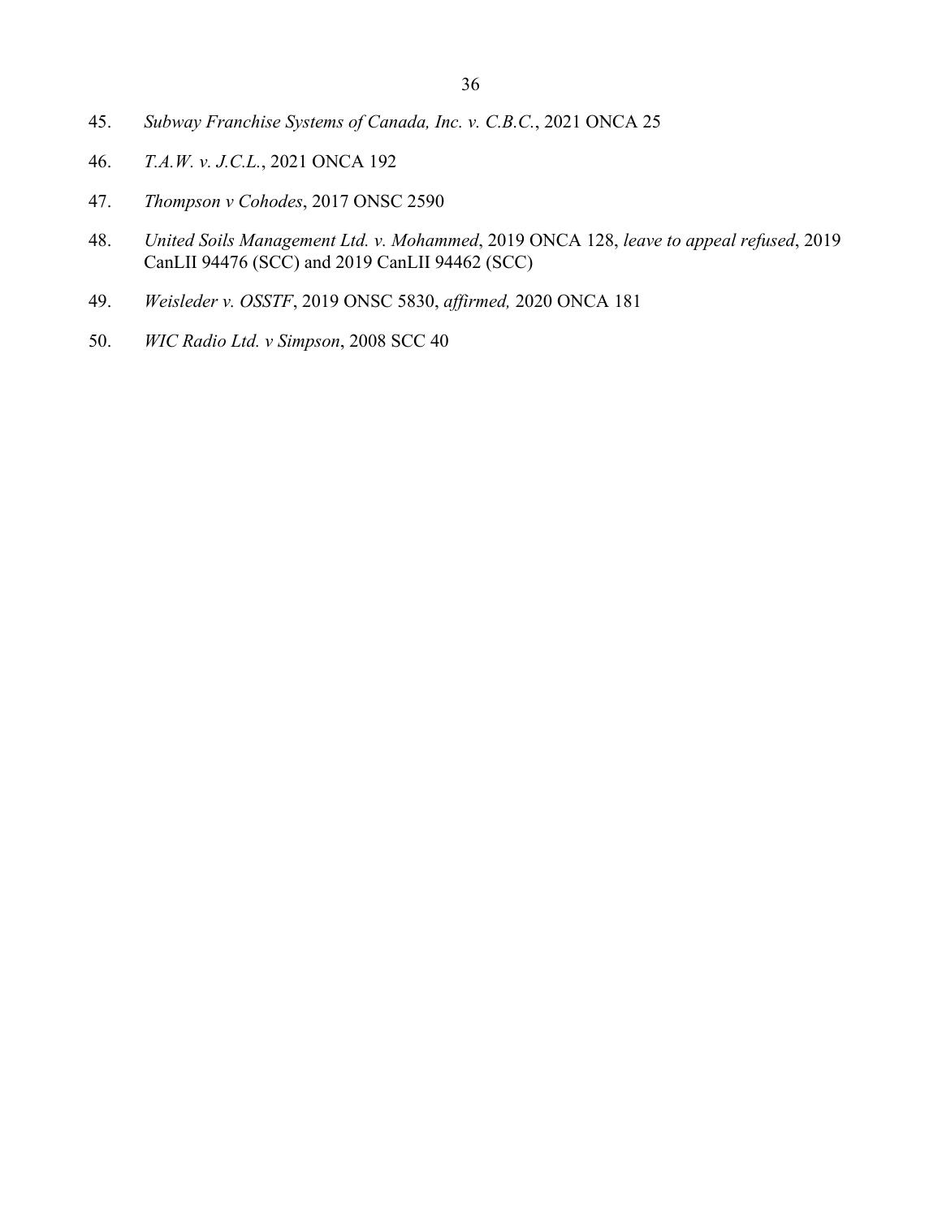45. *Subway Franchise Systems of Canada, Inc. v. C.B.C.*, 2021 ONCA 25

46. *T.A.W. v. J.C.L.*, 2021 ONCA 192

47. *Thompson v Cohodes*, 2017 ONSC 2590

48. *United Soils Management Ltd. v. Mohammed*, 2019 ONCA 128, *leave to appeal refused*, 2019 CanLII 94476 (SCC) and 2019 CanLII 94462 (SCC)

49. *Weisleder v. OSSTF*, 2019 ONSC 5830, *affirmed,* 2020 ONCA 181

50. *WIC Radio Ltd. v Simpson*, 2008 SCC 40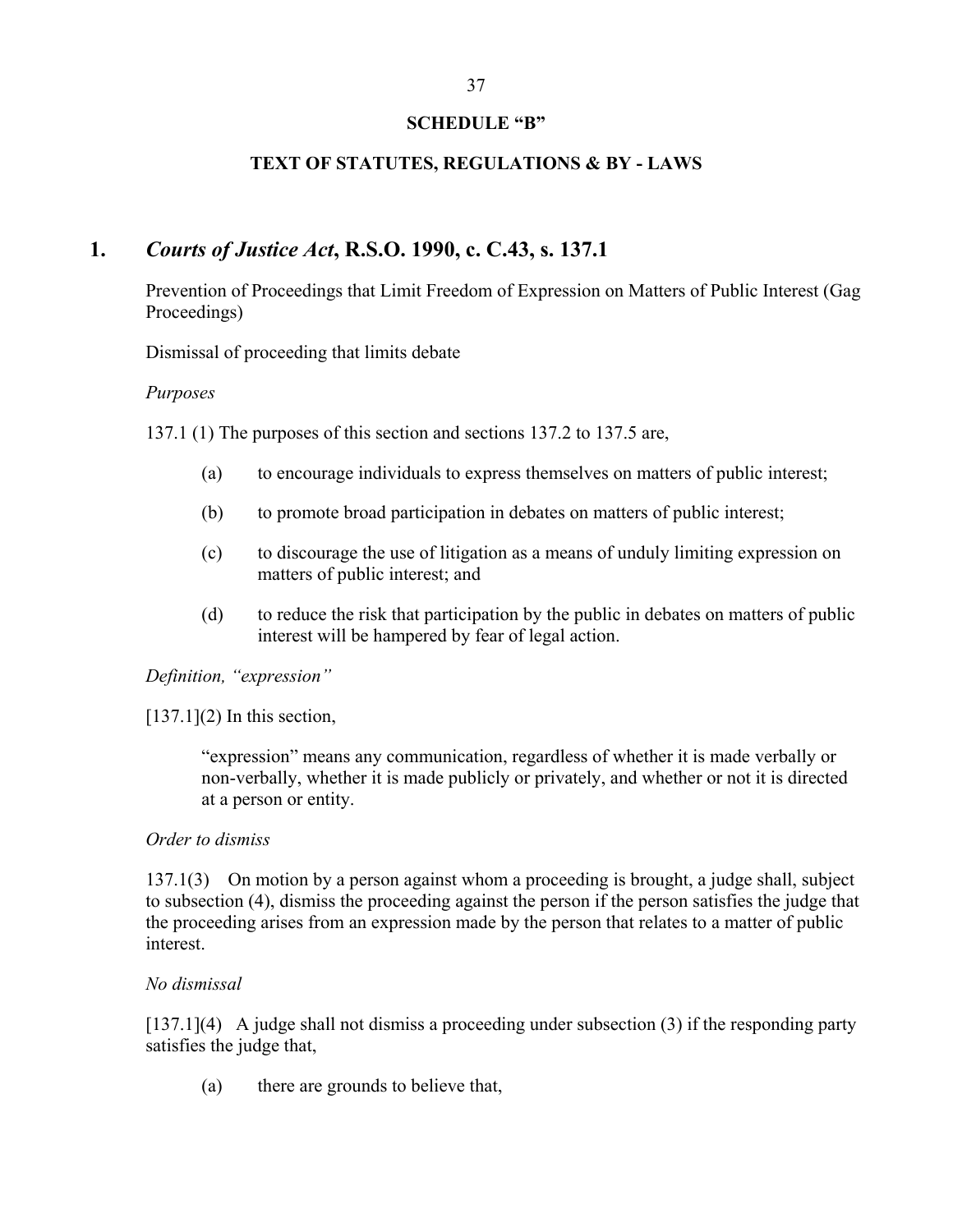**SCHEDULE "B"**

**TEXT OF STATUTES, REGULATIONS & BY - LAWS**

## 1. *Courts of Justice Act*, R.S.O. 1990, c. C.43, s. 137.1

Prevention of Proceedings that Limit Freedom of Expression on Matters of Public Interest (Gag Proceedings)

Dismissal of proceeding that limits debate

*Purposes*

137.1 (1) The purposes of this section and sections 137.2 to 137.5 are,

(a) to encourage individuals to express themselves on matters of public interest;

(b) to promote broad participation in debates on matters of public interest;

(c) to discourage the use of litigation as a means of unduly limiting expression on matters of public interest; and

(d) to reduce the risk that participation by the public in debates on matters of public interest will be hampered by fear of legal action.

*Definition, "expression"*

[137.1](2) In this section,

"expression" means any communication, regardless of whether it is made verbally or non-verbally, whether it is made publicly or privately, and whether or not it is directed at a person or entity.

*Order to dismiss*

137.1(3) On motion by a person against whom a proceeding is brought, a judge shall, subject to subsection (4), dismiss the proceeding against the person if the person satisfies the judge that the proceeding arises from an expression made by the person that relates to a matter of public interest.

*No dismissal*

[137.1](4) A judge shall not dismiss a proceeding under subsection (3) if the responding party satisfies the judge that,

(a) there are grounds to believe that,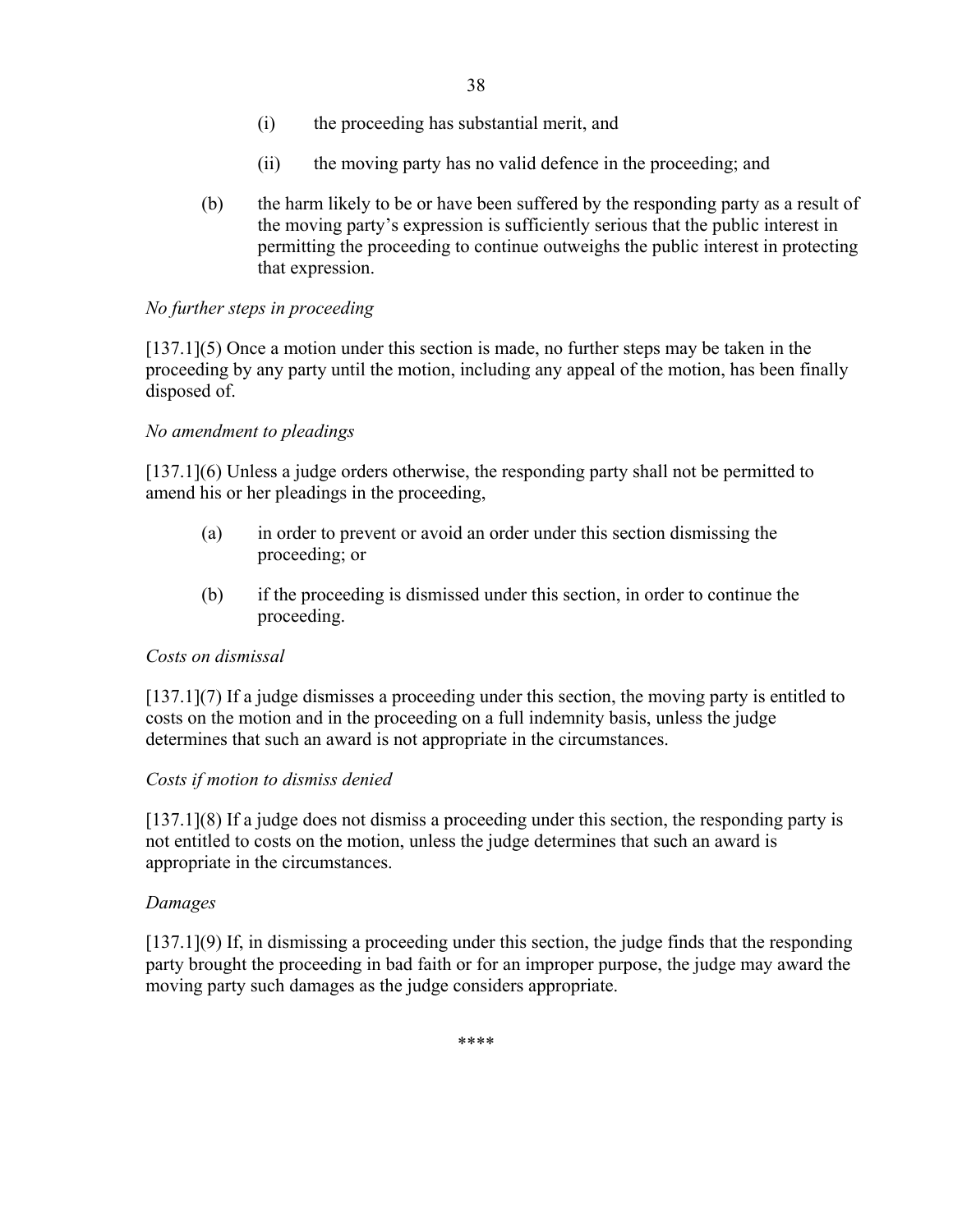(i) the proceeding has substantial merit, and

(ii) the moving party has no valid defence in the proceeding; and

(b) the harm likely to be or have been suffered by the responding party as a result of the moving party's expression is sufficiently serious that the public interest in permitting the proceeding to continue outweighs the public interest in protecting that expression.

*No further steps in proceeding*

[137.1](5) Once a motion under this section is made, no further steps may be taken in the proceeding by any party until the motion, including any appeal of the motion, has been finally disposed of.

*No amendment to pleadings*

[137.1](6) Unless a judge orders otherwise, the responding party shall not be permitted to amend his or her pleadings in the proceeding,

(a) in order to prevent or avoid an order under this section dismissing the proceeding; or

(b) if the proceeding is dismissed under this section, in order to continue the proceeding.

*Costs on dismissal*

[137.1](7) If a judge dismisses a proceeding under this section, the moving party is entitled to costs on the motion and in the proceeding on a full indemnity basis, unless the judge determines that such an award is not appropriate in the circumstances.

*Costs if motion to dismiss denied*

[137.1](8) If a judge does not dismiss a proceeding under this section, the responding party is not entitled to costs on the motion, unless the judge determines that such an award is appropriate in the circumstances.

*Damages*

[137.1](9) If, in dismissing a proceeding under this section, the judge finds that the responding party brought the proceeding in bad faith or for an improper purpose, the judge may award the moving party such damages as the judge considers appropriate.

****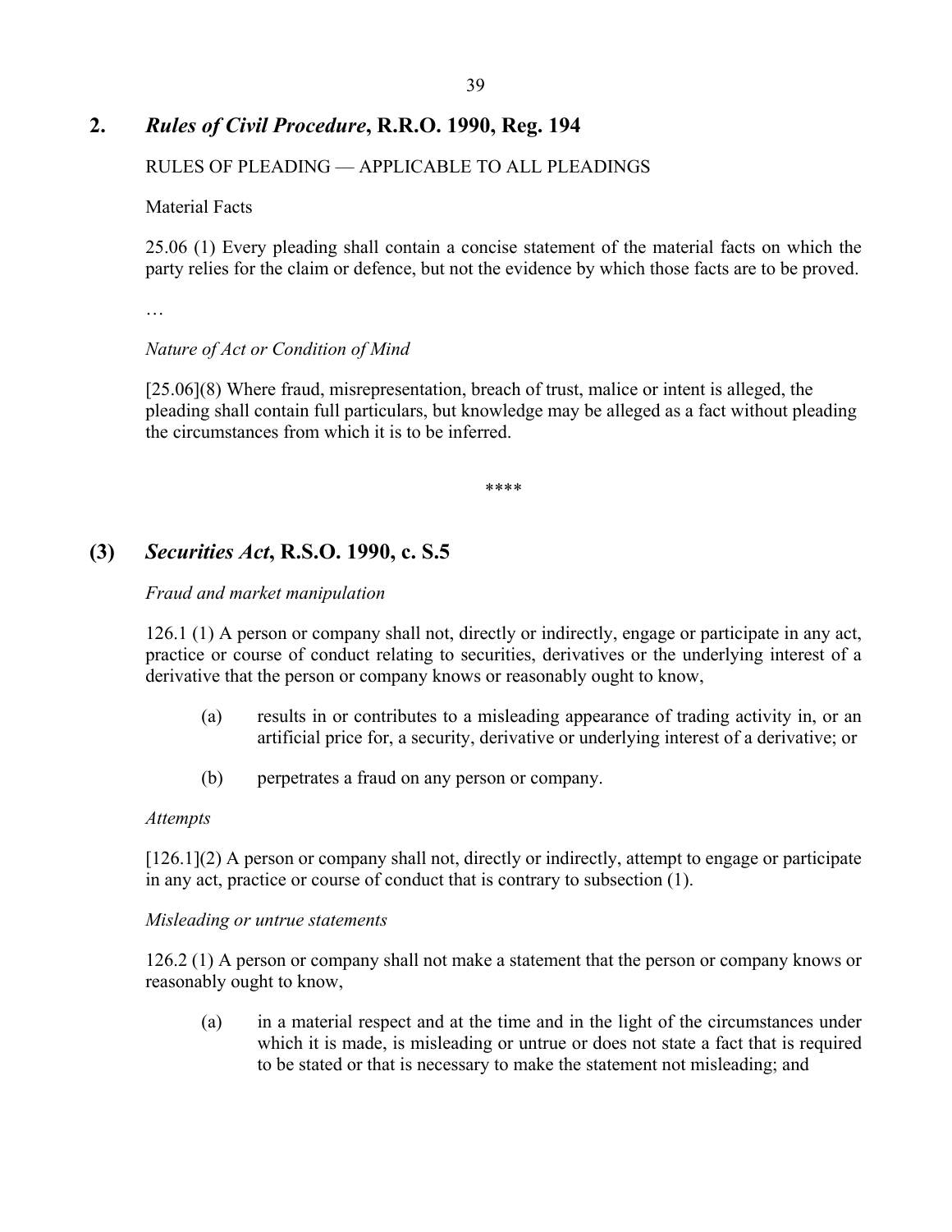## 2. *Rules of Civil Procedure*, R.R.O. 1990, Reg. 194

RULES OF PLEADING — APPLICABLE TO ALL PLEADINGS

Material Facts

25.06 (1) Every pleading shall contain a concise statement of the material facts on which the party relies for the claim or defence, but not the evidence by which those facts are to be proved.

…

*Nature of Act or Condition of Mind*

[25.06](8) Where fraud, misrepresentation, breach of trust, malice or intent is alleged, the pleading shall contain full particulars, but knowledge may be alleged as a fact without pleading the circumstances from which it is to be inferred.

****

## (3) *Securities Act*, R.S.O. 1990, c. S.5

*Fraud and market manipulation*

126.1 (1) A person or company shall not, directly or indirectly, engage or participate in any act, practice or course of conduct relating to securities, derivatives or the underlying interest of a derivative that the person or company knows or reasonably ought to know,

(a) results in or contributes to a misleading appearance of trading activity in, or an artificial price for, a security, derivative or underlying interest of a derivative; or

(b) perpetrates a fraud on any person or company.

*Attempts*

[126.1](2) A person or company shall not, directly or indirectly, attempt to engage or participate in any act, practice or course of conduct that is contrary to subsection (1).

*Misleading or untrue statements*

126.2 (1) A person or company shall not make a statement that the person or company knows or reasonably ought to know,

(a) in a material respect and at the time and in the light of the circumstances under which it is made, is misleading or untrue or does not state a fact that is required to be stated or that is necessary to make the statement not misleading; and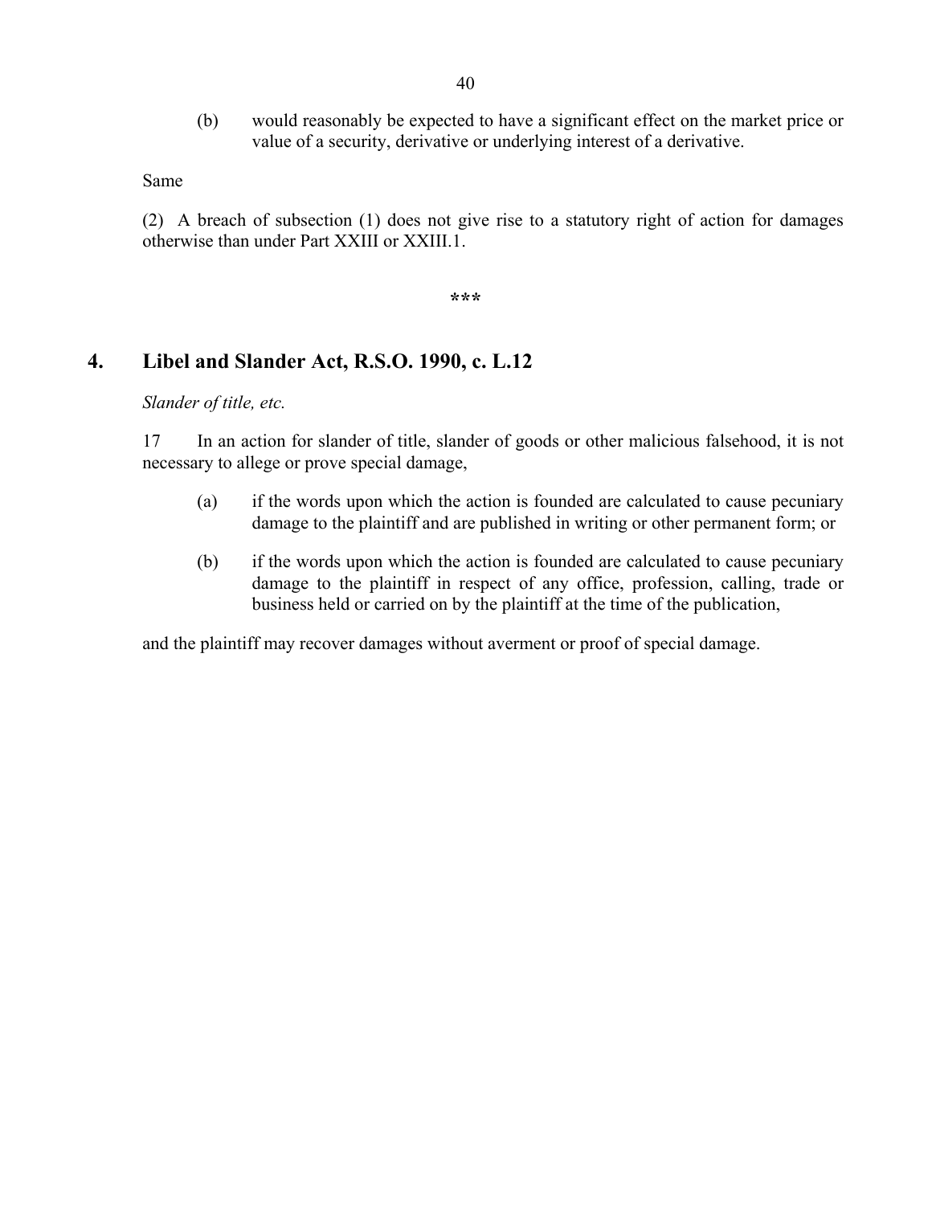(b) would reasonably be expected to have a significant effect on the market price or value of a security, derivative or underlying interest of a derivative.

Same

(2) A breach of subsection (1) does not give rise to a statutory right of action for damages otherwise than under Part XXIII or XXIII.1.

***

## 4. Libel and Slander Act, R.S.O. 1990, c. L.12

*Slander of title, etc.*

17 In an action for slander of title, slander of goods or other malicious falsehood, it is not necessary to allege or prove special damage,

(a) if the words upon which the action is founded are calculated to cause pecuniary damage to the plaintiff and are published in writing or other permanent form; or

(b) if the words upon which the action is founded are calculated to cause pecuniary damage to the plaintiff in respect of any office, profession, calling, trade or business held or carried on by the plaintiff at the time of the publication,

and the plaintiff may recover damages without averment or proof of special damage.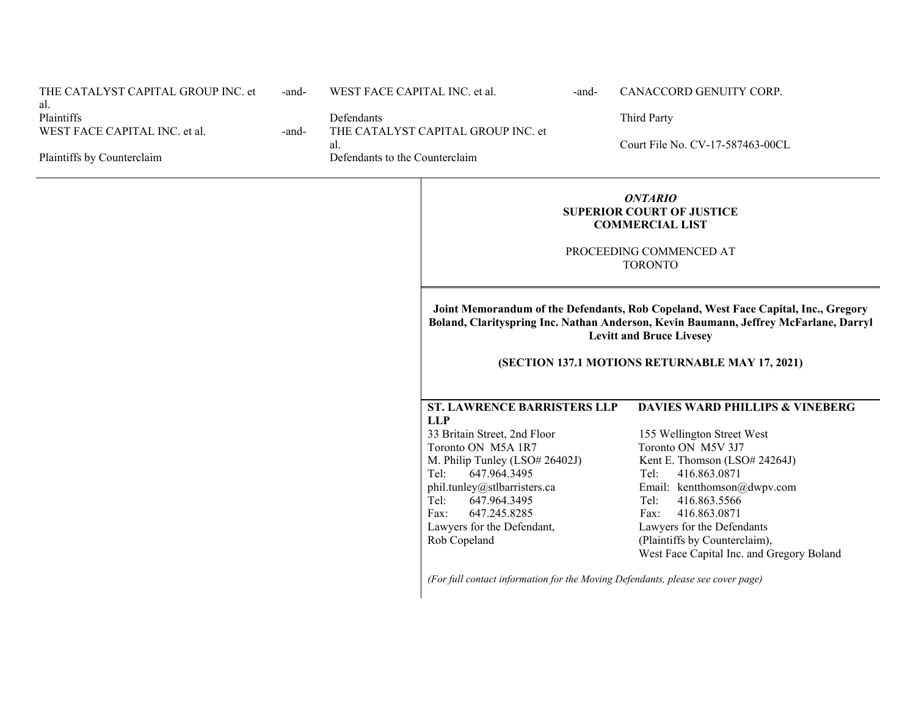| | | | | |
|---|---|---|---|---|
| THE CATALYST CAPITAL GROUP INC. et al. | -and- | WEST FACE CAPITAL INC. et al. | -and- | CANACCORD GENUITY CORP. |
| Plaintiffs | | Defendants | | Third Party |
| WEST FACE CAPITAL INC. et al. | -and- | THE CATALYST CAPITAL GROUP INC. et al. | | Court File No. CV-17-587463-00CL |
| Plaintiffs by Counterclaim | | Defendants to the Counterclaim | | |

***ONTARIO***
**SUPERIOR COURT OF JUSTICE**
**COMMERCIAL LIST**

PROCEEDING COMMENCED AT
TORONTO

**Joint Memorandum of the Defendants, Rob Copeland, West Face Capital, Inc., Gregory Boland, Clarityspring Inc. Nathan Anderson, Kevin Baumann, Jeffrey McFarlane, Darryl Levitt and Bruce Livesey**

**(SECTION 137.1 MOTIONS RETURNABLE MAY 17, 2021)**

**ST. LAWRENCE BARRISTERS LLP**
33 Britain Street, 2nd Floor
Toronto ON M5A 1R7
M. Philip Tunley (LSO# 26402J)
Tel: 647.964.3495
phil.tunley@stlbarristers.ca
Tel: 647.964.3495
Fax: 647.245.8285
Lawyers for the Defendant,
Rob Copeland

**DAVIES WARD PHILLIPS & VINEBERG LLP**
155 Wellington Street West
Toronto ON M5V 3J7
Kent E. Thomson (LSO# 24264J)
Tel: 416.863.0871
Email: kentthomson@dwpv.com
Tel: 416.863.5566
Fax: 416.863.0871
Lawyers for the Defendants
(Plaintiffs by Counterclaim),
West Face Capital Inc. and Gregory Boland

*(For full contact information for the Moving Defendants, please see cover page)*